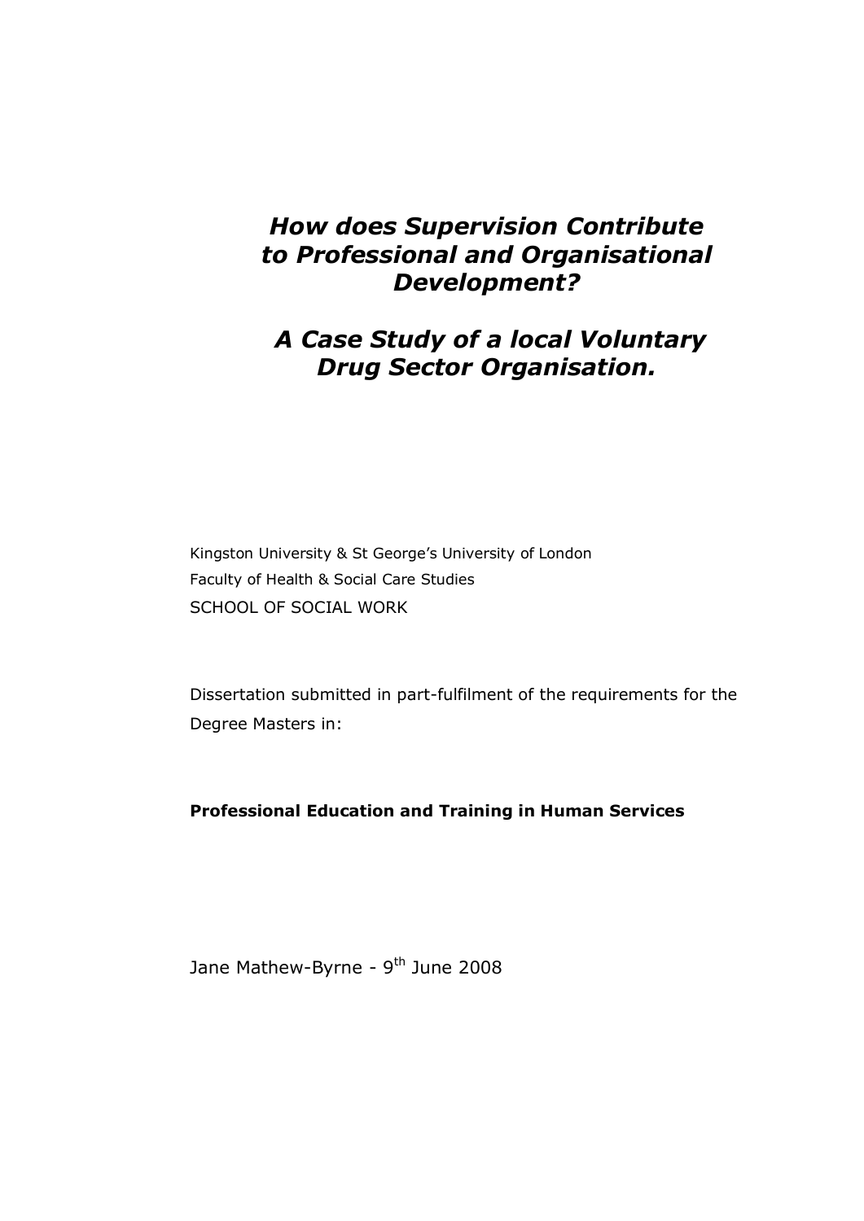# *How does Supervision Contribute to Professional and Organisational Development?*

## *A Case Study of a local Voluntary Drug Sector Organisation.*

Kingston University & St George's University of London

Faculty of Health & Social Care Studies

SCHOOL OF SOCIAL WORK

Dissertation submitted in part-fulfilment of the requirements for the Degree Masters in:

**Professional Education and Training in Human Services**

Jane Mathew-Byrne - 9th June 2008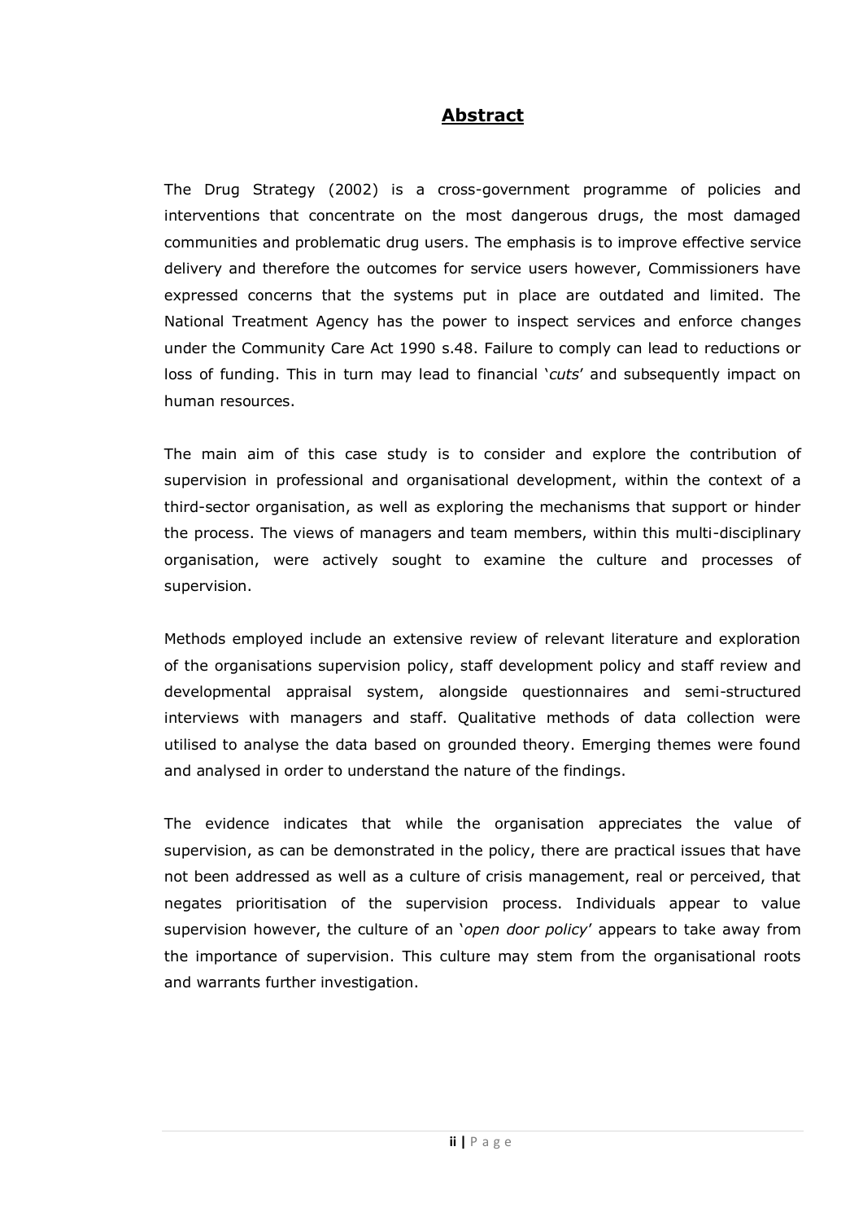# Abstract

The Drug Strategy (2002) is a cross-government programme of policies and interventions that concentrate on the most dangerous drugs, the most damaged communities and problematic drug users. The emphasis is to improve effective service delivery and therefore the outcomes for service users however, Commissioners have expressed concerns that the systems put in place are outdated and limited. The National Treatment Agency has the power to inspect services and enforce changes under the Community Care Act 1990 s.48. Failure to comply can lead to reductions or loss of funding. This in turn may lead to financial '*cuts*' and subsequently impact on human resources.

The main aim of this case study is to consider and explore the contribution of supervision in professional and organisational development, within the context of a third-sector organisation, as well as exploring the mechanisms that support or hinder the process. The views of managers and team members, within this multi-disciplinary organisation, were actively sought to examine the culture and processes of supervision.

Methods employed include an extensive review of relevant literature and exploration of the organisations supervision policy, staff development policy and staff review and developmental appraisal system, alongside questionnaires and semi-structured interviews with managers and staff. Qualitative methods of data collection were utilised to analyse the data based on grounded theory. Emerging themes were found and analysed in order to understand the nature of the findings.

The evidence indicates that while the organisation appreciates the value of supervision, as can be demonstrated in the policy, there are practical issues that have not been addressed as well as a culture of crisis management, real or perceived, that negates prioritisation of the supervision process. Individuals appear to value supervision however, the culture of an '*open door policy*' appears to take away from the importance of supervision. This culture may stem from the organisational roots and warrants further investigation.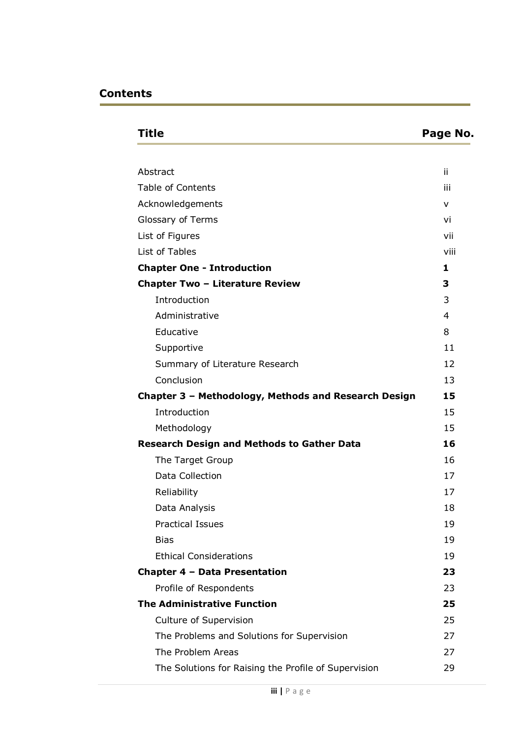## Contents

| Title | Page No. |
|---|---|
| Abstract | ii |
| Table of Contents | iii |
| Acknowledgements | v |
| Glossary of Terms | vi |
| List of Figures | vii |
| List of Tables | viii |
| **Chapter One - Introduction** | **1** |
| **Chapter Two – Literature Review** | **3** |
| Introduction | 3 |
| Administrative | 4 |
| Educative | 8 |
| Supportive | 11 |
| Summary of Literature Research | 12 |
| Conclusion | 13 |
| **Chapter 3 – Methodology, Methods and Research Design** | **15** |
| Introduction | 15 |
| Methodology | 15 |
| **Research Design and Methods to Gather Data** | **16** |
| The Target Group | 16 |
| Data Collection | 17 |
| Reliability | 17 |
| Data Analysis | 18 |
| Practical Issues | 19 |
| Bias | 19 |
| Ethical Considerations | 19 |
| **Chapter 4 – Data Presentation** | **23** |
| Profile of Respondents | 23 |
| **The Administrative Function** | **25** |
| Culture of Supervision | 25 |
| The Problems and Solutions for Supervision | 27 |
| The Problem Areas | 27 |
| The Solutions for Raising the Profile of Supervision | 29 |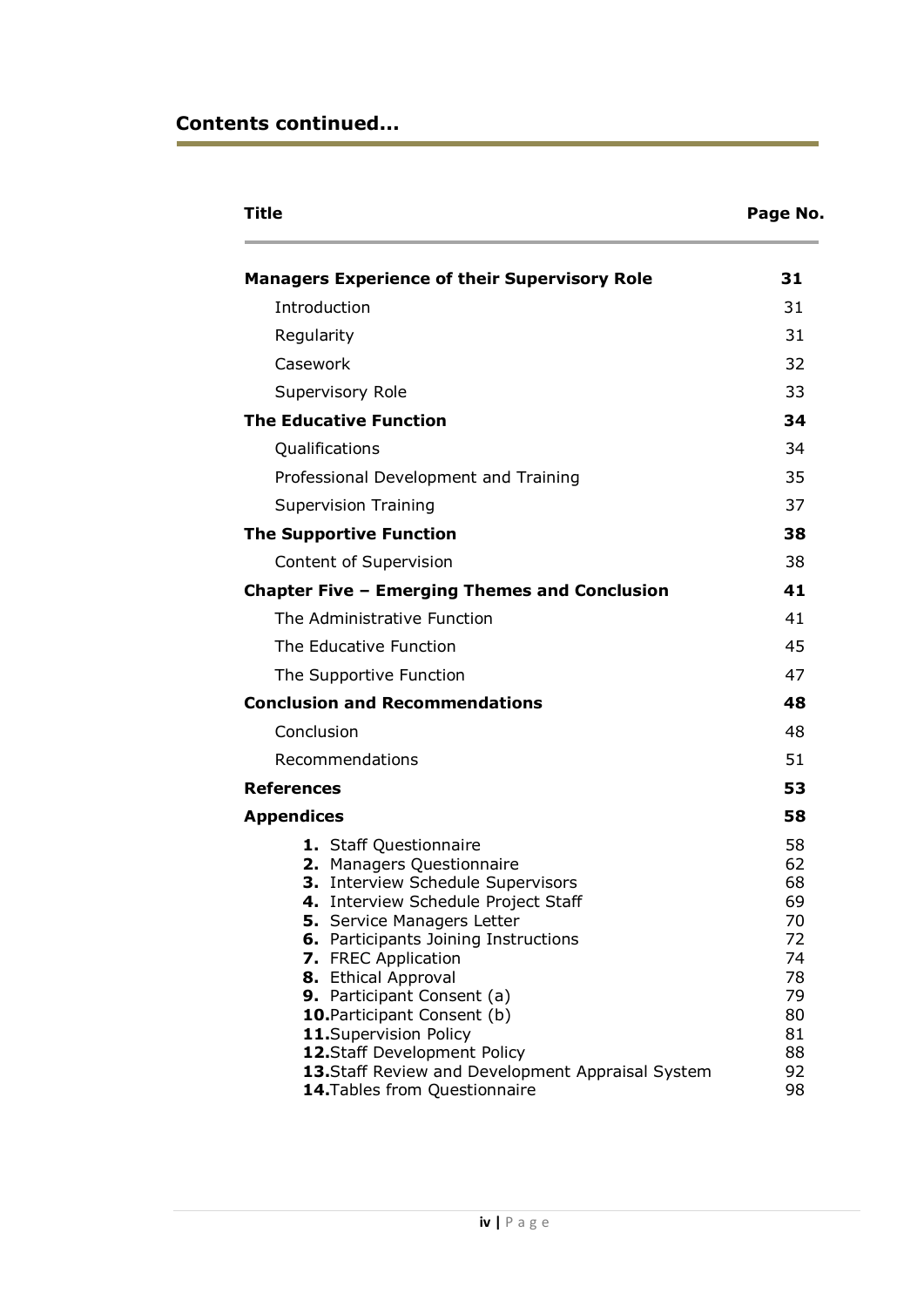## Contents continued…

| Title | Page No. |
|---|---|
| **Managers Experience of their Supervisory Role** | **31** |
| Introduction | 31 |
| Regularity | 31 |
| Casework | 32 |
| Supervisory Role | 33 |
| **The Educative Function** | **34** |
| Qualifications | 34 |
| Professional Development and Training | 35 |
| Supervision Training | 37 |
| **The Supportive Function** | **38** |
| Content of Supervision | 38 |
| **Chapter Five – Emerging Themes and Conclusion** | **41** |
| The Administrative Function | 41 |
| The Educative Function | 45 |
| The Supportive Function | 47 |
| **Conclusion and Recommendations** | **48** |
| Conclusion | 48 |
| Recommendations | 51 |
| **References** | **53** |
| **Appendices** | **58** |
| **1.** Staff Questionnaire | 58 |
| **2.** Managers Questionnaire | 62 |
| **3.** Interview Schedule Supervisors | 68 |
| **4.** Interview Schedule Project Staff | 69 |
| **5.** Service Managers Letter | 70 |
| **6.** Participants Joining Instructions | 72 |
| **7.** FREC Application | 74 |
| **8.** Ethical Approval | 78 |
| **9.** Participant Consent (a) | 79 |
| **10.** Participant Consent (b) | 80 |
| **11.** Supervision Policy | 81 |
| **12.** Staff Development Policy | 88 |
| **13.** Staff Review and Development Appraisal System | 92 |
| **14.** Tables from Questionnaire | 98 |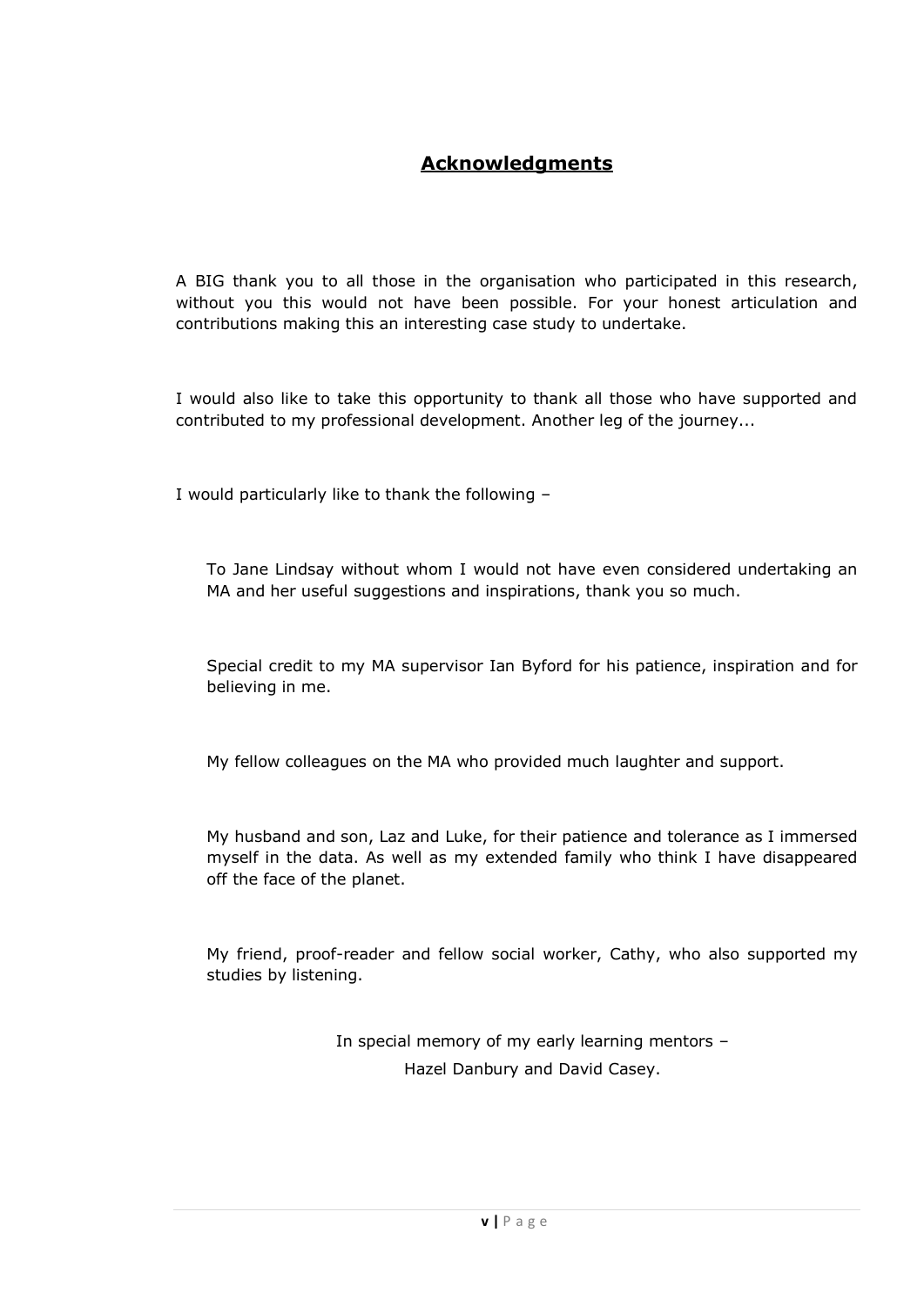# Acknowledgments

A BIG thank you to all those in the organisation who participated in this research, without you this would not have been possible. For your honest articulation and contributions making this an interesting case study to undertake.

I would also like to take this opportunity to thank all those who have supported and contributed to my professional development. Another leg of the journey...

I would particularly like to thank the following –

> To Jane Lindsay without whom I would not have even considered undertaking an MA and her useful suggestions and inspirations, thank you so much.
>
> Special credit to my MA supervisor Ian Byford for his patience, inspiration and for believing in me.
>
> My fellow colleagues on the MA who provided much laughter and support.
>
> My husband and son, Laz and Luke, for their patience and tolerance as I immersed myself in the data. As well as my extended family who think I have disappeared off the face of the planet.
>
> My friend, proof-reader and fellow social worker, Cathy, who also supported my studies by listening.

In special memory of my early learning mentors –
Hazel Danbury and David Casey.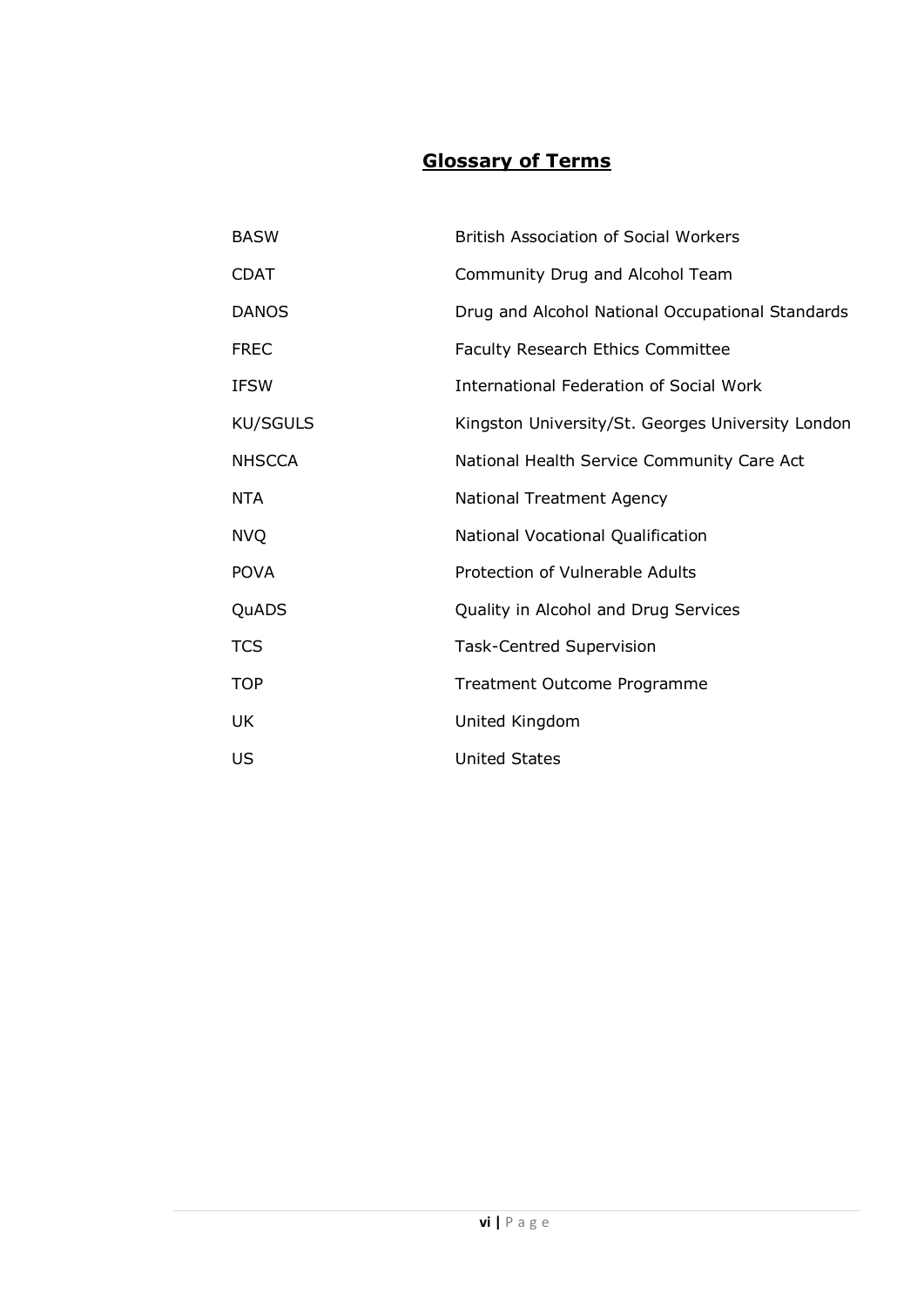## **Glossary of Terms**

| | |
|---|---|
| BASW | British Association of Social Workers |
| CDAT | Community Drug and Alcohol Team |
| DANOS | Drug and Alcohol National Occupational Standards |
| FREC | Faculty Research Ethics Committee |
| IFSW | International Federation of Social Work |
| KU/SGULS | Kingston University/St. Georges University London |
| NHSCCA | National Health Service Community Care Act |
| NTA | National Treatment Agency |
| NVQ | National Vocational Qualification |
| POVA | Protection of Vulnerable Adults |
| QuADS | Quality in Alcohol and Drug Services |
| TCS | Task-Centred Supervision |
| TOP | Treatment Outcome Programme |
| UK | United Kingdom |
| US | United States |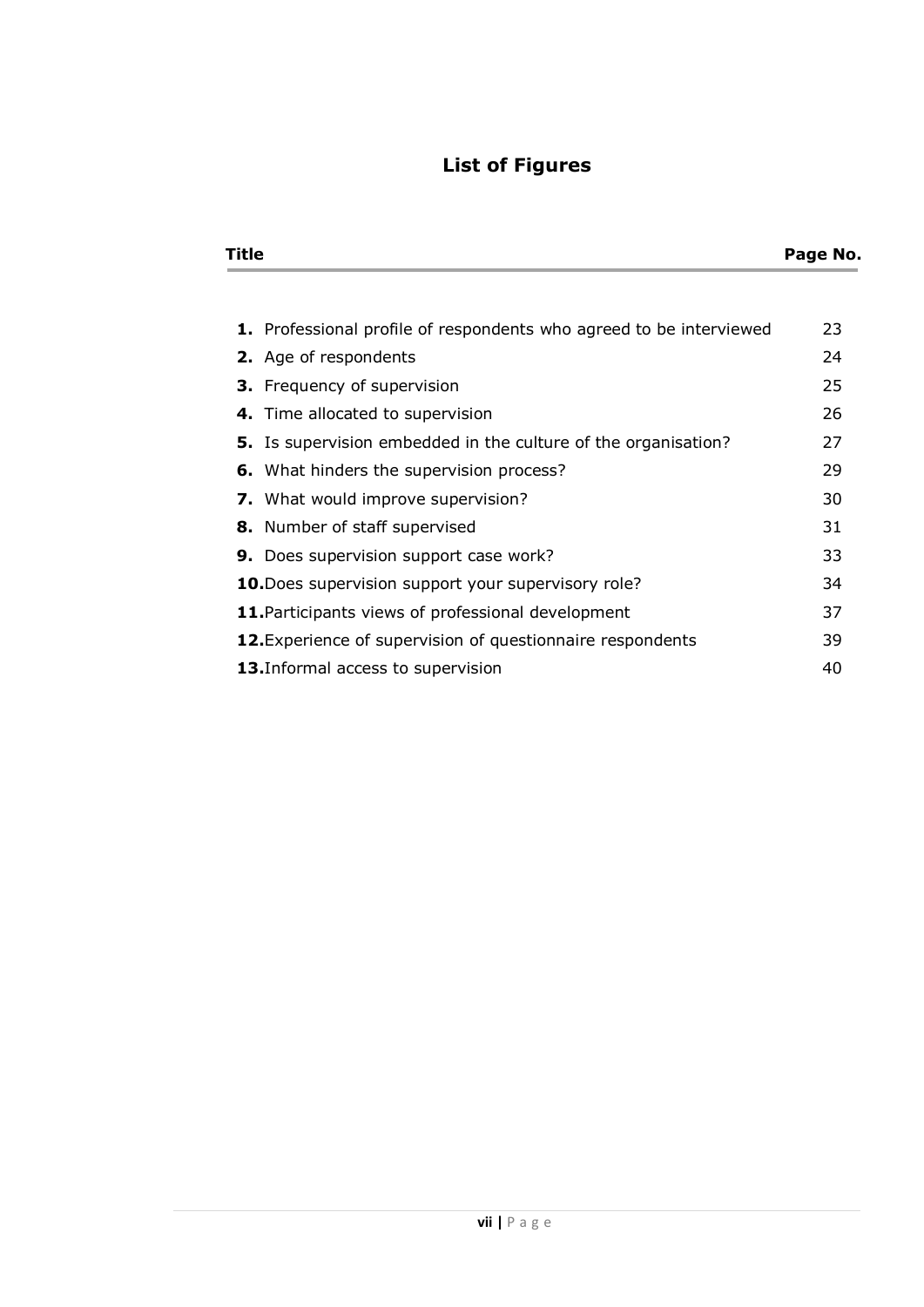# List of Figures

| Title | Page No. |
|---|---|
| **1.** Professional profile of respondents who agreed to be interviewed | 23 |
| **2.** Age of respondents | 24 |
| **3.** Frequency of supervision | 25 |
| **4.** Time allocated to supervision | 26 |
| **5.** Is supervision embedded in the culture of the organisation? | 27 |
| **6.** What hinders the supervision process? | 29 |
| **7.** What would improve supervision? | 30 |
| **8.** Number of staff supervised | 31 |
| **9.** Does supervision support case work? | 33 |
| **10.** Does supervision support your supervisory role? | 34 |
| **11.** Participants views of professional development | 37 |
| **12.** Experience of supervision of questionnaire respondents | 39 |
| **13.** Informal access to supervision | 40 |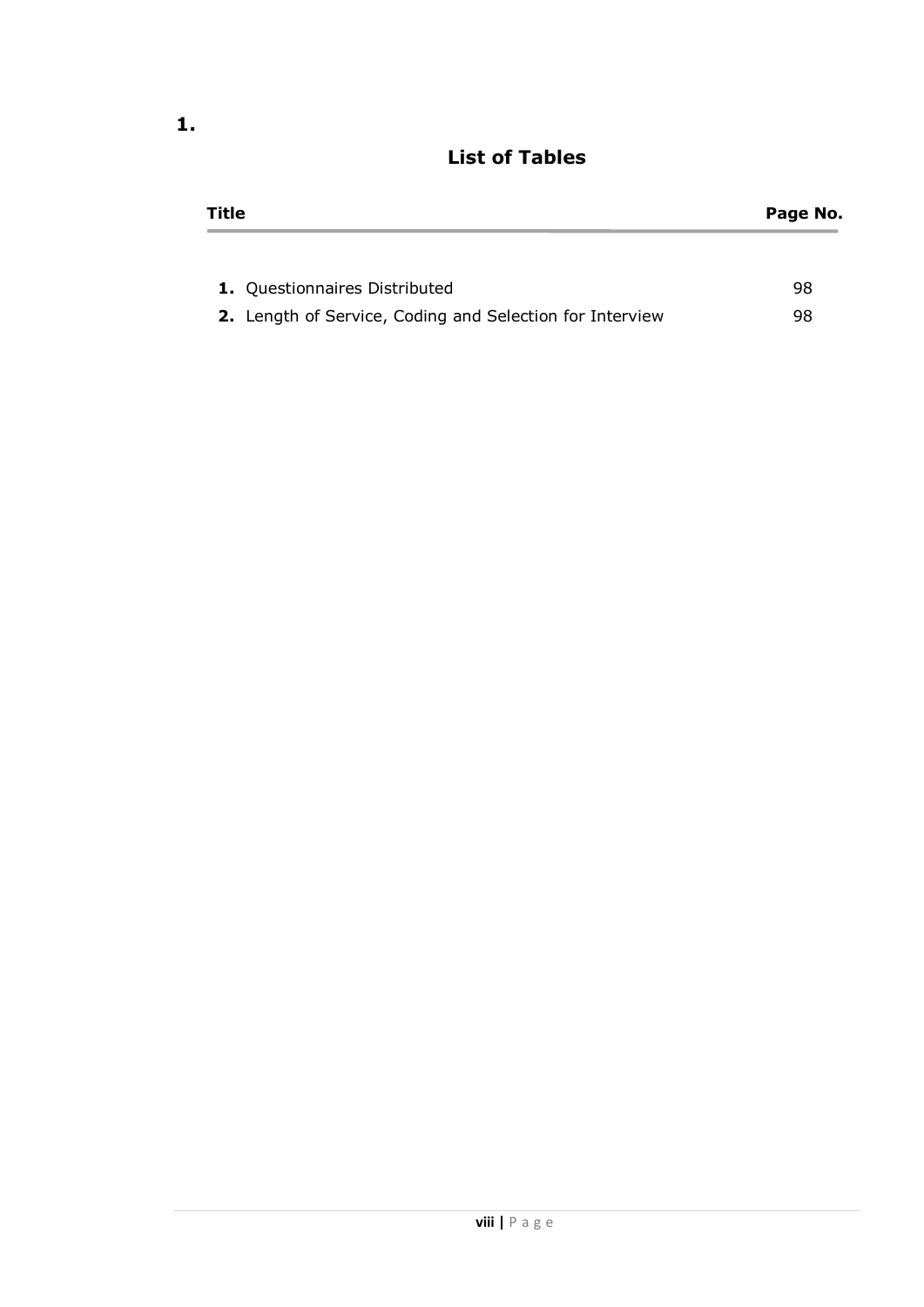1.

## List of Tables

| Title | Page No. |
| --- | --- |
| **1.** Questionnaires Distributed | 98 |
| **2.** Length of Service, Coding and Selection for Interview | 98 |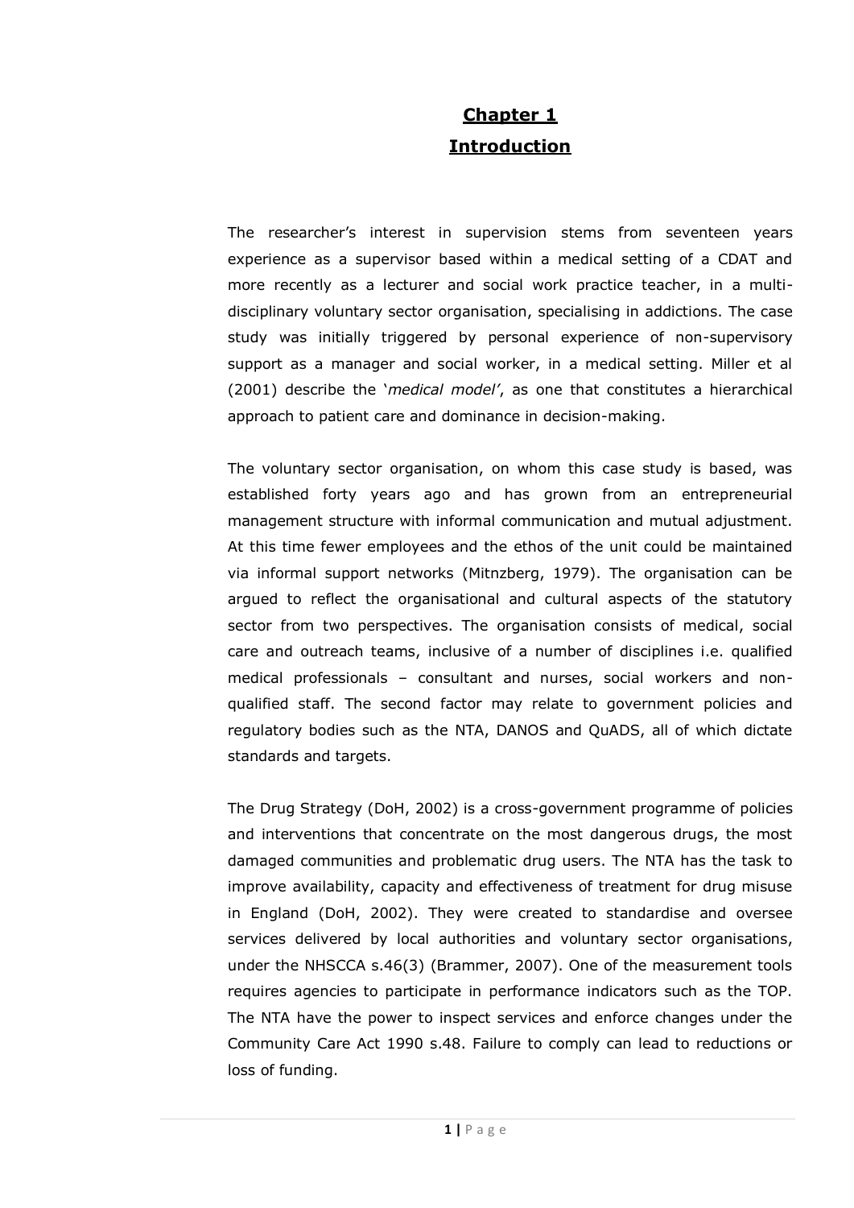# Chapter 1

## Introduction

The researcher's interest in supervision stems from seventeen years experience as a supervisor based within a medical setting of a CDAT and more recently as a lecturer and social work practice teacher, in a multi-disciplinary voluntary sector organisation, specialising in addictions. The case study was initially triggered by personal experience of non-supervisory support as a manager and social worker, in a medical setting. Miller et al (2001) describe the '*medical model*', as one that constitutes a hierarchical approach to patient care and dominance in decision-making.

The voluntary sector organisation, on whom this case study is based, was established forty years ago and has grown from an entrepreneurial management structure with informal communication and mutual adjustment. At this time fewer employees and the ethos of the unit could be maintained via informal support networks (Mitnzberg, 1979). The organisation can be argued to reflect the organisational and cultural aspects of the statutory sector from two perspectives. The organisation consists of medical, social care and outreach teams, inclusive of a number of disciplines i.e. qualified medical professionals – consultant and nurses, social workers and non-qualified staff. The second factor may relate to government policies and regulatory bodies such as the NTA, DANOS and QuADS, all of which dictate standards and targets.

The Drug Strategy (DoH, 2002) is a cross-government programme of policies and interventions that concentrate on the most dangerous drugs, the most damaged communities and problematic drug users. The NTA has the task to improve availability, capacity and effectiveness of treatment for drug misuse in England (DoH, 2002). They were created to standardise and oversee services delivered by local authorities and voluntary sector organisations, under the NHSCCA s.46(3) (Brammer, 2007). One of the measurement tools requires agencies to participate in performance indicators such as the TOP. The NTA have the power to inspect services and enforce changes under the Community Care Act 1990 s.48. Failure to comply can lead to reductions or loss of funding.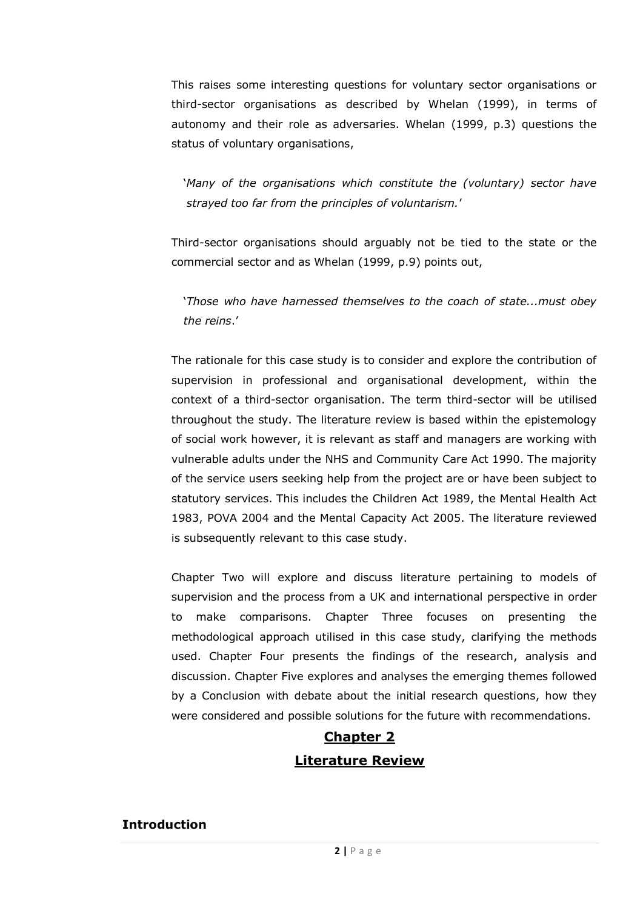This raises some interesting questions for voluntary sector organisations or third-sector organisations as described by Whelan (1999), in terms of autonomy and their role as adversaries. Whelan (1999, p.3) questions the status of voluntary organisations,

> '*Many of the organisations which constitute the (voluntary) sector have strayed too far from the principles of voluntarism.*'

Third-sector organisations should arguably not be tied to the state or the commercial sector and as Whelan (1999, p.9) points out,

> '*Those who have harnessed themselves to the coach of state...must obey the reins*.'

The rationale for this case study is to consider and explore the contribution of supervision in professional and organisational development, within the context of a third-sector organisation. The term third-sector will be utilised throughout the study. The literature review is based within the epistemology of social work however, it is relevant as staff and managers are working with vulnerable adults under the NHS and Community Care Act 1990. The majority of the service users seeking help from the project are or have been subject to statutory services. This includes the Children Act 1989, the Mental Health Act 1983, POVA 2004 and the Mental Capacity Act 2005. The literature reviewed is subsequently relevant to this case study.

Chapter Two will explore and discuss literature pertaining to models of supervision and the process from a UK and international perspective in order to make comparisons. Chapter Three focuses on presenting the methodological approach utilised in this case study, clarifying the methods used. Chapter Four presents the findings of the research, analysis and discussion. Chapter Five explores and analyses the emerging themes followed by a Conclusion with debate about the initial research questions, how they were considered and possible solutions for the future with recommendations.

# Chapter 2

# Literature Review

### Introduction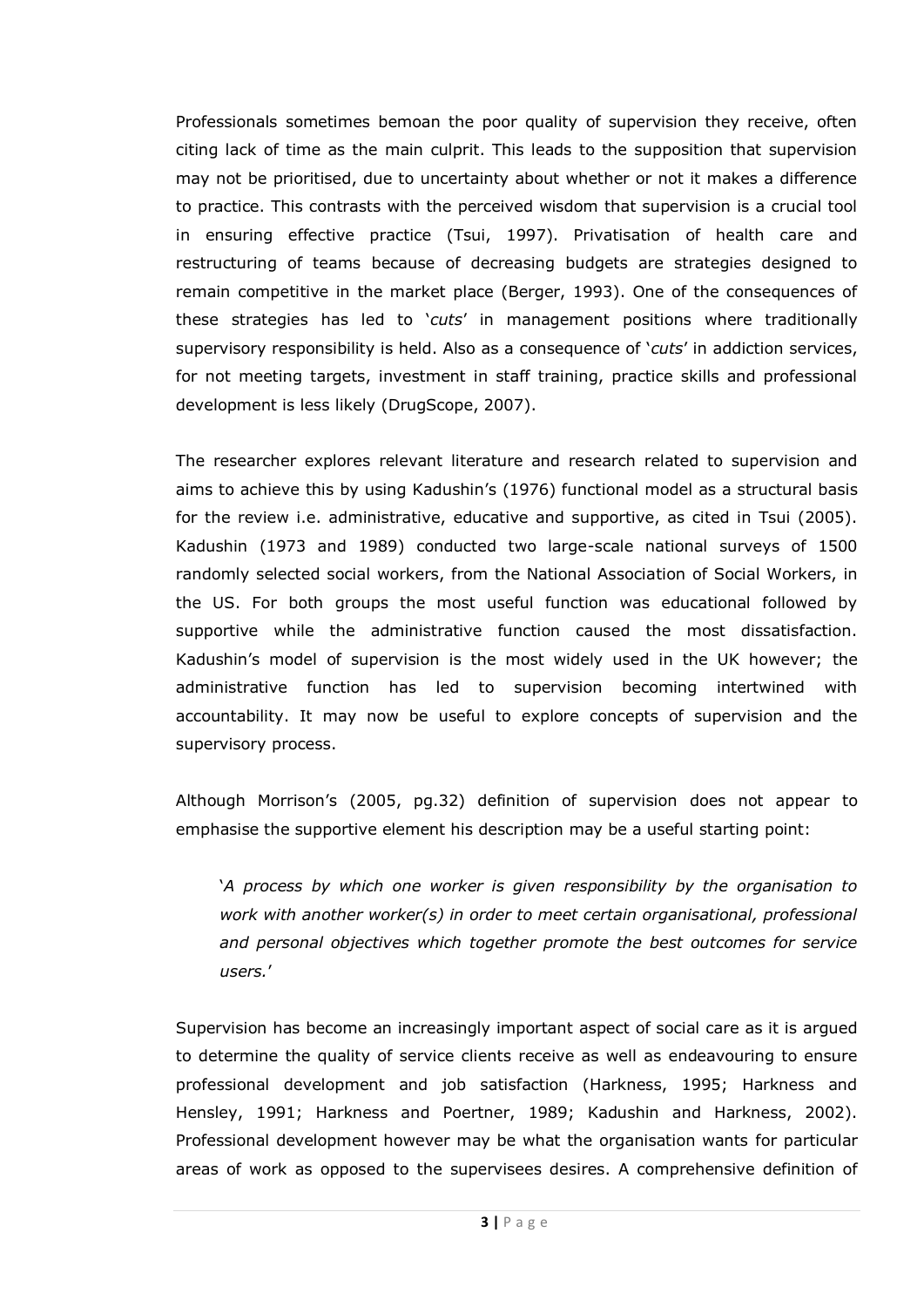Professionals sometimes bemoan the poor quality of supervision they receive, often citing lack of time as the main culprit. This leads to the supposition that supervision may not be prioritised, due to uncertainty about whether or not it makes a difference to practice. This contrasts with the perceived wisdom that supervision is a crucial tool in ensuring effective practice (Tsui, 1997). Privatisation of health care and restructuring of teams because of decreasing budgets are strategies designed to remain competitive in the market place (Berger, 1993). One of the consequences of these strategies has led to '*cuts*' in management positions where traditionally supervisory responsibility is held. Also as a consequence of '*cuts*' in addiction services, for not meeting targets, investment in staff training, practice skills and professional development is less likely (DrugScope, 2007).

The researcher explores relevant literature and research related to supervision and aims to achieve this by using Kadushin's (1976) functional model as a structural basis for the review i.e. administrative, educative and supportive, as cited in Tsui (2005). Kadushin (1973 and 1989) conducted two large-scale national surveys of 1500 randomly selected social workers, from the National Association of Social Workers, in the US. For both groups the most useful function was educational followed by supportive while the administrative function caused the most dissatisfaction. Kadushin's model of supervision is the most widely used in the UK however; the administrative function has led to supervision becoming intertwined with accountability. It may now be useful to explore concepts of supervision and the supervisory process.

Although Morrison's (2005, pg.32) definition of supervision does not appear to emphasise the supportive element his description may be a useful starting point:

> '*A process by which one worker is given responsibility by the organisation to work with another worker(s) in order to meet certain organisational, professional and personal objectives which together promote the best outcomes for service users.*'

Supervision has become an increasingly important aspect of social care as it is argued to determine the quality of service clients receive as well as endeavouring to ensure professional development and job satisfaction (Harkness, 1995; Harkness and Hensley, 1991; Harkness and Poertner, 1989; Kadushin and Harkness, 2002). Professional development however may be what the organisation wants for particular areas of work as opposed to the supervisees desires. A comprehensive definition of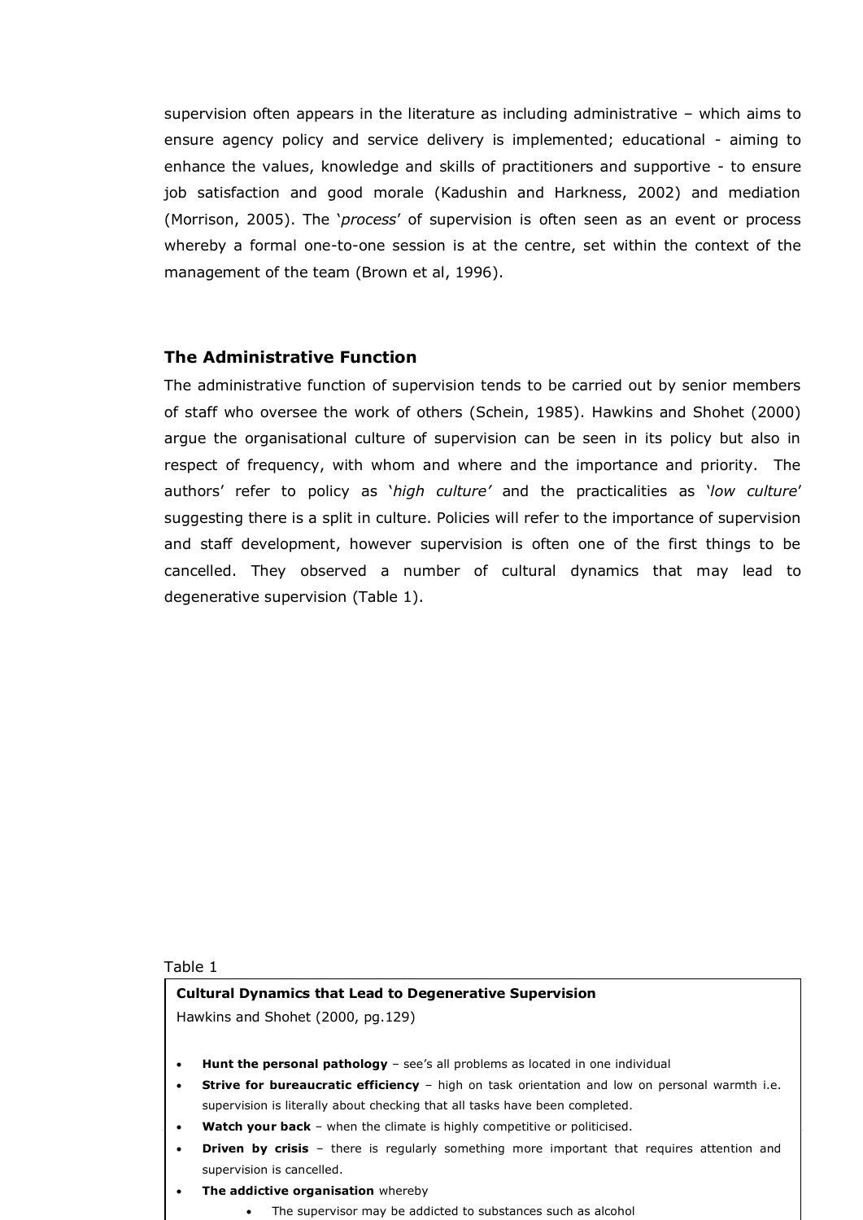supervision often appears in the literature as including administrative – which aims to ensure agency policy and service delivery is implemented; educational - aiming to enhance the values, knowledge and skills of practitioners and supportive - to ensure job satisfaction and good morale (Kadushin and Harkness, 2002) and mediation (Morrison, 2005). The '*process*' of supervision is often seen as an event or process whereby a formal one-to-one session is at the centre, set within the context of the management of the team (Brown et al, 1996).

### The Administrative Function

The administrative function of supervision tends to be carried out by senior members of staff who oversee the work of others (Schein, 1985). Hawkins and Shohet (2000) argue the organisational culture of supervision can be seen in its policy but also in respect of frequency, with whom and where and the importance and priority. The authors' refer to policy as '*high culture'* and the practicalities as '*low culture*' suggesting there is a split in culture. Policies will refer to the importance of supervision and staff development, however supervision is often one of the first things to be cancelled. They observed a number of cultural dynamics that may lead to degenerative supervision (Table 1).

Table 1

**Cultural Dynamics that Lead to Degenerative Supervision**
Hawkins and Shohet (2000, pg.129)

- **Hunt the personal pathology** – see's all problems as located in one individual
- **Strive for bureaucratic efficiency** – high on task orientation and low on personal warmth i.e. supervision is literally about checking that all tasks have been completed.
- **Watch your back** – when the climate is highly competitive or politicised.
- **Driven by crisis** – there is regularly something more important that requires attention and supervision is cancelled.
- **The addictive organisation** whereby
    - The supervisor may be addicted to substances such as alcohol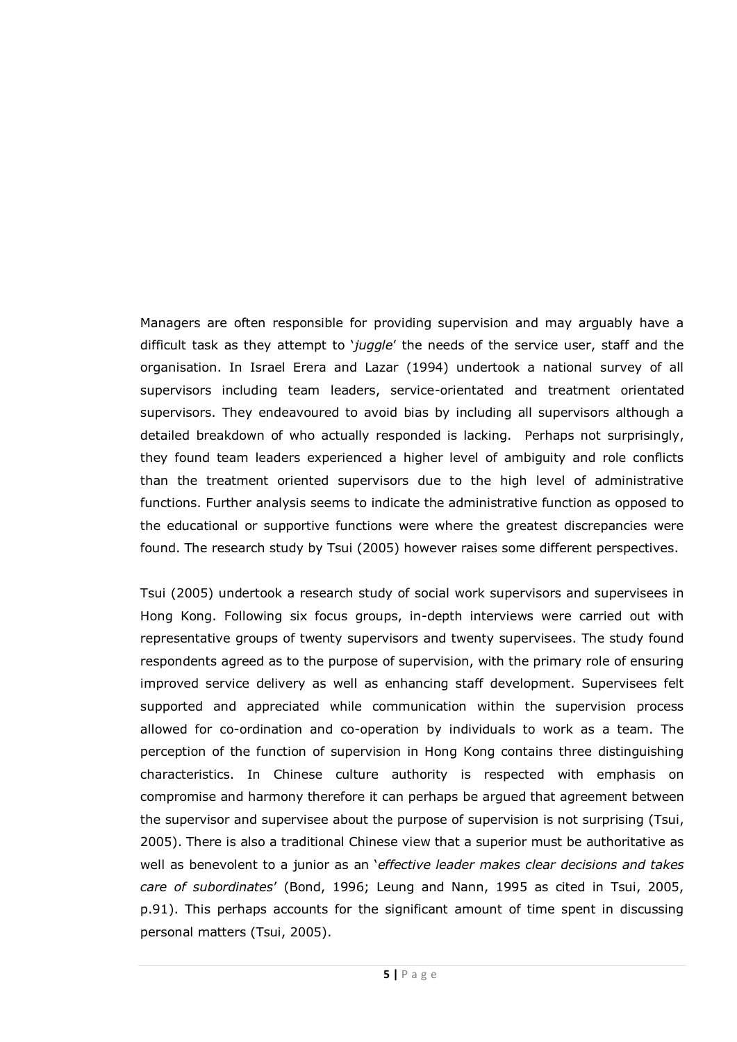Managers are often responsible for providing supervision and may arguably have a difficult task as they attempt to '*juggle*' the needs of the service user, staff and the organisation. In Israel Erera and Lazar (1994) undertook a national survey of all supervisors including team leaders, service-orientated and treatment orientated supervisors. They endeavoured to avoid bias by including all supervisors although a detailed breakdown of who actually responded is lacking. Perhaps not surprisingly, they found team leaders experienced a higher level of ambiguity and role conflicts than the treatment oriented supervisors due to the high level of administrative functions. Further analysis seems to indicate the administrative function as opposed to the educational or supportive functions were where the greatest discrepancies were found. The research study by Tsui (2005) however raises some different perspectives.

Tsui (2005) undertook a research study of social work supervisors and supervisees in Hong Kong. Following six focus groups, in-depth interviews were carried out with representative groups of twenty supervisors and twenty supervisees. The study found respondents agreed as to the purpose of supervision, with the primary role of ensuring improved service delivery as well as enhancing staff development. Supervisees felt supported and appreciated while communication within the supervision process allowed for co-ordination and co-operation by individuals to work as a team. The perception of the function of supervision in Hong Kong contains three distinguishing characteristics. In Chinese culture authority is respected with emphasis on compromise and harmony therefore it can perhaps be argued that agreement between the supervisor and supervisee about the purpose of supervision is not surprising (Tsui, 2005). There is also a traditional Chinese view that a superior must be authoritative as well as benevolent to a junior as an '*effective leader makes clear decisions and takes care of subordinates*' (Bond, 1996; Leung and Nann, 1995 as cited in Tsui, 2005, p.91). This perhaps accounts for the significant amount of time spent in discussing personal matters (Tsui, 2005).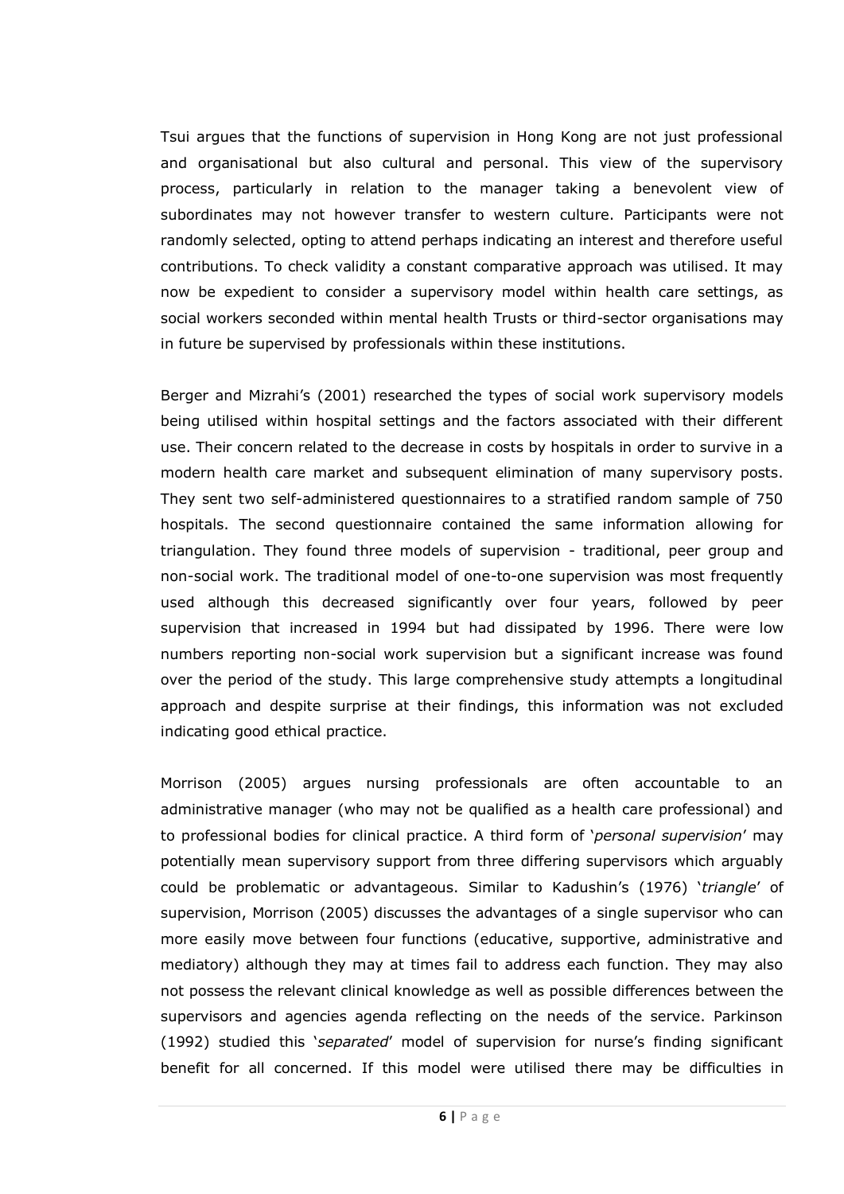Tsui argues that the functions of supervision in Hong Kong are not just professional and organisational but also cultural and personal. This view of the supervisory process, particularly in relation to the manager taking a benevolent view of subordinates may not however transfer to western culture. Participants were not randomly selected, opting to attend perhaps indicating an interest and therefore useful contributions. To check validity a constant comparative approach was utilised. It may now be expedient to consider a supervisory model within health care settings, as social workers seconded within mental health Trusts or third-sector organisations may in future be supervised by professionals within these institutions.

Berger and Mizrahi's (2001) researched the types of social work supervisory models being utilised within hospital settings and the factors associated with their different use. Their concern related to the decrease in costs by hospitals in order to survive in a modern health care market and subsequent elimination of many supervisory posts. They sent two self-administered questionnaires to a stratified random sample of 750 hospitals. The second questionnaire contained the same information allowing for triangulation. They found three models of supervision - traditional, peer group and non-social work. The traditional model of one-to-one supervision was most frequently used although this decreased significantly over four years, followed by peer supervision that increased in 1994 but had dissipated by 1996. There were low numbers reporting non-social work supervision but a significant increase was found over the period of the study. This large comprehensive study attempts a longitudinal approach and despite surprise at their findings, this information was not excluded indicating good ethical practice.

Morrison (2005) argues nursing professionals are often accountable to an administrative manager (who may not be qualified as a health care professional) and to professional bodies for clinical practice. A third form of '*personal supervision*' may potentially mean supervisory support from three differing supervisors which arguably could be problematic or advantageous. Similar to Kadushin's (1976) '*triangle*' of supervision, Morrison (2005) discusses the advantages of a single supervisor who can more easily move between four functions (educative, supportive, administrative and mediatory) although they may at times fail to address each function. They may also not possess the relevant clinical knowledge as well as possible differences between the supervisors and agencies agenda reflecting on the needs of the service. Parkinson (1992) studied this '*separated*' model of supervision for nurse's finding significant benefit for all concerned. If this model were utilised there may be difficulties in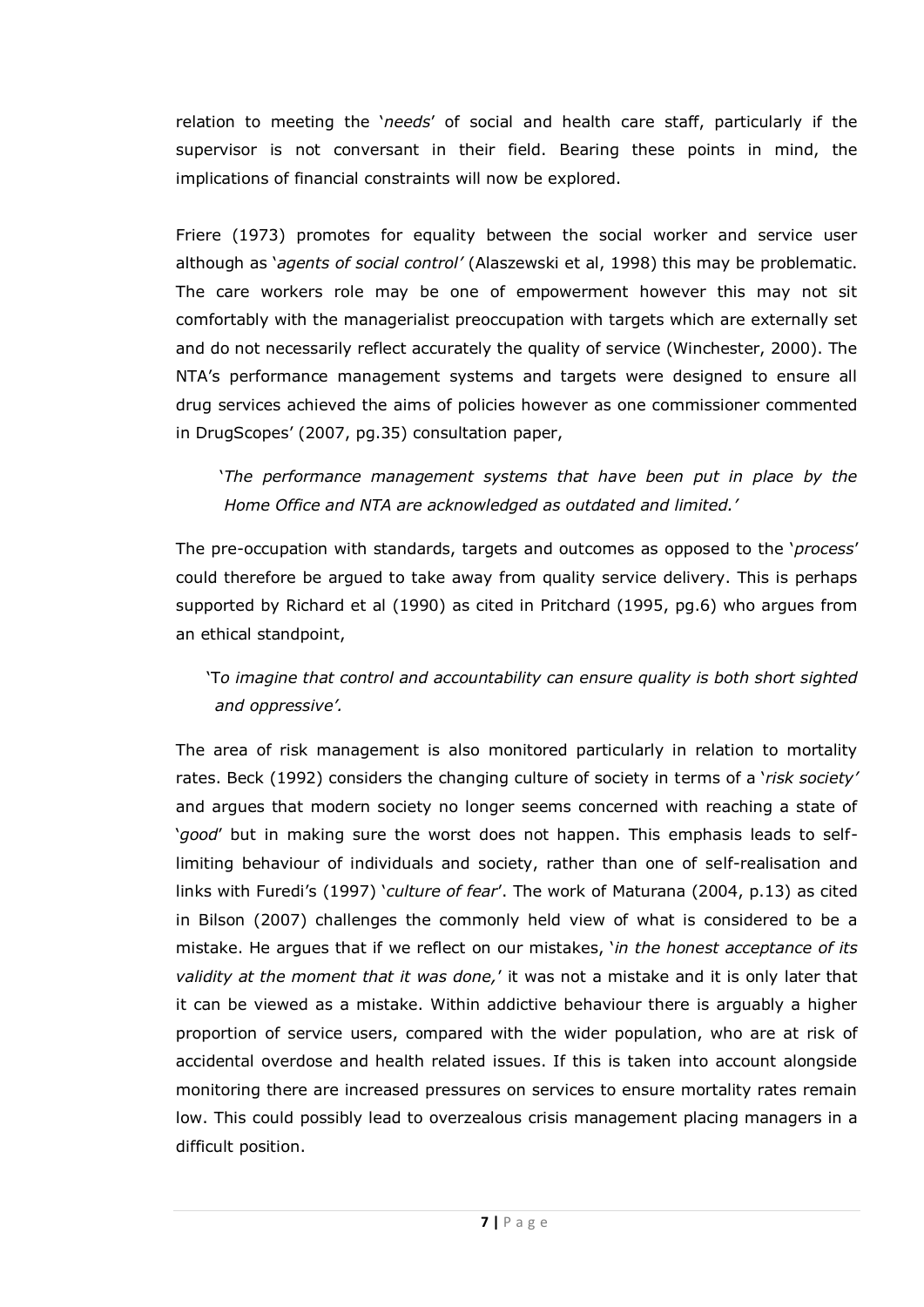relation to meeting the '*needs*' of social and health care staff, particularly if the supervisor is not conversant in their field. Bearing these points in mind, the implications of financial constraints will now be explored.

Friere (1973) promotes for equality between the social worker and service user although as '*agents of social control'* (Alaszewski et al, 1998) this may be problematic. The care workers role may be one of empowerment however this may not sit comfortably with the managerialist preoccupation with targets which are externally set and do not necessarily reflect accurately the quality of service (Winchester, 2000). The NTA's performance management systems and targets were designed to ensure all drug services achieved the aims of policies however as one commissioner commented in DrugScopes' (2007, pg.35) consultation paper,

> '*The performance management systems that have been put in place by the Home Office and NTA are acknowledged as outdated and limited.'*

The pre-occupation with standards, targets and outcomes as opposed to the '*process*' could therefore be argued to take away from quality service delivery. This is perhaps supported by Richard et al (1990) as cited in Pritchard (1995, pg.6) who argues from an ethical standpoint,

> 'T*o imagine that control and accountability can ensure quality is both short sighted and oppressive'.*

The area of risk management is also monitored particularly in relation to mortality rates. Beck (1992) considers the changing culture of society in terms of a '*risk society'* and argues that modern society no longer seems concerned with reaching a state of '*good*' but in making sure the worst does not happen. This emphasis leads to self-limiting behaviour of individuals and society, rather than one of self-realisation and links with Furedi's (1997) '*culture of fear*'. The work of Maturana (2004, p.13) as cited in Bilson (2007) challenges the commonly held view of what is considered to be a mistake. He argues that if we reflect on our mistakes, '*in the honest acceptance of its validity at the moment that it was done,*' it was not a mistake and it is only later that it can be viewed as a mistake. Within addictive behaviour there is arguably a higher proportion of service users, compared with the wider population, who are at risk of accidental overdose and health related issues. If this is taken into account alongside monitoring there are increased pressures on services to ensure mortality rates remain low. This could possibly lead to overzealous crisis management placing managers in a difficult position.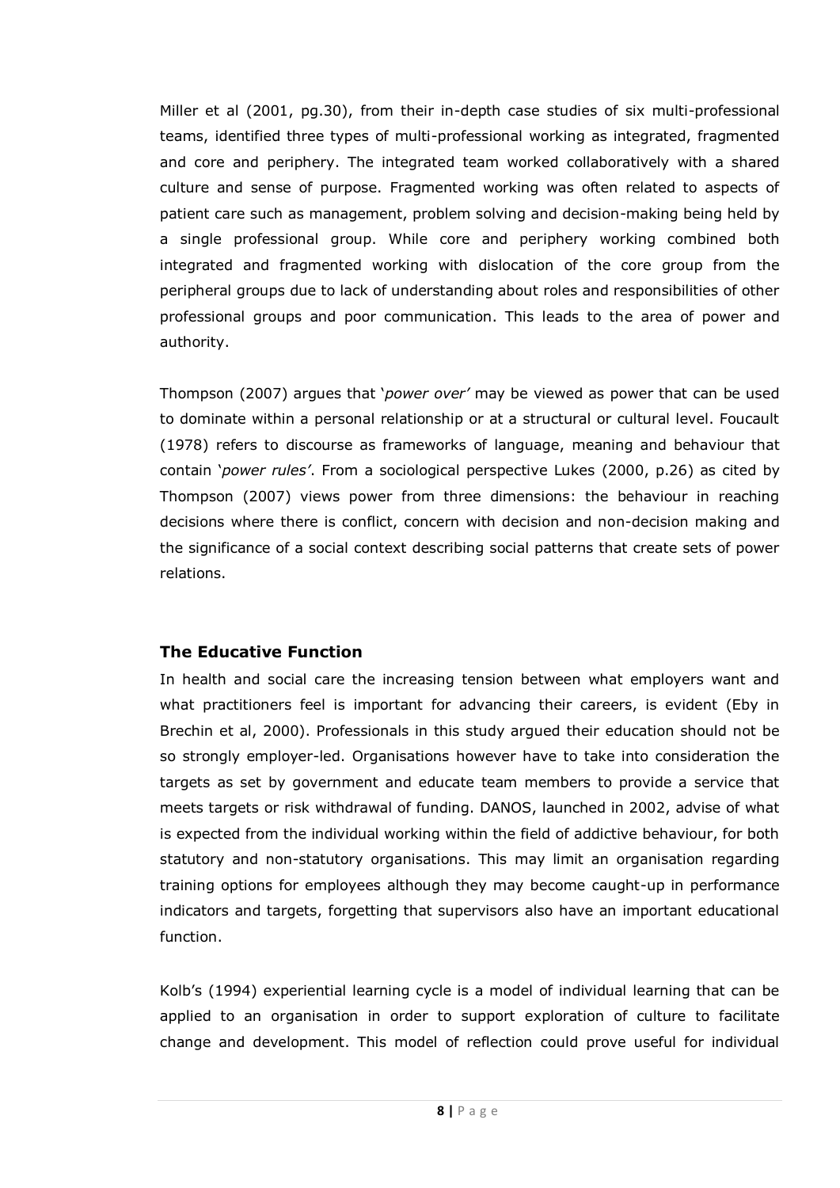Miller et al (2001, pg.30), from their in-depth case studies of six multi-professional teams, identified three types of multi-professional working as integrated, fragmented and core and periphery. The integrated team worked collaboratively with a shared culture and sense of purpose. Fragmented working was often related to aspects of patient care such as management, problem solving and decision-making being held by a single professional group. While core and periphery working combined both integrated and fragmented working with dislocation of the core group from the peripheral groups due to lack of understanding about roles and responsibilities of other professional groups and poor communication. This leads to the area of power and authority.

Thompson (2007) argues that '*power over'* may be viewed as power that can be used to dominate within a personal relationship or at a structural or cultural level. Foucault (1978) refers to discourse as frameworks of language, meaning and behaviour that contain '*power rules'*. From a sociological perspective Lukes (2000, p.26) as cited by Thompson (2007) views power from three dimensions: the behaviour in reaching decisions where there is conflict, concern with decision and non-decision making and the significance of a social context describing social patterns that create sets of power relations.

### The Educative Function

In health and social care the increasing tension between what employers want and what practitioners feel is important for advancing their careers, is evident (Eby in Brechin et al, 2000). Professionals in this study argued their education should not be so strongly employer-led. Organisations however have to take into consideration the targets as set by government and educate team members to provide a service that meets targets or risk withdrawal of funding. DANOS, launched in 2002, advise of what is expected from the individual working within the field of addictive behaviour, for both statutory and non-statutory organisations. This may limit an organisation regarding training options for employees although they may become caught-up in performance indicators and targets, forgetting that supervisors also have an important educational function.

Kolb's (1994) experiential learning cycle is a model of individual learning that can be applied to an organisation in order to support exploration of culture to facilitate change and development. This model of reflection could prove useful for individual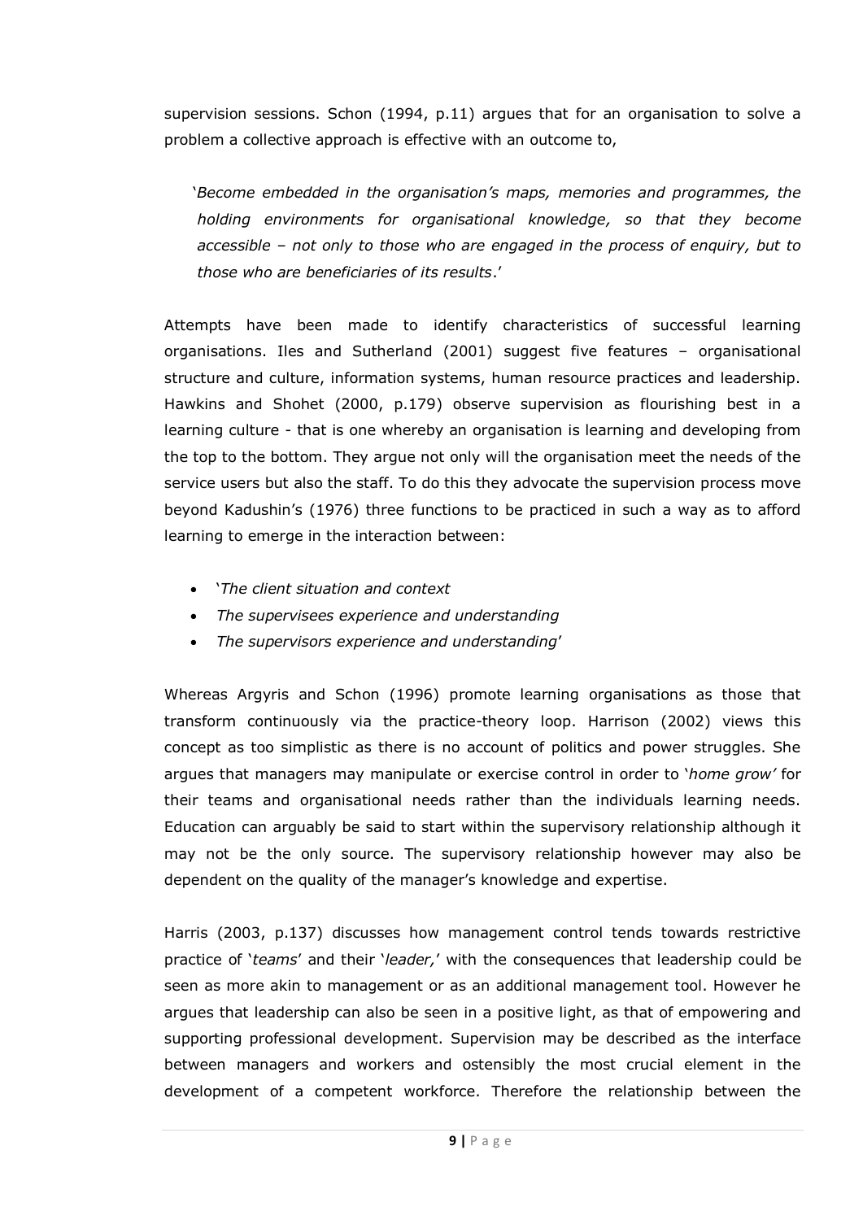supervision sessions. Schon (1994, p.11) argues that for an organisation to solve a problem a collective approach is effective with an outcome to,

> '*Become embedded in the organisation's maps, memories and programmes, the holding environments for organisational knowledge, so that they become accessible – not only to those who are engaged in the process of enquiry, but to those who are beneficiaries of its results*.'

Attempts have been made to identify characteristics of successful learning organisations. Iles and Sutherland (2001) suggest five features – organisational structure and culture, information systems, human resource practices and leadership. Hawkins and Shohet (2000, p.179) observe supervision as flourishing best in a learning culture - that is one whereby an organisation is learning and developing from the top to the bottom. They argue not only will the organisation meet the needs of the service users but also the staff. To do this they advocate the supervision process move beyond Kadushin's (1976) three functions to be practiced in such a way as to afford learning to emerge in the interaction between:

- '*The client situation and context*
- *The supervisees experience and understanding*
- *The supervisors experience and understanding*'

Whereas Argyris and Schon (1996) promote learning organisations as those that transform continuously via the practice-theory loop. Harrison (2002) views this concept as too simplistic as there is no account of politics and power struggles. She argues that managers may manipulate or exercise control in order to '*home grow'* for their teams and organisational needs rather than the individuals learning needs. Education can arguably be said to start within the supervisory relationship although it may not be the only source. The supervisory relationship however may also be dependent on the quality of the manager's knowledge and expertise.

Harris (2003, p.137) discusses how management control tends towards restrictive practice of '*teams*' and their '*leader,*' with the consequences that leadership could be seen as more akin to management or as an additional management tool. However he argues that leadership can also be seen in a positive light, as that of empowering and supporting professional development. Supervision may be described as the interface between managers and workers and ostensibly the most crucial element in the development of a competent workforce. Therefore the relationship between the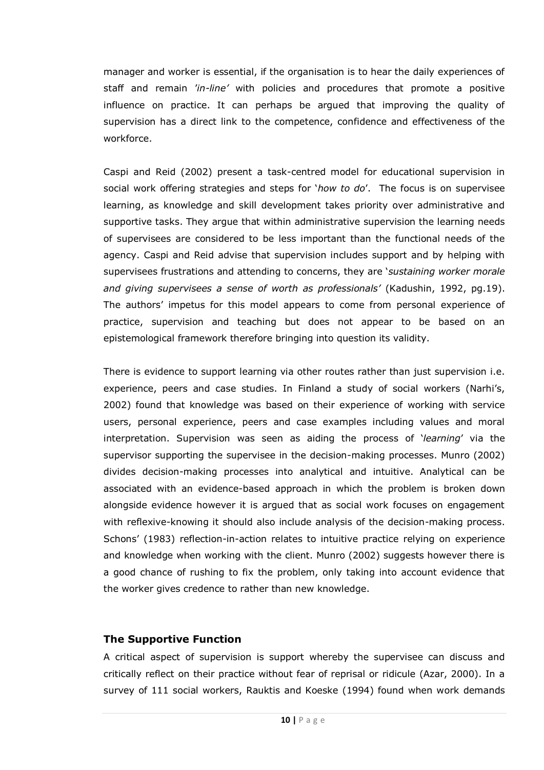manager and worker is essential, if the organisation is to hear the daily experiences of staff and remain *'in-line'* with policies and procedures that promote a positive influence on practice. It can perhaps be argued that improving the quality of supervision has a direct link to the competence, confidence and effectiveness of the workforce.

Caspi and Reid (2002) present a task-centred model for educational supervision in social work offering strategies and steps for '*how to do*'. The focus is on supervisee learning, as knowledge and skill development takes priority over administrative and supportive tasks. They argue that within administrative supervision the learning needs of supervisees are considered to be less important than the functional needs of the agency. Caspi and Reid advise that supervision includes support and by helping with supervisees frustrations and attending to concerns, they are '*sustaining worker morale and giving supervisees a sense of worth as professionals'* (Kadushin, 1992, pg.19). The authors' impetus for this model appears to come from personal experience of practice, supervision and teaching but does not appear to be based on an epistemological framework therefore bringing into question its validity.

There is evidence to support learning via other routes rather than just supervision i.e. experience, peers and case studies. In Finland a study of social workers (Narhi's, 2002) found that knowledge was based on their experience of working with service users, personal experience, peers and case examples including values and moral interpretation. Supervision was seen as aiding the process of '*learning*' via the supervisor supporting the supervisee in the decision-making processes. Munro (2002) divides decision-making processes into analytical and intuitive. Analytical can be associated with an evidence-based approach in which the problem is broken down alongside evidence however it is argued that as social work focuses on engagement with reflexive-knowing it should also include analysis of the decision-making process. Schons' (1983) reflection-in-action relates to intuitive practice relying on experience and knowledge when working with the client. Munro (2002) suggests however there is a good chance of rushing to fix the problem, only taking into account evidence that the worker gives credence to rather than new knowledge.

### The Supportive Function

A critical aspect of supervision is support whereby the supervisee can discuss and critically reflect on their practice without fear of reprisal or ridicule (Azar, 2000). In a survey of 111 social workers, Rauktis and Koeske (1994) found when work demands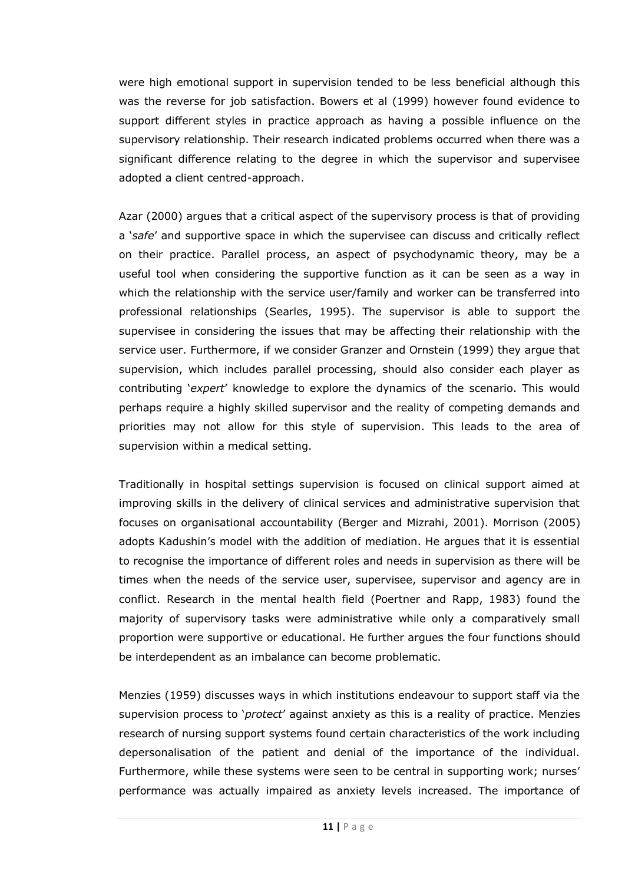were high emotional support in supervision tended to be less beneficial although this was the reverse for job satisfaction. Bowers et al (1999) however found evidence to support different styles in practice approach as having a possible influence on the supervisory relationship. Their research indicated problems occurred when there was a significant difference relating to the degree in which the supervisor and supervisee adopted a client centred-approach.

Azar (2000) argues that a critical aspect of the supervisory process is that of providing a '*safe*' and supportive space in which the supervisee can discuss and critically reflect on their practice. Parallel process, an aspect of psychodynamic theory, may be a useful tool when considering the supportive function as it can be seen as a way in which the relationship with the service user/family and worker can be transferred into professional relationships (Searles, 1995). The supervisor is able to support the supervisee in considering the issues that may be affecting their relationship with the service user. Furthermore, if we consider Granzer and Ornstein (1999) they argue that supervision, which includes parallel processing, should also consider each player as contributing '*expert*' knowledge to explore the dynamics of the scenario. This would perhaps require a highly skilled supervisor and the reality of competing demands and priorities may not allow for this style of supervision. This leads to the area of supervision within a medical setting.

Traditionally in hospital settings supervision is focused on clinical support aimed at improving skills in the delivery of clinical services and administrative supervision that focuses on organisational accountability (Berger and Mizrahi, 2001). Morrison (2005) adopts Kadushin's model with the addition of mediation. He argues that it is essential to recognise the importance of different roles and needs in supervision as there will be times when the needs of the service user, supervisee, supervisor and agency are in conflict. Research in the mental health field (Poertner and Rapp, 1983) found the majority of supervisory tasks were administrative while only a comparatively small proportion were supportive or educational. He further argues the four functions should be interdependent as an imbalance can become problematic.

Menzies (1959) discusses ways in which institutions endeavour to support staff via the supervision process to '*protect*' against anxiety as this is a reality of practice. Menzies research of nursing support systems found certain characteristics of the work including depersonalisation of the patient and denial of the importance of the individual. Furthermore, while these systems were seen to be central in supporting work; nurses' performance was actually impaired as anxiety levels increased. The importance of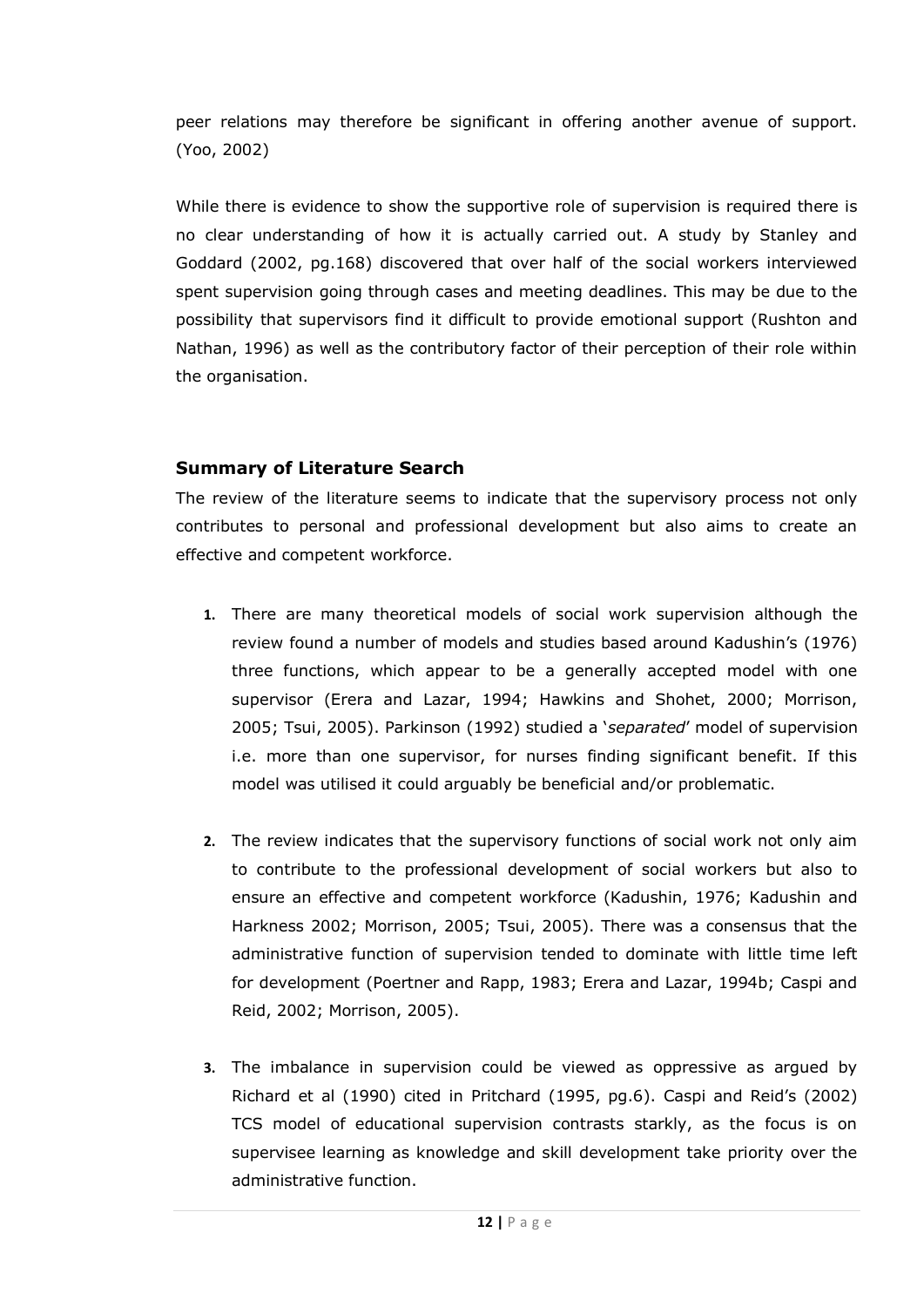peer relations may therefore be significant in offering another avenue of support. (Yoo, 2002)

While there is evidence to show the supportive role of supervision is required there is no clear understanding of how it is actually carried out. A study by Stanley and Goddard (2002, pg.168) discovered that over half of the social workers interviewed spent supervision going through cases and meeting deadlines. This may be due to the possibility that supervisors find it difficult to provide emotional support (Rushton and Nathan, 1996) as well as the contributory factor of their perception of their role within the organisation.

### Summary of Literature Search

The review of the literature seems to indicate that the supervisory process not only contributes to personal and professional development but also aims to create an effective and competent workforce.

1. There are many theoretical models of social work supervision although the review found a number of models and studies based around Kadushin's (1976) three functions, which appear to be a generally accepted model with one supervisor (Erera and Lazar, 1994; Hawkins and Shohet, 2000; Morrison, 2005; Tsui, 2005). Parkinson (1992) studied a '*separated*' model of supervision i.e. more than one supervisor, for nurses finding significant benefit. If this model was utilised it could arguably be beneficial and/or problematic.

2. The review indicates that the supervisory functions of social work not only aim to contribute to the professional development of social workers but also to ensure an effective and competent workforce (Kadushin, 1976; Kadushin and Harkness 2002; Morrison, 2005; Tsui, 2005). There was a consensus that the administrative function of supervision tended to dominate with little time left for development (Poertner and Rapp, 1983; Erera and Lazar, 1994b; Caspi and Reid, 2002; Morrison, 2005).

3. The imbalance in supervision could be viewed as oppressive as argued by Richard et al (1990) cited in Pritchard (1995, pg.6). Caspi and Reid's (2002) TCS model of educational supervision contrasts starkly, as the focus is on supervisee learning as knowledge and skill development take priority over the administrative function.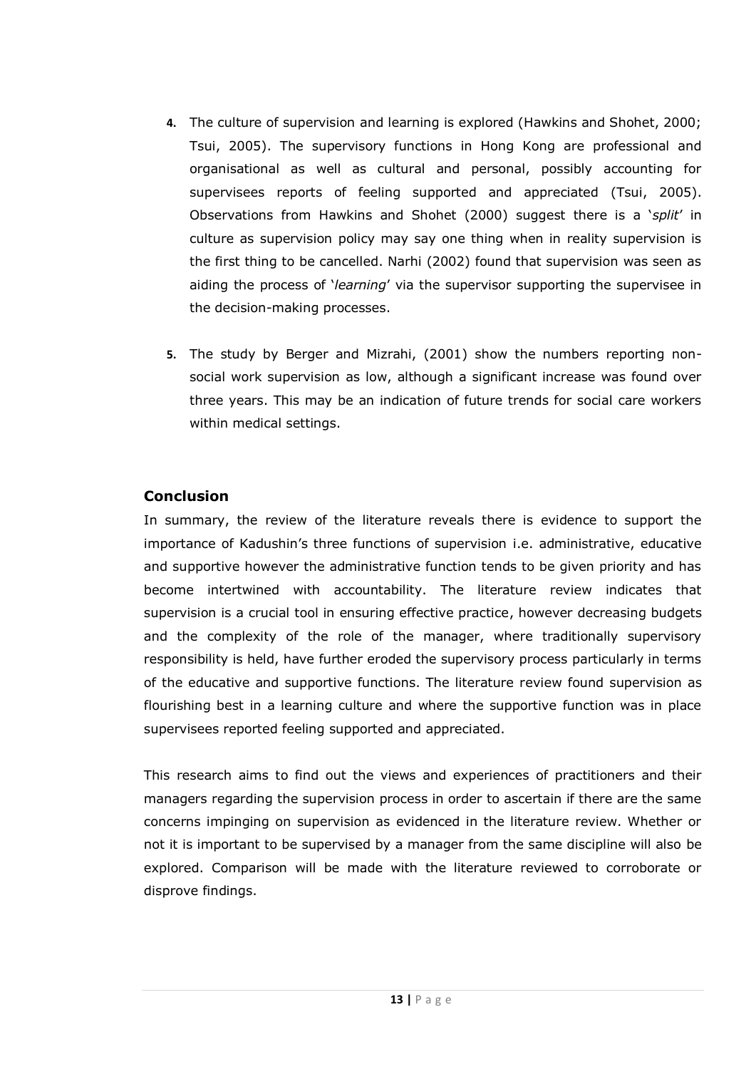4. The culture of supervision and learning is explored (Hawkins and Shohet, 2000; Tsui, 2005). The supervisory functions in Hong Kong are professional and organisational as well as cultural and personal, possibly accounting for supervisees reports of feeling supported and appreciated (Tsui, 2005). Observations from Hawkins and Shohet (2000) suggest there is a '*split*' in culture as supervision policy may say one thing when in reality supervision is the first thing to be cancelled. Narhi (2002) found that supervision was seen as aiding the process of '*learning*' via the supervisor supporting the supervisee in the decision-making processes.

5. The study by Berger and Mizrahi, (2001) show the numbers reporting non-social work supervision as low, although a significant increase was found over three years. This may be an indication of future trends for social care workers within medical settings.

### Conclusion

In summary, the review of the literature reveals there is evidence to support the importance of Kadushin's three functions of supervision i.e. administrative, educative and supportive however the administrative function tends to be given priority and has become intertwined with accountability. The literature review indicates that supervision is a crucial tool in ensuring effective practice, however decreasing budgets and the complexity of the role of the manager, where traditionally supervisory responsibility is held, have further eroded the supervisory process particularly in terms of the educative and supportive functions. The literature review found supervision as flourishing best in a learning culture and where the supportive function was in place supervisees reported feeling supported and appreciated.

This research aims to find out the views and experiences of practitioners and their managers regarding the supervision process in order to ascertain if there are the same concerns impinging on supervision as evidenced in the literature review. Whether or not it is important to be supervised by a manager from the same discipline will also be explored. Comparison will be made with the literature reviewed to corroborate or disprove findings.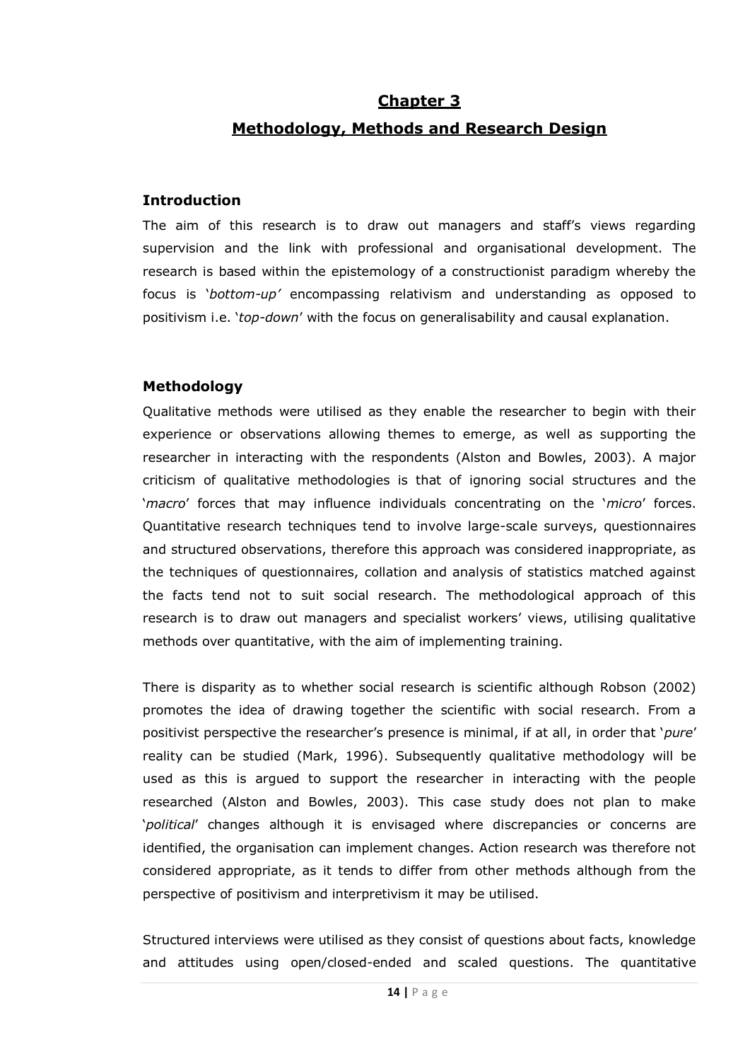# Chapter 3

## Methodology, Methods and Research Design

### Introduction

The aim of this research is to draw out managers and staff's views regarding supervision and the link with professional and organisational development. The research is based within the epistemology of a constructionist paradigm whereby the focus is '*bottom-up'* encompassing relativism and understanding as opposed to positivism i.e. '*top-down*' with the focus on generalisability and causal explanation.

### Methodology

Qualitative methods were utilised as they enable the researcher to begin with their experience or observations allowing themes to emerge, as well as supporting the researcher in interacting with the respondents (Alston and Bowles, 2003). A major criticism of qualitative methodologies is that of ignoring social structures and the '*macro*' forces that may influence individuals concentrating on the '*micro*' forces. Quantitative research techniques tend to involve large-scale surveys, questionnaires and structured observations, therefore this approach was considered inappropriate, as the techniques of questionnaires, collation and analysis of statistics matched against the facts tend not to suit social research. The methodological approach of this research is to draw out managers and specialist workers' views, utilising qualitative methods over quantitative, with the aim of implementing training.

There is disparity as to whether social research is scientific although Robson (2002) promotes the idea of drawing together the scientific with social research. From a positivist perspective the researcher's presence is minimal, if at all, in order that '*pure*' reality can be studied (Mark, 1996). Subsequently qualitative methodology will be used as this is argued to support the researcher in interacting with the people researched (Alston and Bowles, 2003). This case study does not plan to make '*political*' changes although it is envisaged where discrepancies or concerns are identified, the organisation can implement changes. Action research was therefore not considered appropriate, as it tends to differ from other methods although from the perspective of positivism and interpretivism it may be utilised.

Structured interviews were utilised as they consist of questions about facts, knowledge and attitudes using open/closed-ended and scaled questions. The quantitative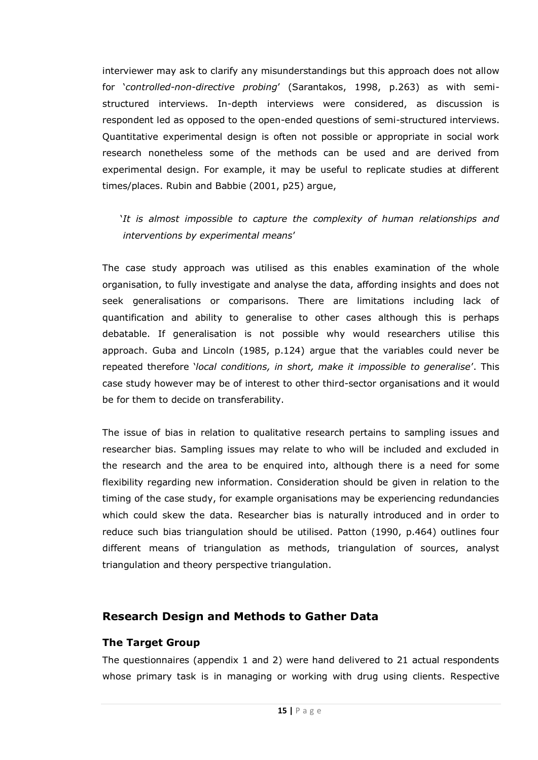interviewer may ask to clarify any misunderstandings but this approach does not allow for '*controlled-non-directive probing*' (Sarantakos, 1998, p.263) as with semi-structured interviews. In-depth interviews were considered, as discussion is respondent led as opposed to the open-ended questions of semi-structured interviews. Quantitative experimental design is often not possible or appropriate in social work research nonetheless some of the methods can be used and are derived from experimental design. For example, it may be useful to replicate studies at different times/places. Rubin and Babbie (2001, p25) argue,

> '*It is almost impossible to capture the complexity of human relationships and interventions by experimental means*'

The case study approach was utilised as this enables examination of the whole organisation, to fully investigate and analyse the data, affording insights and does not seek generalisations or comparisons. There are limitations including lack of quantification and ability to generalise to other cases although this is perhaps debatable. If generalisation is not possible why would researchers utilise this approach. Guba and Lincoln (1985, p.124) argue that the variables could never be repeated therefore '*local conditions, in short, make it impossible to generalise*'. This case study however may be of interest to other third-sector organisations and it would be for them to decide on transferability.

The issue of bias in relation to qualitative research pertains to sampling issues and researcher bias. Sampling issues may relate to who will be included and excluded in the research and the area to be enquired into, although there is a need for some flexibility regarding new information. Consideration should be given in relation to the timing of the case study, for example organisations may be experiencing redundancies which could skew the data. Researcher bias is naturally introduced and in order to reduce such bias triangulation should be utilised. Patton (1990, p.464) outlines four different means of triangulation as methods, triangulation of sources, analyst triangulation and theory perspective triangulation.

## Research Design and Methods to Gather Data

### The Target Group

The questionnaires (appendix 1 and 2) were hand delivered to 21 actual respondents whose primary task is in managing or working with drug using clients. Respective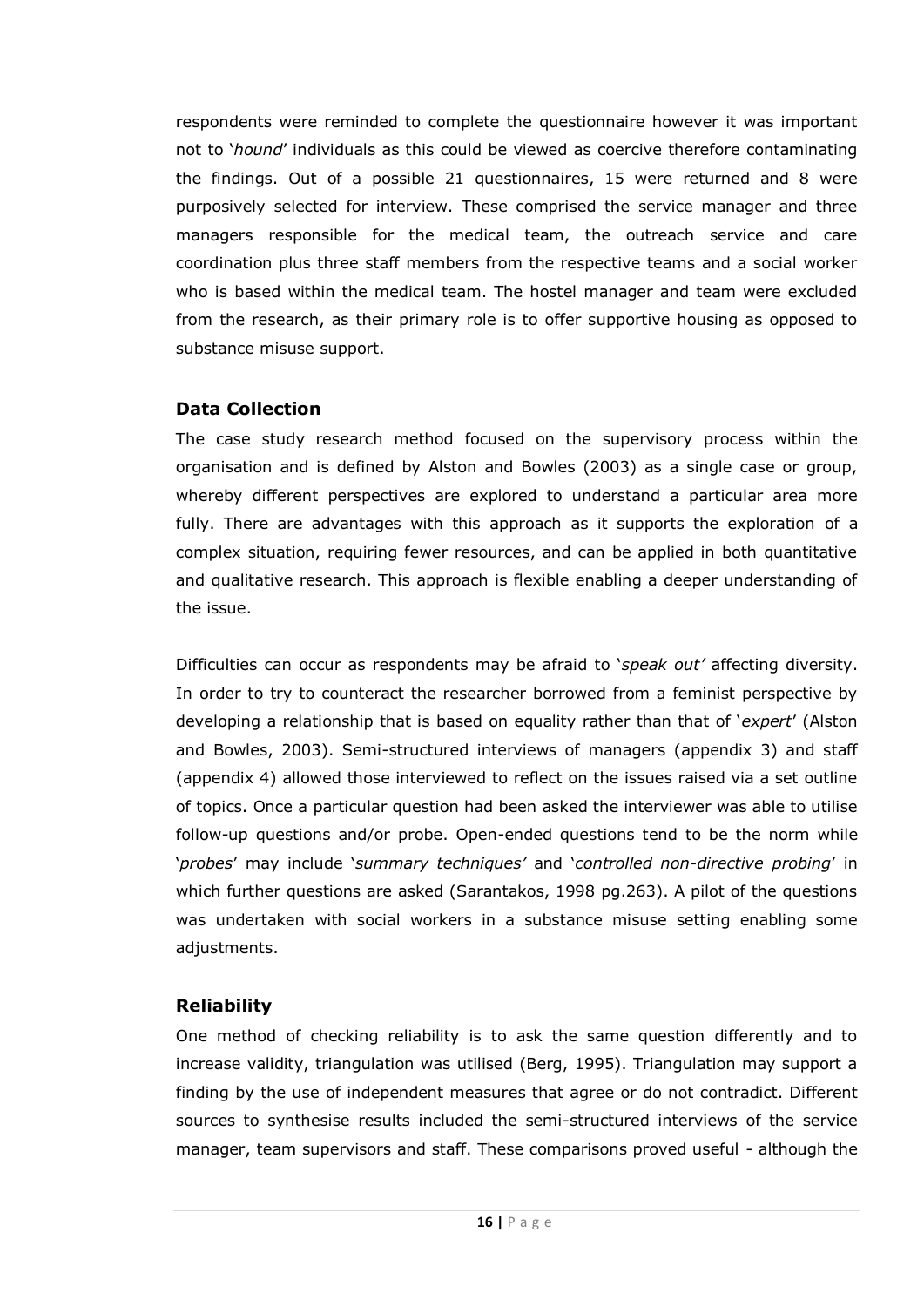respondents were reminded to complete the questionnaire however it was important not to '*hound*' individuals as this could be viewed as coercive therefore contaminating the findings. Out of a possible 21 questionnaires, 15 were returned and 8 were purposively selected for interview. These comprised the service manager and three managers responsible for the medical team, the outreach service and care coordination plus three staff members from the respective teams and a social worker who is based within the medical team. The hostel manager and team were excluded from the research, as their primary role is to offer supportive housing as opposed to substance misuse support.

### Data Collection

The case study research method focused on the supervisory process within the organisation and is defined by Alston and Bowles (2003) as a single case or group, whereby different perspectives are explored to understand a particular area more fully. There are advantages with this approach as it supports the exploration of a complex situation, requiring fewer resources, and can be applied in both quantitative and qualitative research. This approach is flexible enabling a deeper understanding of the issue.

Difficulties can occur as respondents may be afraid to '*speak out'* affecting diversity. In order to try to counteract the researcher borrowed from a feminist perspective by developing a relationship that is based on equality rather than that of '*expert*' (Alston and Bowles, 2003). Semi-structured interviews of managers (appendix 3) and staff (appendix 4) allowed those interviewed to reflect on the issues raised via a set outline of topics. Once a particular question had been asked the interviewer was able to utilise follow-up questions and/or probe. Open-ended questions tend to be the norm while '*probes*' may include '*summary techniques'* and '*controlled non-directive probing*' in which further questions are asked (Sarantakos, 1998 pg.263). A pilot of the questions was undertaken with social workers in a substance misuse setting enabling some adjustments.

### Reliability

One method of checking reliability is to ask the same question differently and to increase validity, triangulation was utilised (Berg, 1995). Triangulation may support a finding by the use of independent measures that agree or do not contradict. Different sources to synthesise results included the semi-structured interviews of the service manager, team supervisors and staff. These comparisons proved useful - although the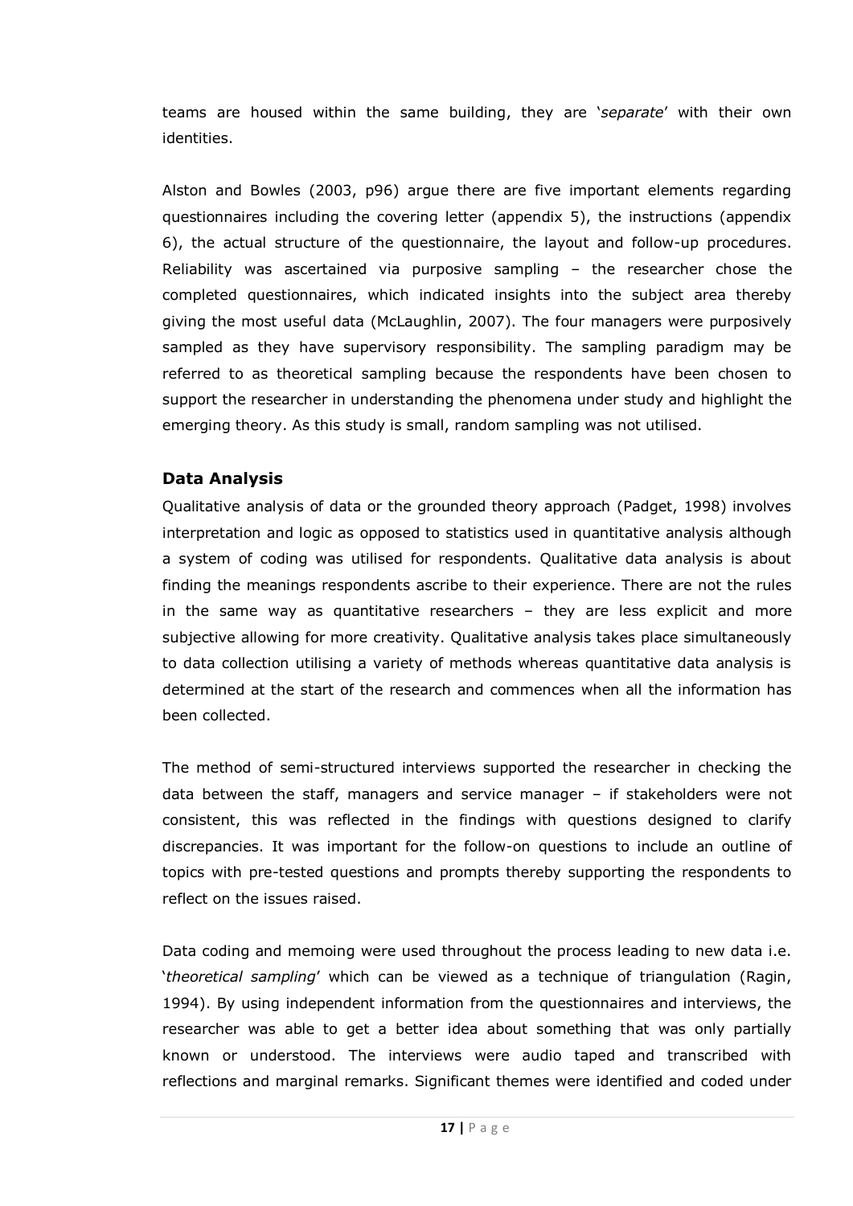teams are housed within the same building, they are '*separate*' with their own identities.

Alston and Bowles (2003, p96) argue there are five important elements regarding questionnaires including the covering letter (appendix 5), the instructions (appendix 6), the actual structure of the questionnaire, the layout and follow-up procedures. Reliability was ascertained via purposive sampling – the researcher chose the completed questionnaires, which indicated insights into the subject area thereby giving the most useful data (McLaughlin, 2007). The four managers were purposively sampled as they have supervisory responsibility. The sampling paradigm may be referred to as theoretical sampling because the respondents have been chosen to support the researcher in understanding the phenomena under study and highlight the emerging theory. As this study is small, random sampling was not utilised.

## Data Analysis

Qualitative analysis of data or the grounded theory approach (Padget, 1998) involves interpretation and logic as opposed to statistics used in quantitative analysis although a system of coding was utilised for respondents. Qualitative data analysis is about finding the meanings respondents ascribe to their experience. There are not the rules in the same way as quantitative researchers – they are less explicit and more subjective allowing for more creativity. Qualitative analysis takes place simultaneously to data collection utilising a variety of methods whereas quantitative data analysis is determined at the start of the research and commences when all the information has been collected.

The method of semi-structured interviews supported the researcher in checking the data between the staff, managers and service manager – if stakeholders were not consistent, this was reflected in the findings with questions designed to clarify discrepancies. It was important for the follow-on questions to include an outline of topics with pre-tested questions and prompts thereby supporting the respondents to reflect on the issues raised.

Data coding and memoing were used throughout the process leading to new data i.e. '*theoretical sampling*' which can be viewed as a technique of triangulation (Ragin, 1994). By using independent information from the questionnaires and interviews, the researcher was able to get a better idea about something that was only partially known or understood. The interviews were audio taped and transcribed with reflections and marginal remarks. Significant themes were identified and coded under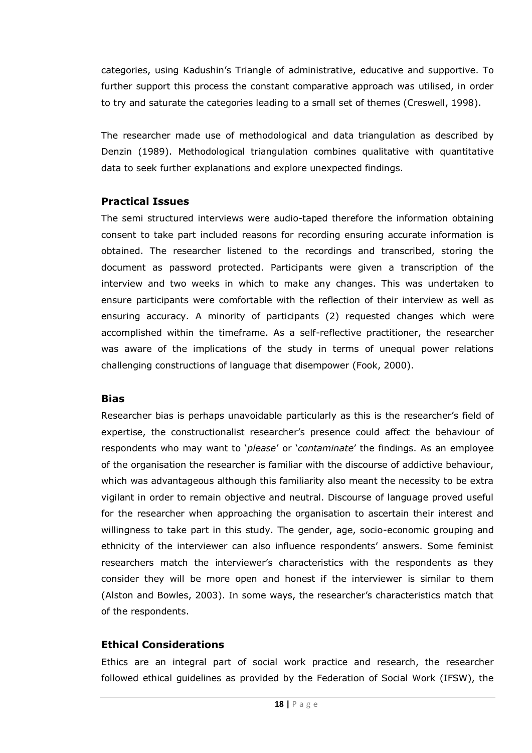categories, using Kadushin's Triangle of administrative, educative and supportive. To further support this process the constant comparative approach was utilised, in order to try and saturate the categories leading to a small set of themes (Creswell, 1998).

The researcher made use of methodological and data triangulation as described by Denzin (1989). Methodological triangulation combines qualitative with quantitative data to seek further explanations and explore unexpected findings.

### Practical Issues

The semi structured interviews were audio-taped therefore the information obtaining consent to take part included reasons for recording ensuring accurate information is obtained. The researcher listened to the recordings and transcribed, storing the document as password protected. Participants were given a transcription of the interview and two weeks in which to make any changes. This was undertaken to ensure participants were comfortable with the reflection of their interview as well as ensuring accuracy. A minority of participants (2) requested changes which were accomplished within the timeframe. As a self-reflective practitioner, the researcher was aware of the implications of the study in terms of unequal power relations challenging constructions of language that disempower (Fook, 2000).

### Bias

Researcher bias is perhaps unavoidable particularly as this is the researcher's field of expertise, the constructionalist researcher's presence could affect the behaviour of respondents who may want to '*please*' or '*contaminate*' the findings. As an employee of the organisation the researcher is familiar with the discourse of addictive behaviour, which was advantageous although this familiarity also meant the necessity to be extra vigilant in order to remain objective and neutral. Discourse of language proved useful for the researcher when approaching the organisation to ascertain their interest and willingness to take part in this study. The gender, age, socio-economic grouping and ethnicity of the interviewer can also influence respondents' answers. Some feminist researchers match the interviewer's characteristics with the respondents as they consider they will be more open and honest if the interviewer is similar to them (Alston and Bowles, 2003). In some ways, the researcher's characteristics match that of the respondents.

### Ethical Considerations

Ethics are an integral part of social work practice and research, the researcher followed ethical guidelines as provided by the Federation of Social Work (IFSW), the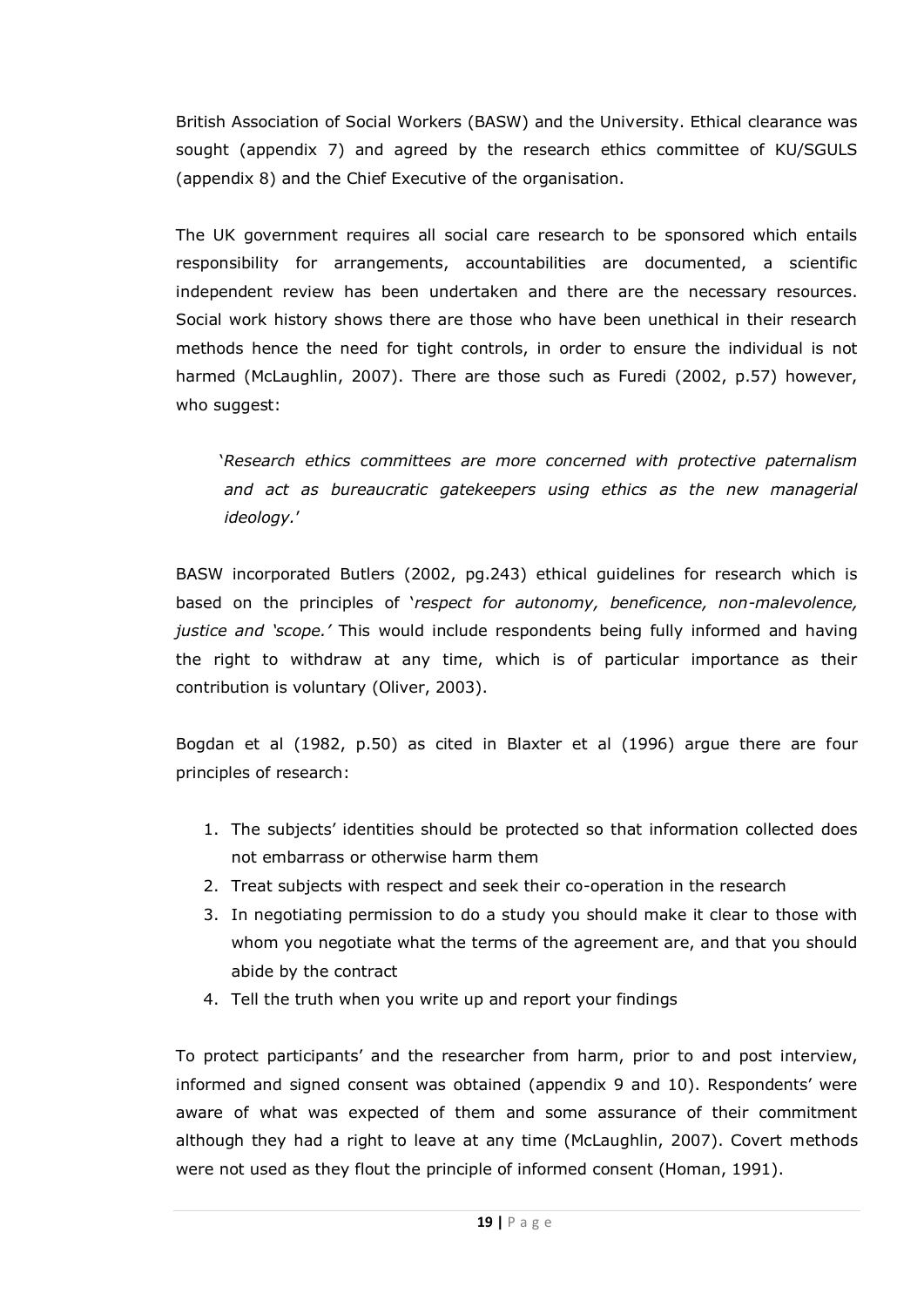British Association of Social Workers (BASW) and the University. Ethical clearance was sought (appendix 7) and agreed by the research ethics committee of KU/SGULS (appendix 8) and the Chief Executive of the organisation.

The UK government requires all social care research to be sponsored which entails responsibility for arrangements, accountabilities are documented, a scientific independent review has been undertaken and there are the necessary resources. Social work history shows there are those who have been unethical in their research methods hence the need for tight controls, in order to ensure the individual is not harmed (McLaughlin, 2007). There are those such as Furedi (2002, p.57) however, who suggest:

> '*Research ethics committees are more concerned with protective paternalism and act as bureaucratic gatekeepers using ethics as the new managerial ideology.*'

BASW incorporated Butlers (2002, pg.243) ethical guidelines for research which is based on the principles of '*respect for autonomy, beneficence, non-malevolence, justice and 'scope.'* This would include respondents being fully informed and having the right to withdraw at any time, which is of particular importance as their contribution is voluntary (Oliver, 2003).

Bogdan et al (1982, p.50) as cited in Blaxter et al (1996) argue there are four principles of research:

1. The subjects' identities should be protected so that information collected does not embarrass or otherwise harm them
2. Treat subjects with respect and seek their co-operation in the research
3. In negotiating permission to do a study you should make it clear to those with whom you negotiate what the terms of the agreement are, and that you should abide by the contract
4. Tell the truth when you write up and report your findings

To protect participants' and the researcher from harm, prior to and post interview, informed and signed consent was obtained (appendix 9 and 10). Respondents' were aware of what was expected of them and some assurance of their commitment although they had a right to leave at any time (McLaughlin, 2007). Covert methods were not used as they flout the principle of informed consent (Homan, 1991).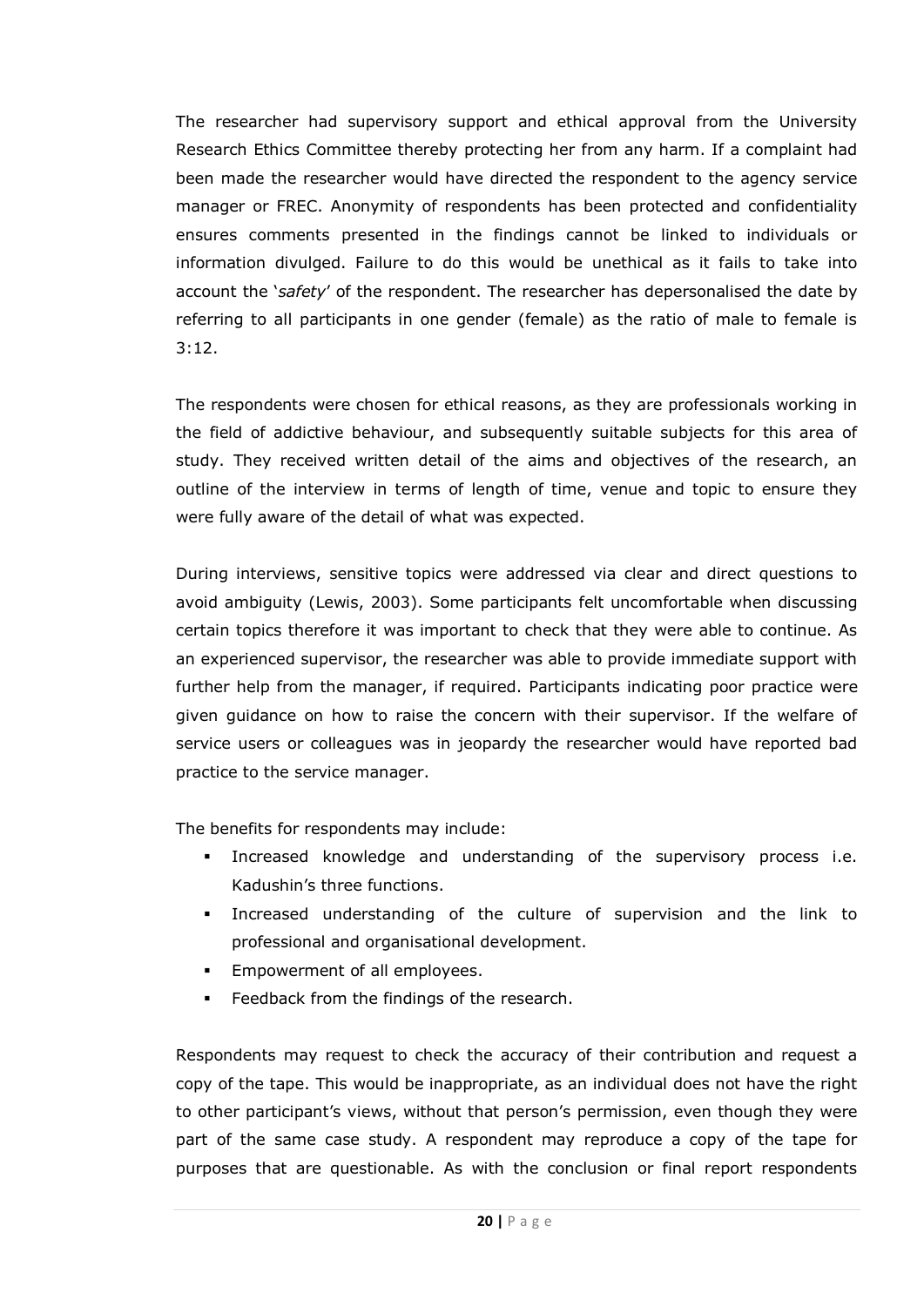The researcher had supervisory support and ethical approval from the University Research Ethics Committee thereby protecting her from any harm. If a complaint had been made the researcher would have directed the respondent to the agency service manager or FREC. Anonymity of respondents has been protected and confidentiality ensures comments presented in the findings cannot be linked to individuals or information divulged. Failure to do this would be unethical as it fails to take into account the '*safety*' of the respondent. The researcher has depersonalised the date by referring to all participants in one gender (female) as the ratio of male to female is 3:12.

The respondents were chosen for ethical reasons, as they are professionals working in the field of addictive behaviour, and subsequently suitable subjects for this area of study. They received written detail of the aims and objectives of the research, an outline of the interview in terms of length of time, venue and topic to ensure they were fully aware of the detail of what was expected.

During interviews, sensitive topics were addressed via clear and direct questions to avoid ambiguity (Lewis, 2003). Some participants felt uncomfortable when discussing certain topics therefore it was important to check that they were able to continue. As an experienced supervisor, the researcher was able to provide immediate support with further help from the manager, if required. Participants indicating poor practice were given guidance on how to raise the concern with their supervisor. If the welfare of service users or colleagues was in jeopardy the researcher would have reported bad practice to the service manager.

The benefits for respondents may include:

- Increased knowledge and understanding of the supervisory process i.e. Kadushin's three functions.
- Increased understanding of the culture of supervision and the link to professional and organisational development.
- Empowerment of all employees.
- Feedback from the findings of the research.

Respondents may request to check the accuracy of their contribution and request a copy of the tape. This would be inappropriate, as an individual does not have the right to other participant's views, without that person's permission, even though they were part of the same case study. A respondent may reproduce a copy of the tape for purposes that are questionable. As with the conclusion or final report respondents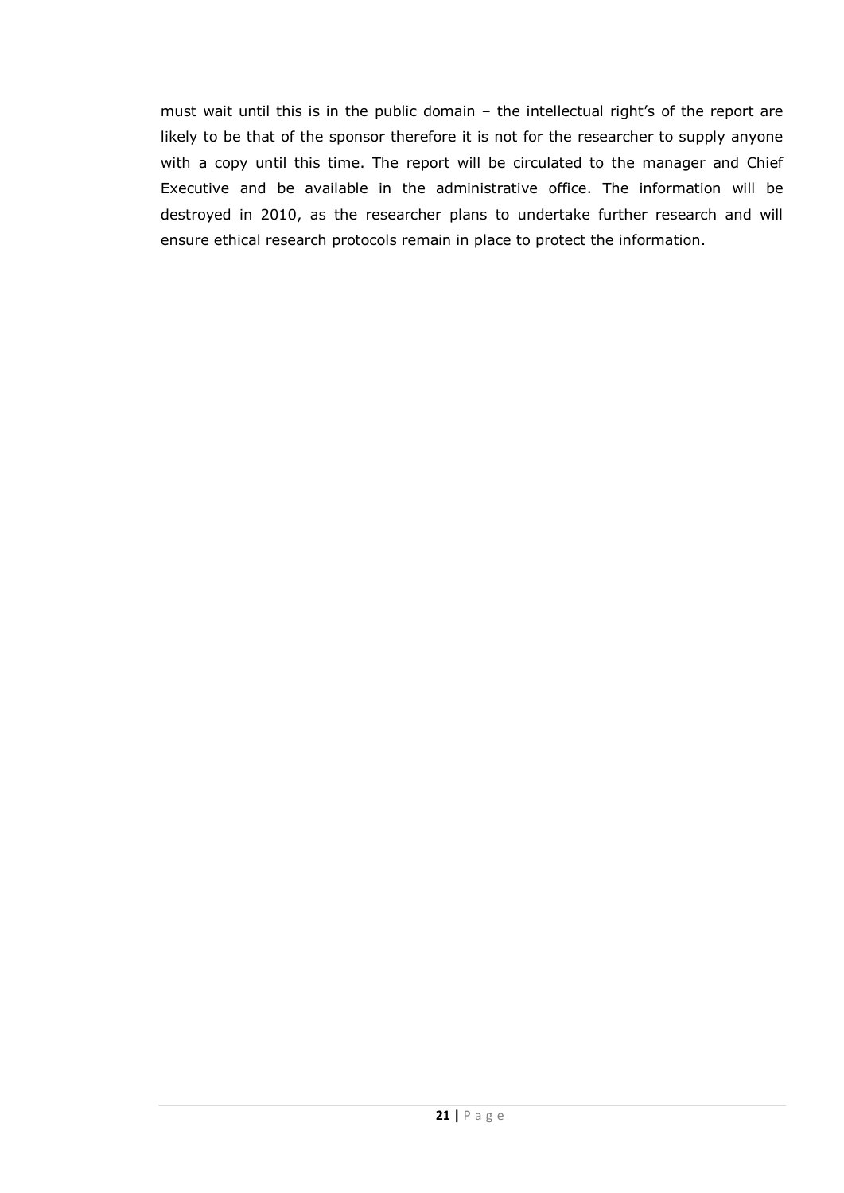must wait until this is in the public domain – the intellectual right's of the report are likely to be that of the sponsor therefore it is not for the researcher to supply anyone with a copy until this time. The report will be circulated to the manager and Chief Executive and be available in the administrative office. The information will be destroyed in 2010, as the researcher plans to undertake further research and will ensure ethical research protocols remain in place to protect the information.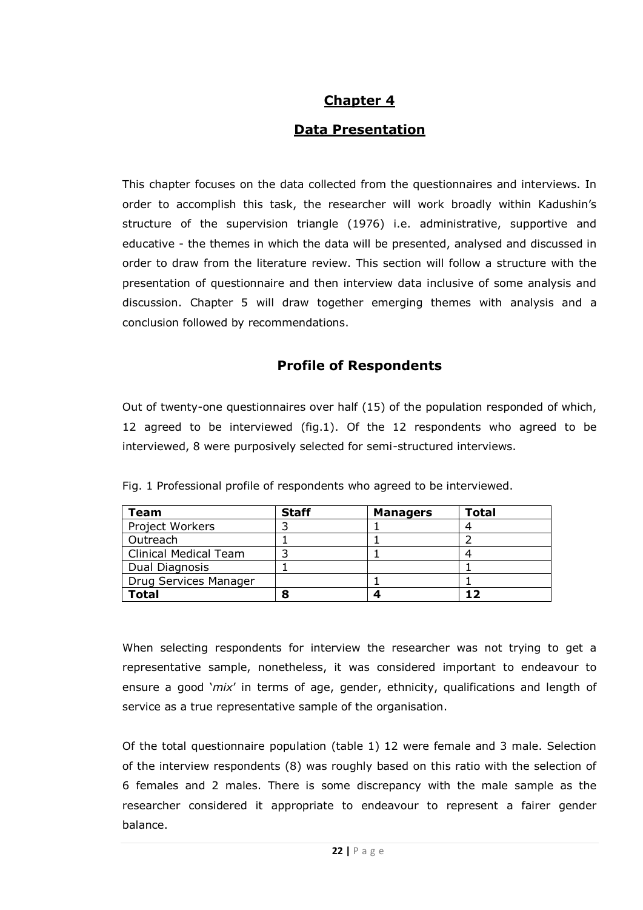# Chapter 4

## Data Presentation

This chapter focuses on the data collected from the questionnaires and interviews. In order to accomplish this task, the researcher will work broadly within Kadushin's structure of the supervision triangle (1976) i.e. administrative, supportive and educative - the themes in which the data will be presented, analysed and discussed in order to draw from the literature review. This section will follow a structure with the presentation of questionnaire and then interview data inclusive of some analysis and discussion. Chapter 5 will draw together emerging themes with analysis and a conclusion followed by recommendations.

## Profile of Respondents

Out of twenty-one questionnaires over half (15) of the population responded of which, 12 agreed to be interviewed (fig.1). Of the 12 respondents who agreed to be interviewed, 8 were purposively selected for semi-structured interviews.

Fig. 1 Professional profile of respondents who agreed to be interviewed.

| Team | Staff | Managers | Total |
|---|---|---|---|
| Project Workers | 3 | 1 | 4 |
| Outreach | 1 | 1 | 2 |
| Clinical Medical Team | 3 | 1 | 4 |
| Dual Diagnosis | 1 | | 1 |
| Drug Services Manager | | 1 | 1 |
| **Total** | **8** | **4** | **12** |

When selecting respondents for interview the researcher was not trying to get a representative sample, nonetheless, it was considered important to endeavour to ensure a good '*mix*' in terms of age, gender, ethnicity, qualifications and length of service as a true representative sample of the organisation.

Of the total questionnaire population (table 1) 12 were female and 3 male. Selection of the interview respondents (8) was roughly based on this ratio with the selection of 6 females and 2 males. There is some discrepancy with the male sample as the researcher considered it appropriate to endeavour to represent a fairer gender balance.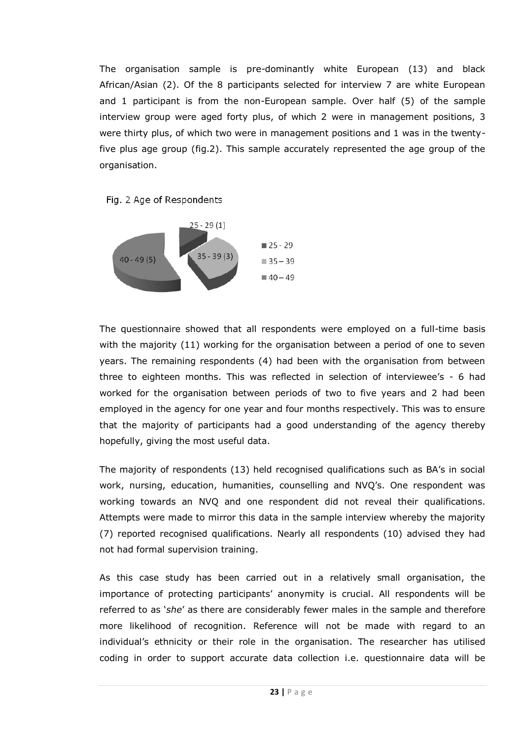The organisation sample is pre-dominantly white European (13) and black African/Asian (2). Of the 8 participants selected for interview 7 are white European and 1 participant is from the non-European sample. Over half (5) of the sample interview group were aged forty plus, of which 2 were in management positions, 3 were thirty plus, of which two were in management positions and 1 was in the twenty-five plus age group (fig.2). This sample accurately represented the age group of the organisation.

Fig. 2 Age of Respondents

25 - 29 (1)
35 - 39 (3)
40 - 49 (5)

The questionnaire showed that all respondents were employed on a full-time basis with the majority (11) working for the organisation between a period of one to seven years. The remaining respondents (4) had been with the organisation from between three to eighteen months. This was reflected in selection of interviewee's - 6 had worked for the organisation between periods of two to five years and 2 had been employed in the agency for one year and four months respectively. This was to ensure that the majority of participants had a good understanding of the agency thereby hopefully, giving the most useful data.

The majority of respondents (13) held recognised qualifications such as BA's in social work, nursing, education, humanities, counselling and NVQ's. One respondent was working towards an NVQ and one respondent did not reveal their qualifications. Attempts were made to mirror this data in the sample interview whereby the majority (7) reported recognised qualifications. Nearly all respondents (10) advised they had not had formal supervision training.

As this case study has been carried out in a relatively small organisation, the importance of protecting participants' anonymity is crucial. All respondents will be referred to as '*she*' as there are considerably fewer males in the sample and therefore more likelihood of recognition. Reference will not be made with regard to an individual's ethnicity or their role in the organisation. The researcher has utilised coding in order to support accurate data collection i.e. questionnaire data will be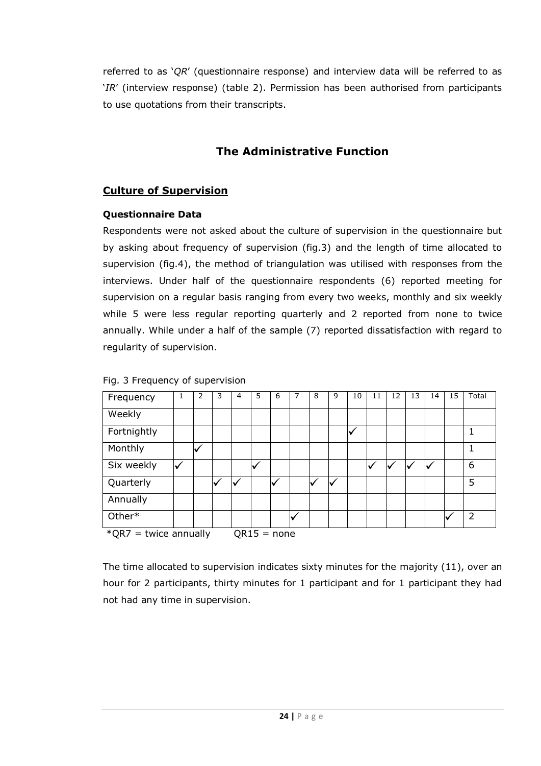referred to as '*QR*' (questionnaire response) and interview data will be referred to as '*IR*' (interview response) (table 2). Permission has been authorised from participants to use quotations from their transcripts.

## The Administrative Function

### Culture of Supervision

#### Questionnaire Data

Respondents were not asked about the culture of supervision in the questionnaire but by asking about frequency of supervision (fig.3) and the length of time allocated to supervision (fig.4), the method of triangulation was utilised with responses from the interviews. Under half of the questionnaire respondents (6) reported meeting for supervision on a regular basis ranging from every two weeks, monthly and six weekly while 5 were less regular reporting quarterly and 2 reported from none to twice annually. While under a half of the sample (7) reported dissatisfaction with regard to regularity of supervision.

Fig. 3 Frequency of supervision

| Frequency | 1 | 2 | 3 | 4 | 5 | 6 | 7 | 8 | 9 | 10 | 11 | 12 | 13 | 14 | 15 | Total |
|---|---|---|---|---|---|---|---|---|---|---|---|---|---|---|---|---|
| Weekly | | | | | | | | | | | | | | | | |
| Fortnightly | | | | | | | | | | ✓ | | | | | | 1 |
| Monthly | | ✓ | | | | | | | | | | | | | | 1 |
| Six weekly | ✓ | | | | ✓ | | | | | | ✓ | ✓ | ✓ | ✓ | | 6 |
| Quarterly | | | ✓ | ✓ | | ✓ | | ✓ | ✓ | | | | | | | 5 |
| Annually | | | | | | | | | | | | | | | | |
| Other* | | | | | | | ✓ | | | | | | | | ✓ | 2 |

*QR7 = twice annually QR15 = none

The time allocated to supervision indicates sixty minutes for the majority (11), over an hour for 2 participants, thirty minutes for 1 participant and for 1 participant they had not had any time in supervision.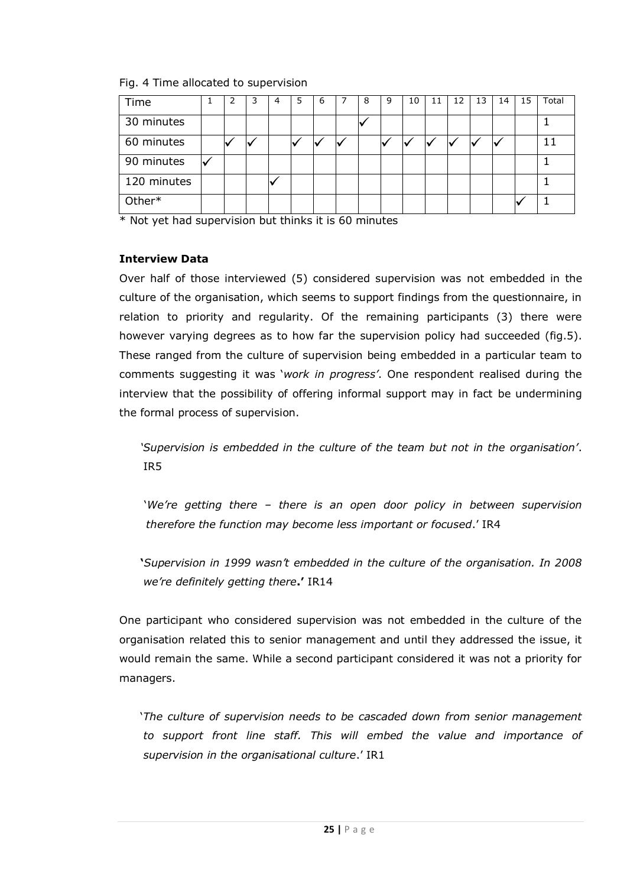Fig. 4 Time allocated to supervision

| Time | 1 | 2 | 3 | 4 | 5 | 6 | 7 | 8 | 9 | 10 | 11 | 12 | 13 | 14 | 15 | Total |
|---|---|---|---|---|---|---|---|---|---|---|---|---|---|---|---|---|
| 30 minutes | | | | | | | | ✓ | | | | | | | | 1 |
| 60 minutes | | ✓ | ✓ | | ✓ | ✓ | ✓ | | ✓ | ✓ | ✓ | ✓ | ✓ | ✓ | | 11 |
| 90 minutes | ✓ | | | | | | | | | | | | | | | 1 |
| 120 minutes | | | | ✓ | | | | | | | | | | | | 1 |
| Other* | | | | | | | | | | | | | | | ✓ | 1 |

\* Not yet had supervision but thinks it is 60 minutes

**Interview Data**

Over half of those interviewed (5) considered supervision was not embedded in the culture of the organisation, which seems to support findings from the questionnaire, in relation to priority and regularity. Of the remaining participants (3) there were however varying degrees as to how far the supervision policy had succeeded (fig.5). These ranged from the culture of supervision being embedded in a particular team to comments suggesting it was '*work in progress'*. One respondent realised during the interview that the possibility of offering informal support may in fact be undermining the formal process of supervision.

> *'Supervision is embedded in the culture of the team but not in the organisation'*. IR5

> '*We're getting there – there is an open door policy in between supervision therefore the function may become less important or focused*.' IR4

> **'***Supervision in 1999 wasn't embedded in the culture of the organisation. In 2008 we're definitely getting there***.'** IR14

One participant who considered supervision was not embedded in the culture of the organisation related this to senior management and until they addressed the issue, it would remain the same. While a second participant considered it was not a priority for managers.

> '*The culture of supervision needs to be cascaded down from senior management to support front line staff. This will embed the value and importance of supervision in the organisational culture*.' IR1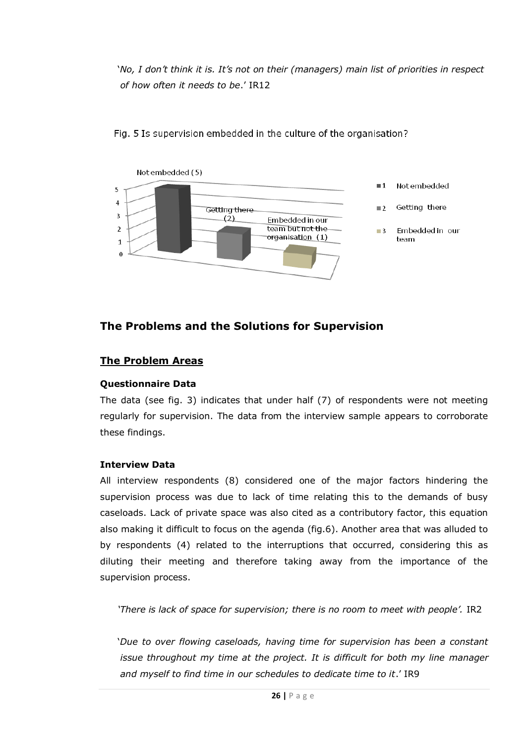'*No, I don't think it is. It's not on their (managers) main list of priorities in respect of how often it needs to be*.' IR12

Fig. 5 Is supervision embedded in the culture of the organisation?

## The Problems and the Solutions for Supervision

### The Problem Areas

#### Questionnaire Data

The data (see fig. 3) indicates that under half (7) of respondents were not meeting regularly for supervision. The data from the interview sample appears to corroborate these findings.

#### Interview Data

All interview respondents (8) considered one of the major factors hindering the supervision process was due to lack of time relating this to the demands of busy caseloads. Lack of private space was also cited as a contributory factor, this equation also making it difficult to focus on the agenda (fig.6). Another area that was alluded to by respondents (4) related to the interruptions that occurred, considering this as diluting their meeting and therefore taking away from the importance of the supervision process.

'*There is lack of space for supervision; there is no room to meet with people'.* IR2

'*Due to over flowing caseloads, having time for supervision has been a constant issue throughout my time at the project. It is difficult for both my line manager and myself to find time in our schedules to dedicate time to it*.' IR9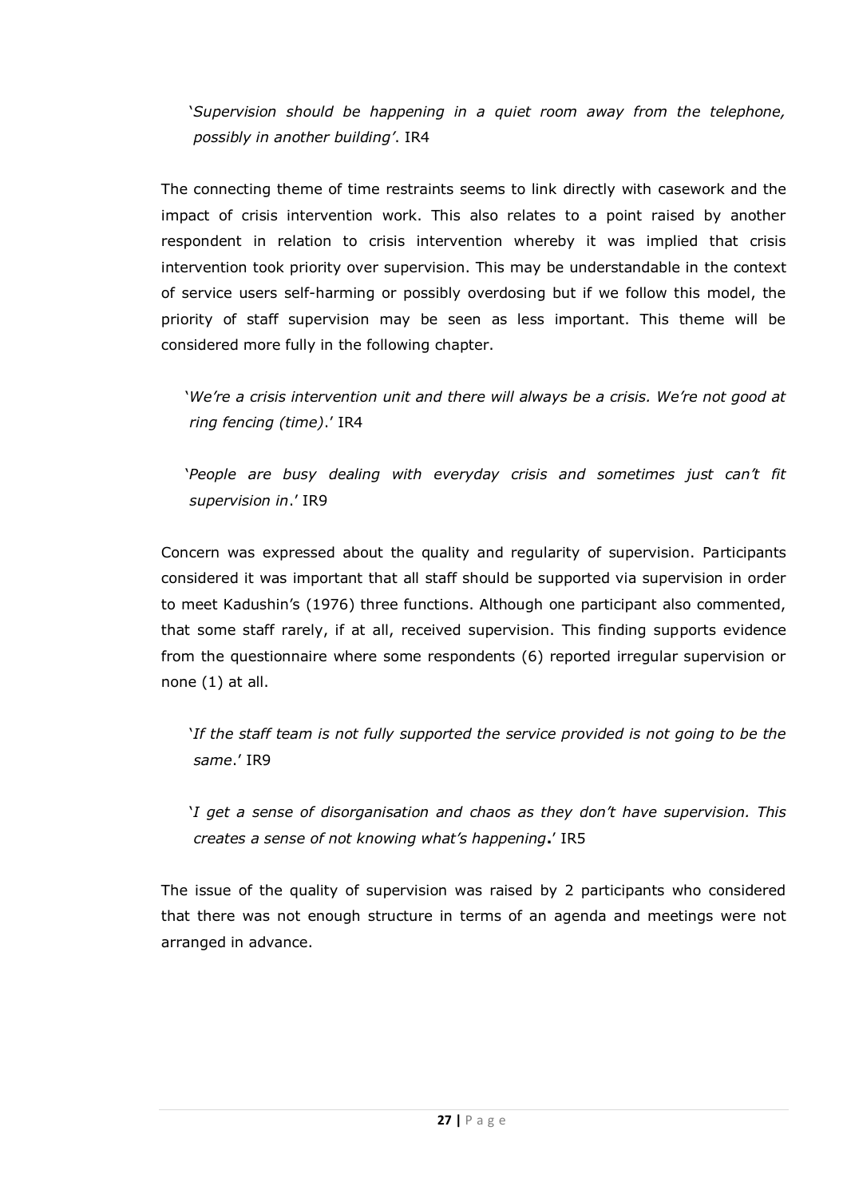'*Supervision should be happening in a quiet room away from the telephone, possibly in another building'*. IR4

The connecting theme of time restraints seems to link directly with casework and the impact of crisis intervention work. This also relates to a point raised by another respondent in relation to crisis intervention whereby it was implied that crisis intervention took priority over supervision. This may be understandable in the context of service users self-harming or possibly overdosing but if we follow this model, the priority of staff supervision may be seen as less important. This theme will be considered more fully in the following chapter.

'*We're a crisis intervention unit and there will always be a crisis. We're not good at ring fencing (time)*.' IR4

'*People are busy dealing with everyday crisis and sometimes just can't fit supervision in*.' IR9

Concern was expressed about the quality and regularity of supervision. Participants considered it was important that all staff should be supported via supervision in order to meet Kadushin's (1976) three functions. Although one participant also commented, that some staff rarely, if at all, received supervision. This finding supports evidence from the questionnaire where some respondents (6) reported irregular supervision or none (1) at all.

'*If the staff team is not fully supported the service provided is not going to be the same*.' IR9

'*I get a sense of disorganisation and chaos as they don't have supervision. This creates a sense of not knowing what's happening***.**' IR5

The issue of the quality of supervision was raised by 2 participants who considered that there was not enough structure in terms of an agenda and meetings were not arranged in advance.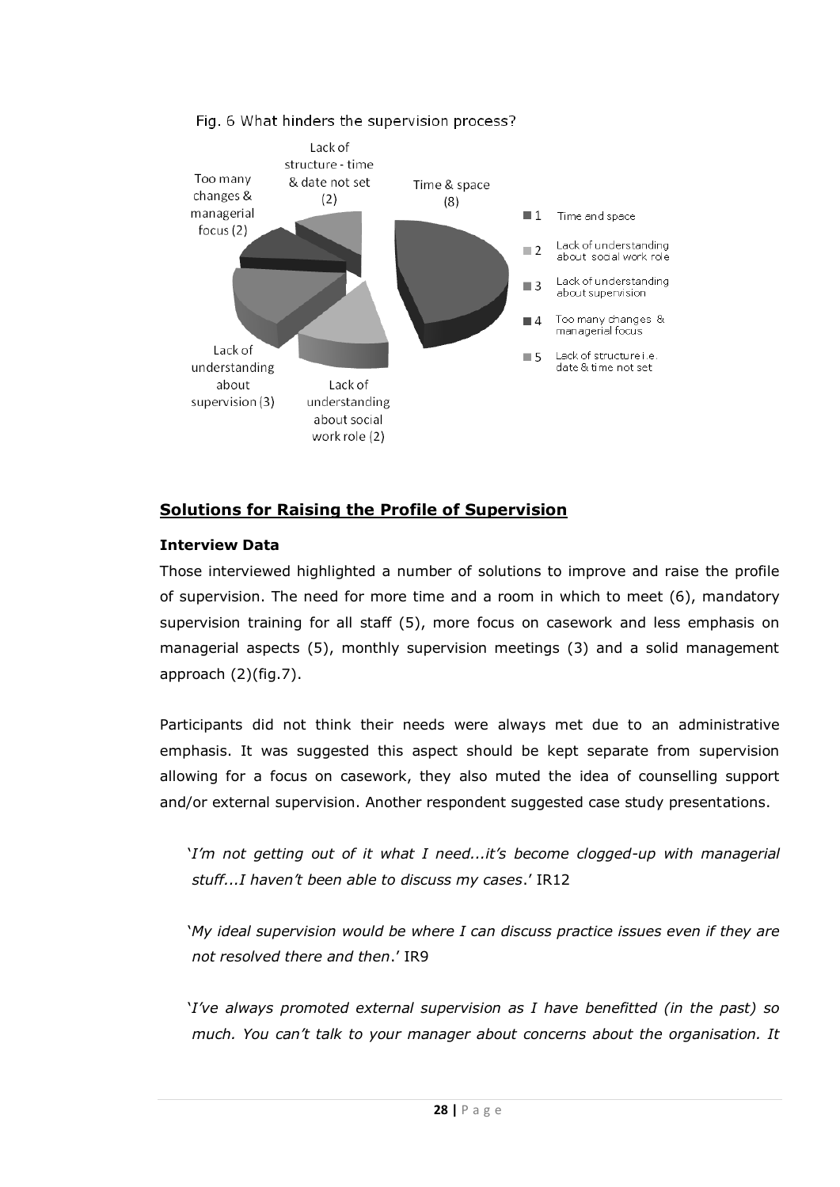Fig. 6 What hinders the supervision process?

| | Category | Count |
|---|---|---|
| 1 | Time and space | 8 |
| 2 | Lack of understanding about social work role | 2 |
| 3 | Lack of understanding about supervision | 3 |
| 4 | Too many changes & managerial focus | 2 |
| 5 | Lack of structure i.e. date & time not set | 2 |

## Solutions for Raising the Profile of Supervision

### Interview Data

Those interviewed highlighted a number of solutions to improve and raise the profile of supervision. The need for more time and a room in which to meet (6), mandatory supervision training for all staff (5), more focus on casework and less emphasis on managerial aspects (5), monthly supervision meetings (3) and a solid management approach (2)(fig.7).

Participants did not think their needs were always met due to an administrative emphasis. It was suggested this aspect should be kept separate from supervision allowing for a focus on casework, they also muted the idea of counselling support and/or external supervision. Another respondent suggested case study presentations.

> '*I'm not getting out of it what I need...it's become clogged-up with managerial stuff...I haven't been able to discuss my cases*.' IR12

> '*My ideal supervision would be where I can discuss practice issues even if they are not resolved there and then*.' IR9

> '*I've always promoted external supervision as I have benefitted (in the past) so much. You can't talk to your manager about concerns about the organisation. It*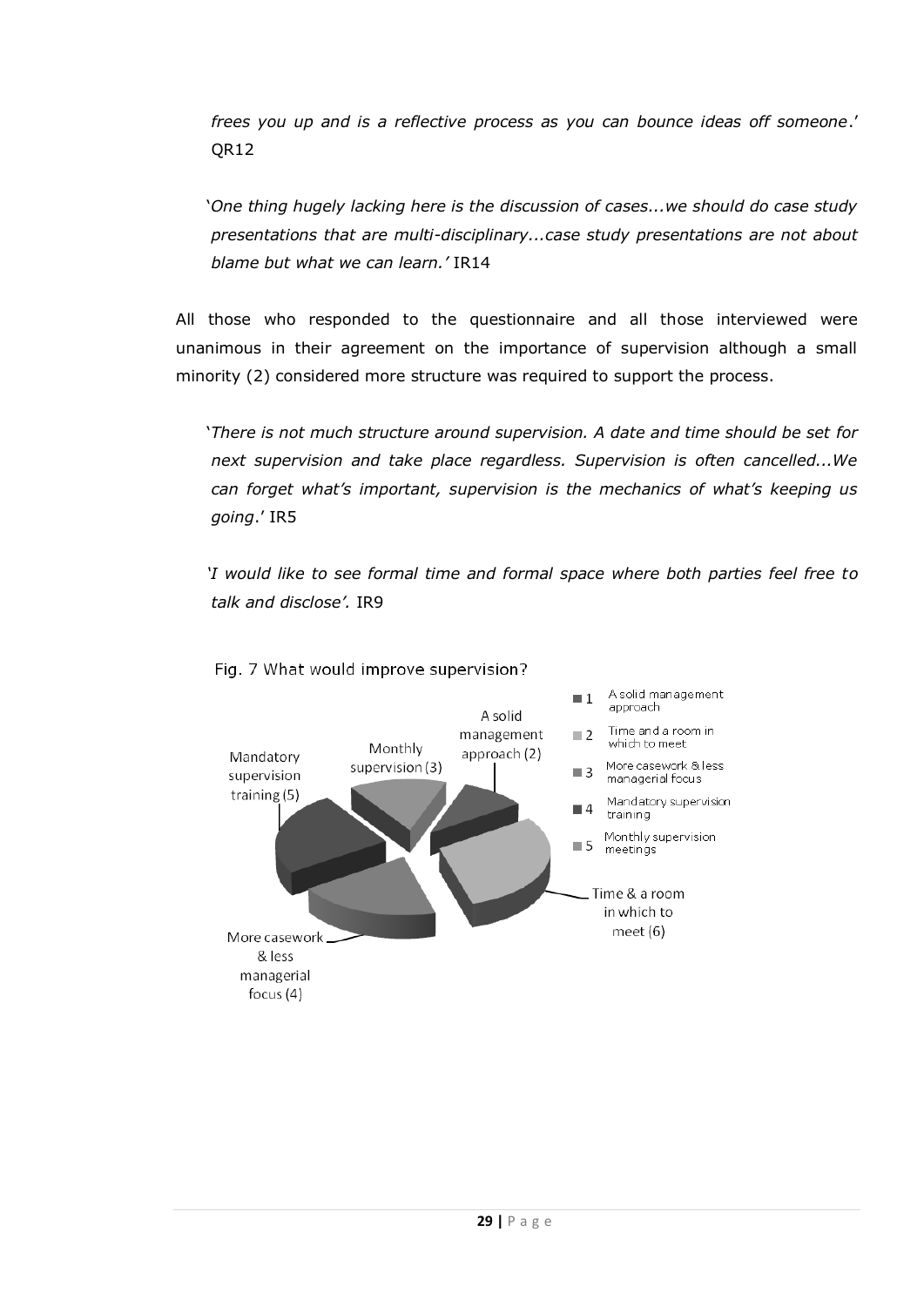*frees you up and is a reflective process as you can bounce ideas off someone*.' QR12

'*One thing hugely lacking here is the discussion of cases...we should do case study presentations that are multi-disciplinary...case study presentations are not about blame but what we can learn.'* IR14

All those who responded to the questionnaire and all those interviewed were unanimous in their agreement on the importance of supervision although a small minority (2) considered more structure was required to support the process.

'*There is not much structure around supervision. A date and time should be set for next supervision and take place regardless. Supervision is often cancelled...We can forget what's important, supervision is the mechanics of what's keeping us going*.' IR5

*'I would like to see formal time and formal space where both parties feel free to talk and disclose'.* IR9

Fig. 7 What would improve supervision?

| | Response | Count |
|---|---|---|
| 1 | A solid management approach | 2 |
| 2 | Time and a room in which to meet | 6 |
| 3 | More casework & less managerial focus | 4 |
| 4 | Mandatory supervision training | 5 |
| 5 | Monthly supervision meetings | 3 |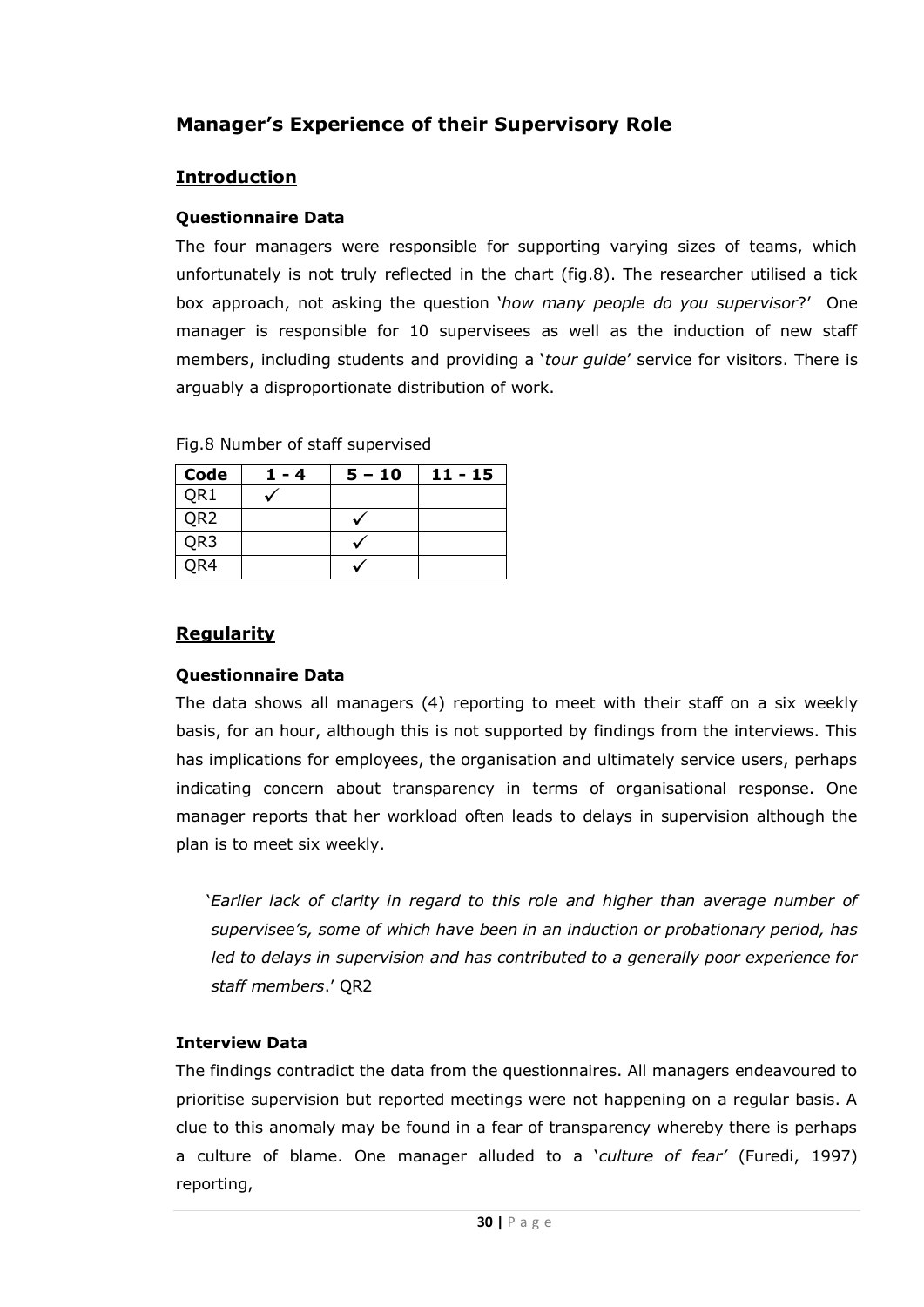## Manager's Experience of their Supervisory Role

### Introduction

#### Questionnaire Data

The four managers were responsible for supporting varying sizes of teams, which unfortunately is not truly reflected in the chart (fig.8). The researcher utilised a tick box approach, not asking the question '*how many people do you supervisor*?' One manager is responsible for 10 supervisees as well as the induction of new staff members, including students and providing a '*tour guide*' service for visitors. There is arguably a disproportionate distribution of work.

Fig.8 Number of staff supervised

| Code | 1 - 4 | 5 – 10 | 11 - 15 |
|---|---|---|---|
| QR1 | ✓ | | |
| QR2 | | ✓ | |
| QR3 | | ✓ | |
| QR4 | | ✓ | |

### Regularity

#### Questionnaire Data

The data shows all managers (4) reporting to meet with their staff on a six weekly basis, for an hour, although this is not supported by findings from the interviews. This has implications for employees, the organisation and ultimately service users, perhaps indicating concern about transparency in terms of organisational response. One manager reports that her workload often leads to delays in supervision although the plan is to meet six weekly.

> '*Earlier lack of clarity in regard to this role and higher than average number of supervisee's, some of which have been in an induction or probationary period, has led to delays in supervision and has contributed to a generally poor experience for staff members*.' QR2

#### Interview Data

The findings contradict the data from the questionnaires. All managers endeavoured to prioritise supervision but reported meetings were not happening on a regular basis. A clue to this anomaly may be found in a fear of transparency whereby there is perhaps a culture of blame. One manager alluded to a '*culture of fear'* (Furedi, 1997) reporting,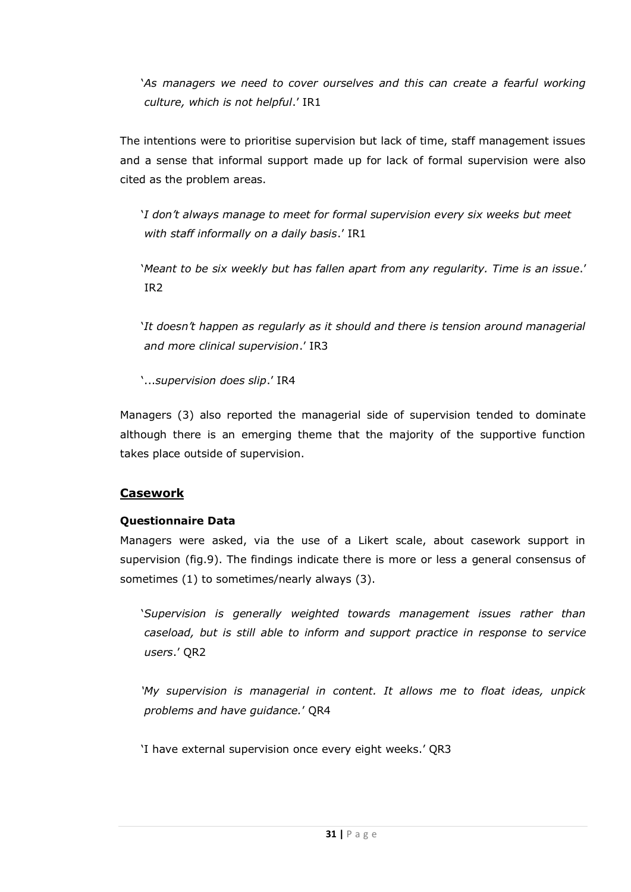'*As managers we need to cover ourselves and this can create a fearful working culture, which is not helpful*.' IR1

The intentions were to prioritise supervision but lack of time, staff management issues and a sense that informal support made up for lack of formal supervision were also cited as the problem areas.

'*I don't always manage to meet for formal supervision every six weeks but meet with staff informally on a daily basis*.' IR1

'*Meant to be six weekly but has fallen apart from any regularity. Time is an issue*.' IR2

'*It doesn't happen as regularly as it should and there is tension around managerial and more clinical supervision*.' IR3

'...*supervision does slip*.' IR4

Managers (3) also reported the managerial side of supervision tended to dominate although there is an emerging theme that the majority of the supportive function takes place outside of supervision.

## Casework

### Questionnaire Data

Managers were asked, via the use of a Likert scale, about casework support in supervision (fig.9). The findings indicate there is more or less a general consensus of sometimes (1) to sometimes/nearly always (3).

'*Supervision is generally weighted towards management issues rather than caseload, but is still able to inform and support practice in response to service users*.' QR2

'*My supervision is managerial in content. It allows me to float ideas, unpick problems and have guidance.*' QR4

'I have external supervision once every eight weeks.' QR3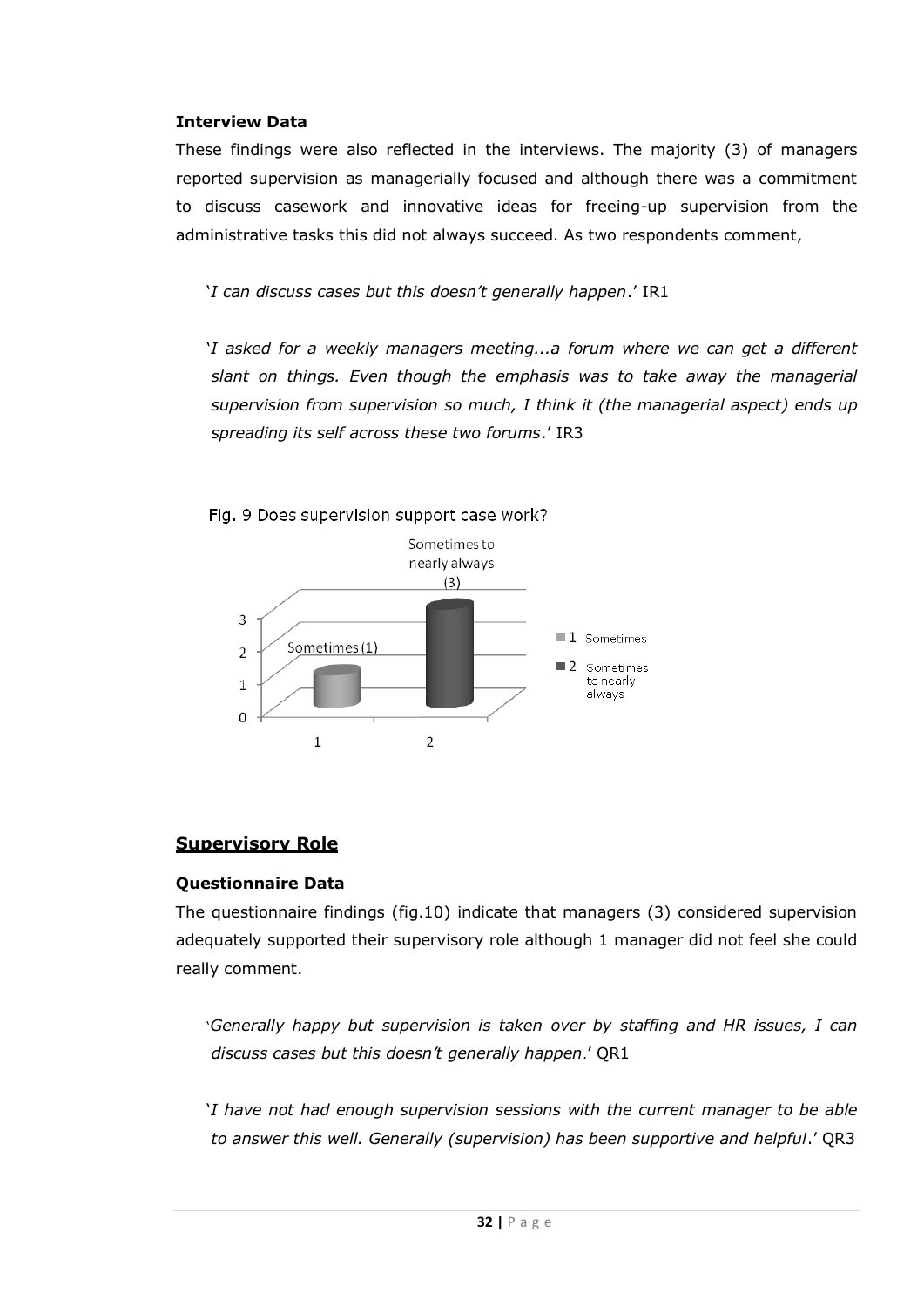**Interview Data**

These findings were also reflected in the interviews. The majority (3) of managers reported supervision as managerially focused and although there was a commitment to discuss casework and innovative ideas for freeing-up supervision from the administrative tasks this did not always succeed. As two respondents comment,

'*I can discuss cases but this doesn't generally happen*.' IR1

'*I asked for a weekly managers meeting...a forum where we can get a different slant on things. Even though the emphasis was to take away the managerial supervision from supervision so much, I think it (the managerial aspect) ends up spreading its self across these two forums*.' IR3

Fig. 9 Does supervision support case work?

## Supervisory Role

**Questionnaire Data**

The questionnaire findings (fig.10) indicate that managers (3) considered supervision adequately supported their supervisory role although 1 manager did not feel she could really comment.

'*Generally happy but supervision is taken over by staffing and HR issues, I can discuss cases but this doesn't generally happen*.' QR1

'*I have not had enough supervision sessions with the current manager to be able to answer this well. Generally (supervision) has been supportive and helpful*.' QR3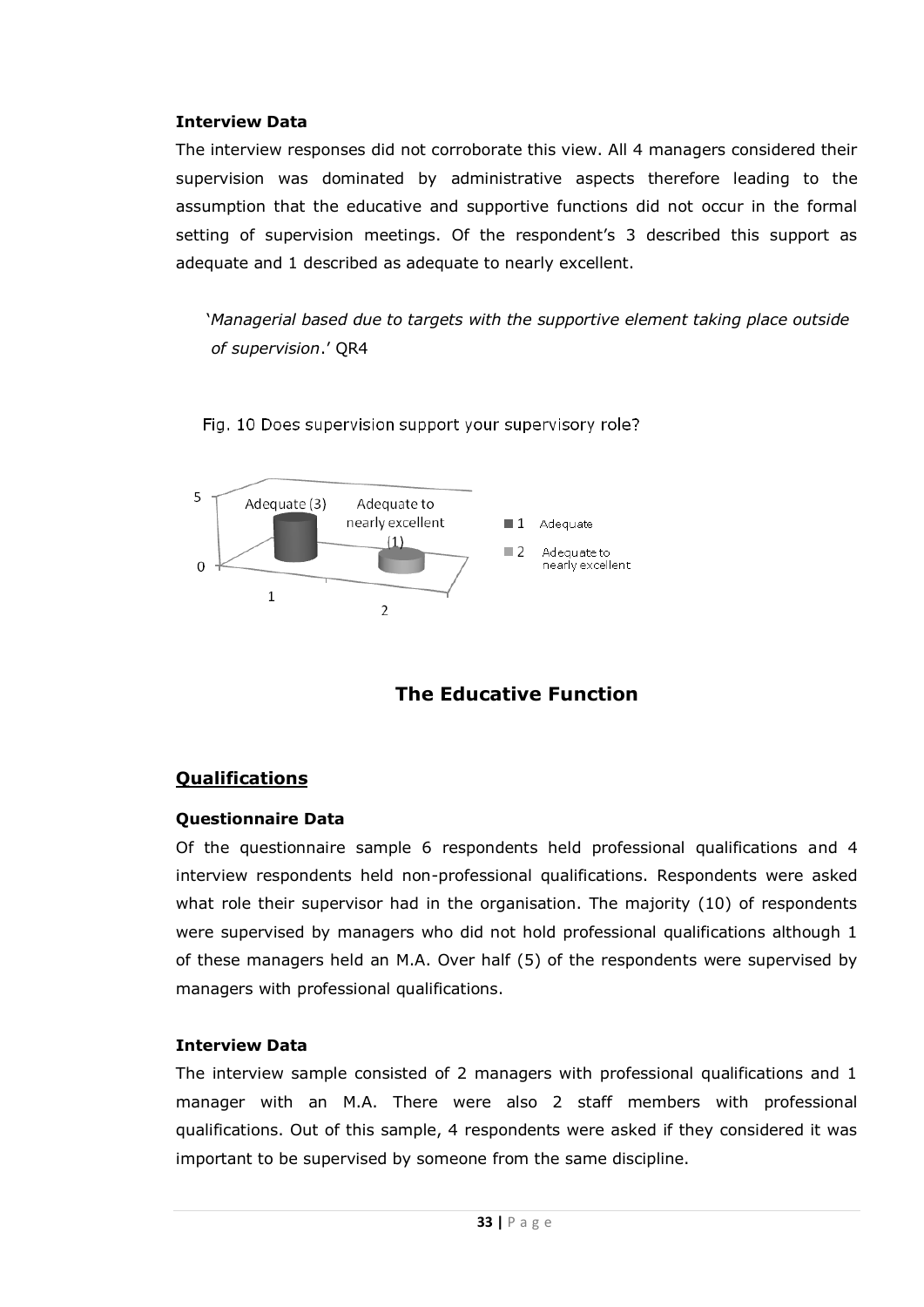#### Interview Data

The interview responses did not corroborate this view. All 4 managers considered their supervision was dominated by administrative aspects therefore leading to the assumption that the educative and supportive functions did not occur in the formal setting of supervision meetings. Of the respondent's 3 described this support as adequate and 1 described as adequate to nearly excellent.

> '*Managerial based due to targets with the supportive element taking place outside of supervision*.' QR4

Fig. 10 Does supervision support your supervisory role?

| | Adequate | Adequate to nearly excellent |
|---|---|---|
| Count | 3 | 1 |

## The Educative Function

### Qualifications

#### Questionnaire Data

Of the questionnaire sample 6 respondents held professional qualifications and 4 interview respondents held non-professional qualifications. Respondents were asked what role their supervisor had in the organisation. The majority (10) of respondents were supervised by managers who did not hold professional qualifications although 1 of these managers held an M.A. Over half (5) of the respondents were supervised by managers with professional qualifications.

#### Interview Data

The interview sample consisted of 2 managers with professional qualifications and 1 manager with an M.A. There were also 2 staff members with professional qualifications. Out of this sample, 4 respondents were asked if they considered it was important to be supervised by someone from the same discipline.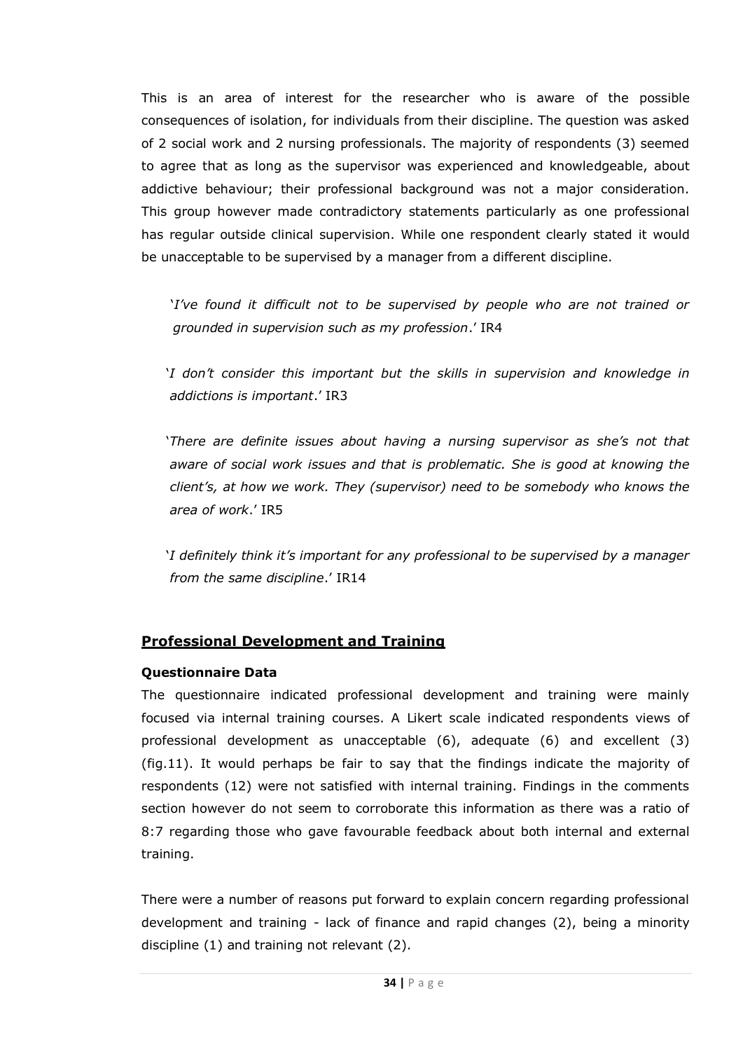This is an area of interest for the researcher who is aware of the possible consequences of isolation, for individuals from their discipline. The question was asked of 2 social work and 2 nursing professionals. The majority of respondents (3) seemed to agree that as long as the supervisor was experienced and knowledgeable, about addictive behaviour; their professional background was not a major consideration. This group however made contradictory statements particularly as one professional has regular outside clinical supervision. While one respondent clearly stated it would be unacceptable to be supervised by a manager from a different discipline.

> '*I've found it difficult not to be supervised by people who are not trained or grounded in supervision such as my profession*.' IR4

> '*I don't consider this important but the skills in supervision and knowledge in addictions is important*.' IR3

> '*There are definite issues about having a nursing supervisor as she's not that aware of social work issues and that is problematic. She is good at knowing the client's, at how we work. They (supervisor) need to be somebody who knows the area of work*.' IR5

> '*I definitely think it's important for any professional to be supervised by a manager from the same discipline*.' IR14

## Professional Development and Training

### Questionnaire Data

The questionnaire indicated professional development and training were mainly focused via internal training courses. A Likert scale indicated respondents views of professional development as unacceptable (6), adequate (6) and excellent (3) (fig.11). It would perhaps be fair to say that the findings indicate the majority of respondents (12) were not satisfied with internal training. Findings in the comments section however do not seem to corroborate this information as there was a ratio of 8:7 regarding those who gave favourable feedback about both internal and external training.

There were a number of reasons put forward to explain concern regarding professional development and training - lack of finance and rapid changes (2), being a minority discipline (1) and training not relevant (2).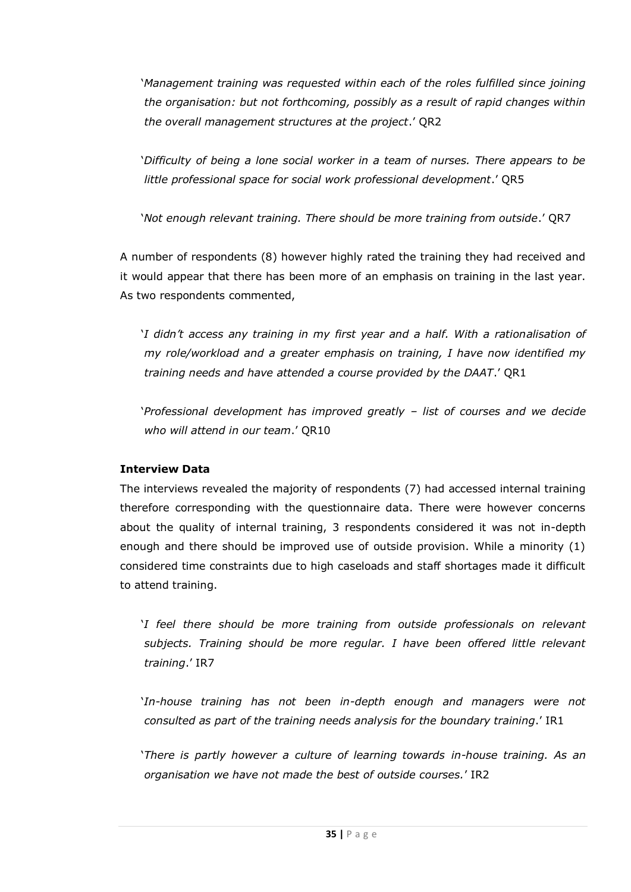'*Management training was requested within each of the roles fulfilled since joining the organisation: but not forthcoming, possibly as a result of rapid changes within the overall management structures at the project*.' QR2

'*Difficulty of being a lone social worker in a team of nurses. There appears to be little professional space for social work professional development*.' QR5

'*Not enough relevant training. There should be more training from outside*.' QR7

A number of respondents (8) however highly rated the training they had received and it would appear that there has been more of an emphasis on training in the last year. As two respondents commented,

'*I didn't access any training in my first year and a half. With a rationalisation of my role/workload and a greater emphasis on training, I have now identified my training needs and have attended a course provided by the DAAT*.' QR1

'*Professional development has improved greatly – list of courses and we decide who will attend in our team*.' QR10

**Interview Data**

The interviews revealed the majority of respondents (7) had accessed internal training therefore corresponding with the questionnaire data. There were however concerns about the quality of internal training, 3 respondents considered it was not in-depth enough and there should be improved use of outside provision. While a minority (1) considered time constraints due to high caseloads and staff shortages made it difficult to attend training.

'*I feel there should be more training from outside professionals on relevant subjects. Training should be more regular. I have been offered little relevant training*.' IR7

'*In-house training has not been in-depth enough and managers were not consulted as part of the training needs analysis for the boundary training*.' IR1

'*There is partly however a culture of learning towards in-house training. As an organisation we have not made the best of outside courses.*' IR2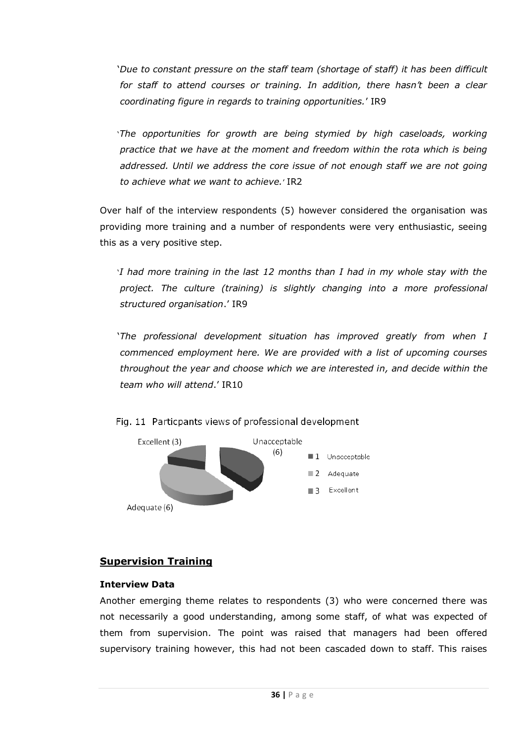'*Due to constant pressure on the staff team (shortage of staff) it has been difficult for staff to attend courses or training. In addition, there hasn't been a clear coordinating figure in regards to training opportunities.*' IR9

'*The opportunities for growth are being stymied by high caseloads, working practice that we have at the moment and freedom within the rota which is being addressed. Until we address the core issue of not enough staff we are not going to achieve what we want to achieve.*' IR2

Over half of the interview respondents (5) however considered the organisation was providing more training and a number of respondents were very enthusiastic, seeing this as a very positive step.

'*I had more training in the last 12 months than I had in my whole stay with the project. The culture (training) is slightly changing into a more professional structured organisation*.' IR9

'*The professional development situation has improved greatly from when I commenced employment here. We are provided with a list of upcoming courses throughout the year and choose which we are interested in, and decide within the team who will attend*.' IR10

Fig. 11 Particpants views of professional development

| Rating | Participants |
|---|---|
| 1 Unacceptable | 6 |
| 2 Adequate | 6 |
| 3 Excellent | 3 |

## Supervision Training

### Interview Data

Another emerging theme relates to respondents (3) who were concerned there was not necessarily a good understanding, among some staff, of what was expected of them from supervision. The point was raised that managers had been offered supervisory training however, this had not been cascaded down to staff. This raises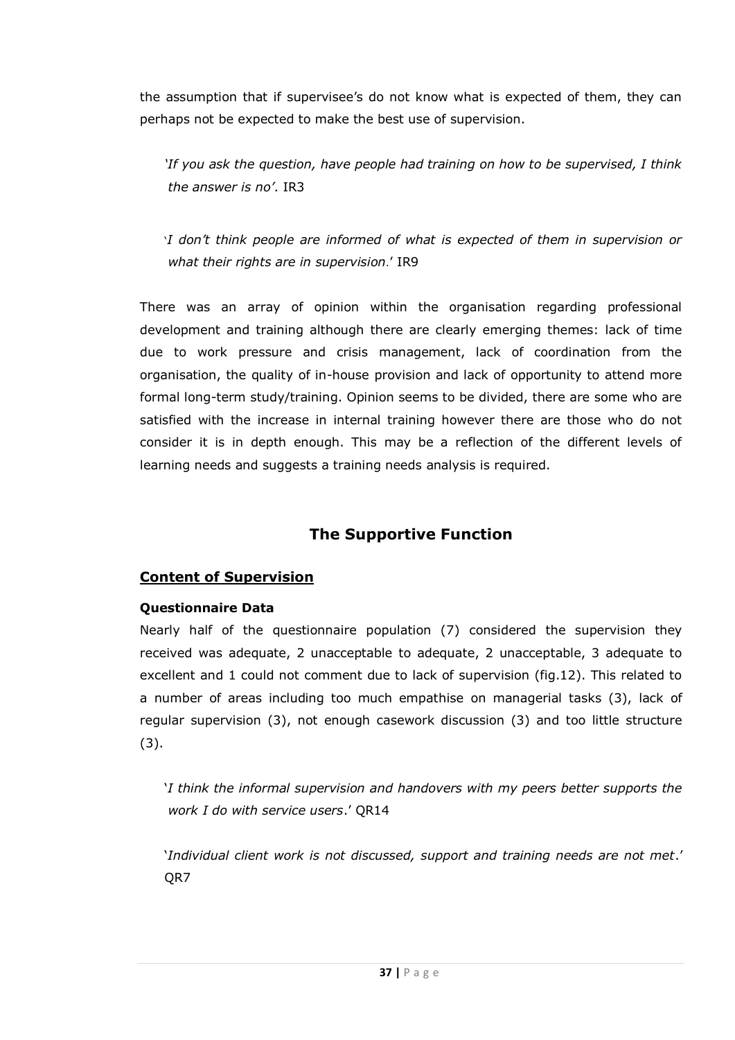the assumption that if supervisee's do not know what is expected of them, they can perhaps not be expected to make the best use of supervision.

> '*If you ask the question, have people had training on how to be supervised, I think the answer is no'*. IR3

> '*I don't think people are informed of what is expected of them in supervision or what their rights are in supervision*.' IR9

There was an array of opinion within the organisation regarding professional development and training although there are clearly emerging themes: lack of time due to work pressure and crisis management, lack of coordination from the organisation, the quality of in-house provision and lack of opportunity to attend more formal long-term study/training. Opinion seems to be divided, there are some who are satisfied with the increase in internal training however there are those who do not consider it is in depth enough. This may be a reflection of the different levels of learning needs and suggests a training needs analysis is required.

## The Supportive Function

### Content of Supervision

#### Questionnaire Data

Nearly half of the questionnaire population (7) considered the supervision they received was adequate, 2 unacceptable to adequate, 2 unacceptable, 3 adequate to excellent and 1 could not comment due to lack of supervision (fig.12). This related to a number of areas including too much empathise on managerial tasks (3), lack of regular supervision (3), not enough casework discussion (3) and too little structure (3).

> '*I think the informal supervision and handovers with my peers better supports the work I do with service users*.' QR14

> '*Individual client work is not discussed, support and training needs are not met*.' QR7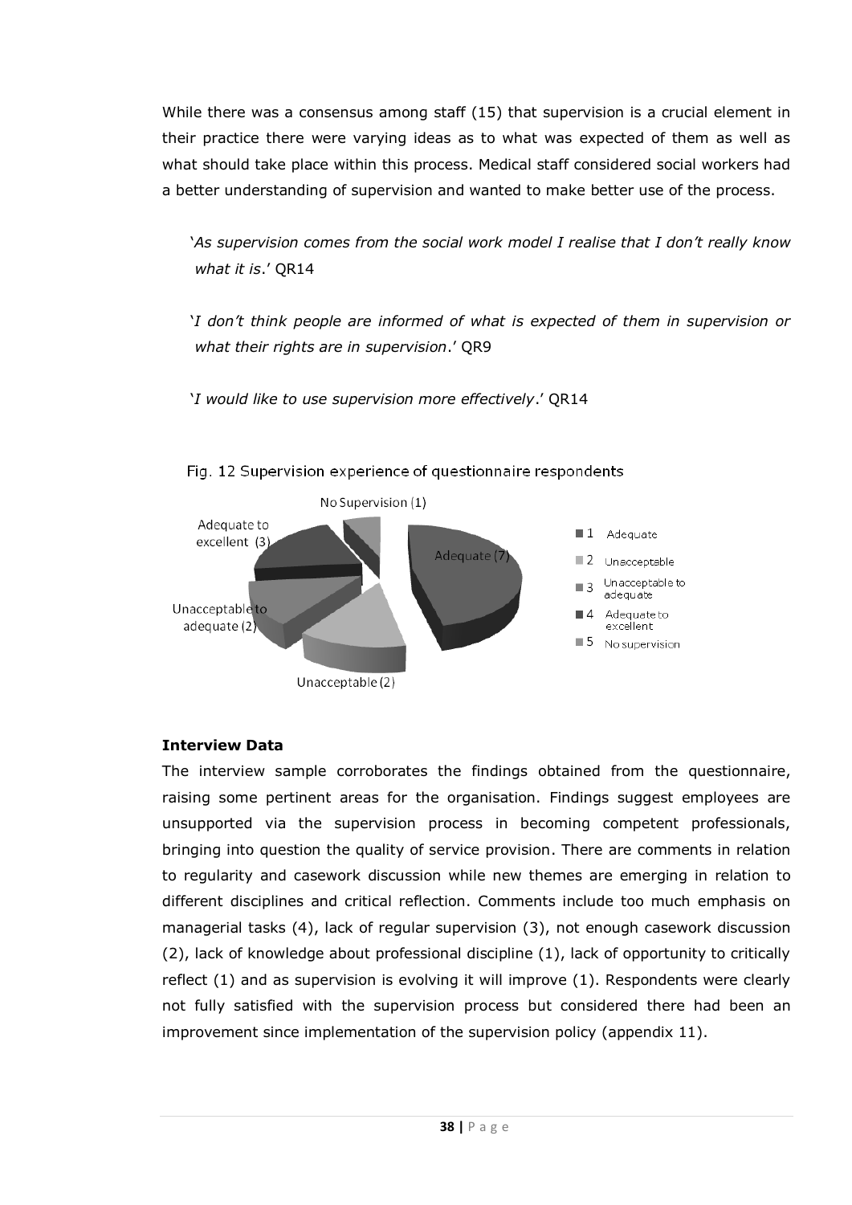While there was a consensus among staff (15) that supervision is a crucial element in their practice there were varying ideas as to what was expected of them as well as what should take place within this process. Medical staff considered social workers had a better understanding of supervision and wanted to make better use of the process.

> '*As supervision comes from the social work model I realise that I don't really know what it is*.' QR14

> '*I don't think people are informed of what is expected of them in supervision or what their rights are in supervision*.' QR9

> '*I would like to use supervision more effectively*.' QR14

Fig. 12 Supervision experience of questionnaire respondents

| Category | Respondents |
|---|---|
| 1 Adequate | 7 |
| 2 Unacceptable | 2 |
| 3 Unacceptable to adequate | 2 |
| 4 Adequate to excellent | 3 |
| 5 No supervision | 1 |

**Interview Data**

The interview sample corroborates the findings obtained from the questionnaire, raising some pertinent areas for the organisation. Findings suggest employees are unsupported via the supervision process in becoming competent professionals, bringing into question the quality of service provision. There are comments in relation to regularity and casework discussion while new themes are emerging in relation to different disciplines and critical reflection. Comments include too much emphasis on managerial tasks (4), lack of regular supervision (3), not enough casework discussion (2), lack of knowledge about professional discipline (1), lack of opportunity to critically reflect (1) and as supervision is evolving it will improve (1). Respondents were clearly not fully satisfied with the supervision process but considered there had been an improvement since implementation of the supervision policy (appendix 11).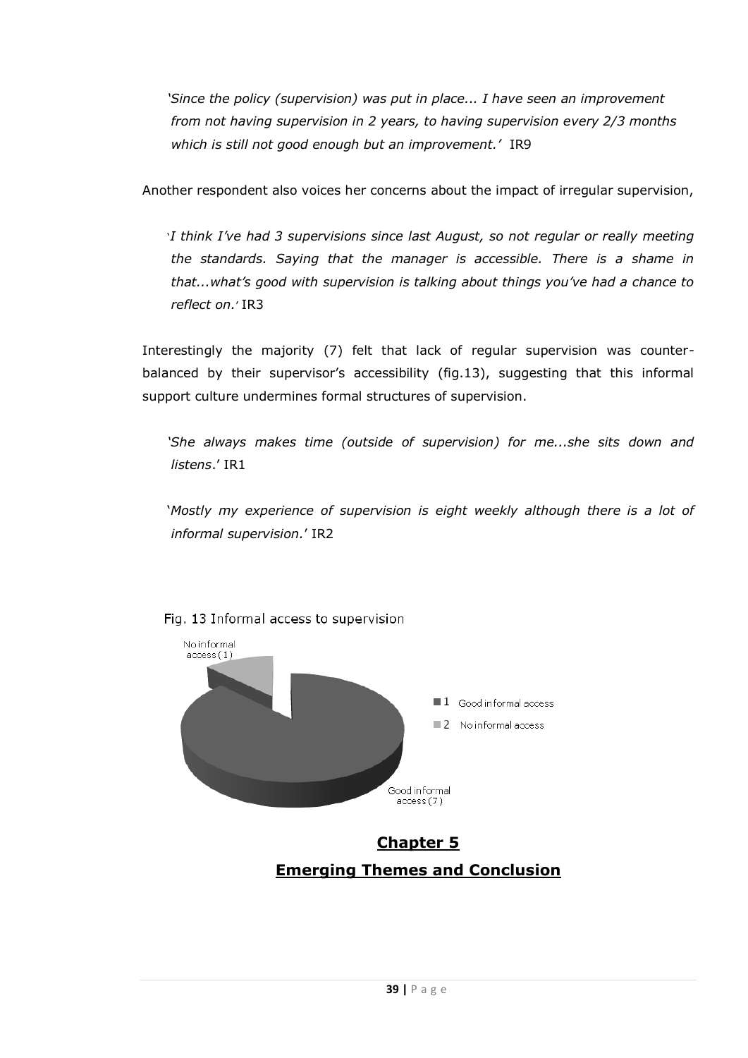*'Since the policy (supervision) was put in place... I have seen an improvement from not having supervision in 2 years, to having supervision every 2/3 months which is still not good enough but an improvement.'* IR9

Another respondent also voices her concerns about the impact of irregular supervision,

*'I think I've had 3 supervisions since last August, so not regular or really meeting the standards. Saying that the manager is accessible. There is a shame in that...what's good with supervision is talking about things you've had a chance to reflect on.'* IR3

Interestingly the majority (7) felt that lack of regular supervision was counter-balanced by their supervisor's accessibility (fig.13), suggesting that this informal support culture undermines formal structures of supervision.

*'She always makes time (outside of supervision) for me...she sits down and listens*.' IR1

'*Mostly my experience of supervision is eight weekly although there is a lot of informal supervision.*' IR2

Fig. 13 Informal access to supervision

No informal access (1)

Good informal access (7)

1 Good informal access
2 No informal access

# Chapter 5

## Emerging Themes and Conclusion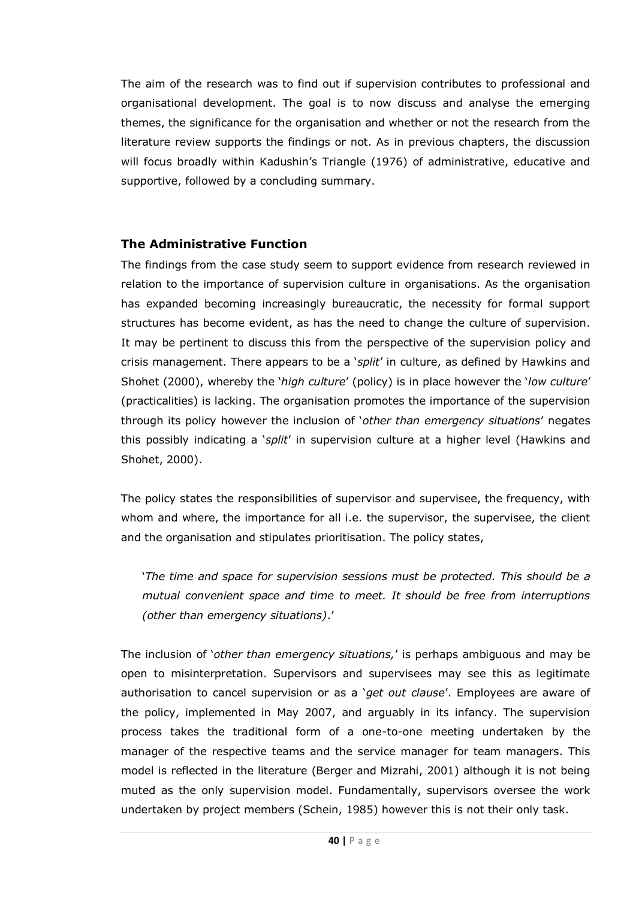The aim of the research was to find out if supervision contributes to professional and organisational development. The goal is to now discuss and analyse the emerging themes, the significance for the organisation and whether or not the research from the literature review supports the findings or not. As in previous chapters, the discussion will focus broadly within Kadushin's Triangle (1976) of administrative, educative and supportive, followed by a concluding summary.

### The Administrative Function

The findings from the case study seem to support evidence from research reviewed in relation to the importance of supervision culture in organisations. As the organisation has expanded becoming increasingly bureaucratic, the necessity for formal support structures has become evident, as has the need to change the culture of supervision. It may be pertinent to discuss this from the perspective of the supervision policy and crisis management. There appears to be a '*split*' in culture, as defined by Hawkins and Shohet (2000), whereby the '*high culture*' (policy) is in place however the '*low culture*' (practicalities) is lacking. The organisation promotes the importance of the supervision through its policy however the inclusion of '*other than emergency situations*' negates this possibly indicating a '*split*' in supervision culture at a higher level (Hawkins and Shohet, 2000).

The policy states the responsibilities of supervisor and supervisee, the frequency, with whom and where, the importance for all i.e. the supervisor, the supervisee, the client and the organisation and stipulates prioritisation. The policy states,

> '*The time and space for supervision sessions must be protected. This should be a mutual convenient space and time to meet. It should be free from interruptions (other than emergency situations)*.'

The inclusion of '*other than emergency situations,*' is perhaps ambiguous and may be open to misinterpretation. Supervisors and supervisees may see this as legitimate authorisation to cancel supervision or as a '*get out clause*'. Employees are aware of the policy, implemented in May 2007, and arguably in its infancy. The supervision process takes the traditional form of a one-to-one meeting undertaken by the manager of the respective teams and the service manager for team managers. This model is reflected in the literature (Berger and Mizrahi, 2001) although it is not being muted as the only supervision model. Fundamentally, supervisors oversee the work undertaken by project members (Schein, 1985) however this is not their only task.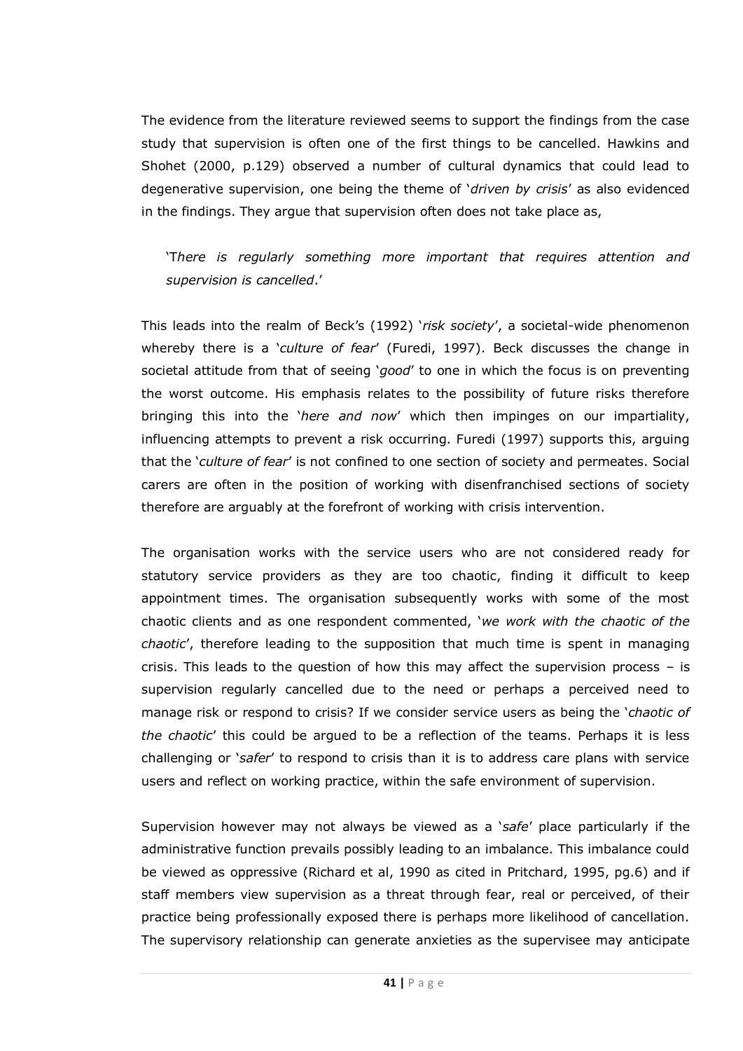The evidence from the literature reviewed seems to support the findings from the case study that supervision is often one of the first things to be cancelled. Hawkins and Shohet (2000, p.129) observed a number of cultural dynamics that could lead to degenerative supervision, one being the theme of '*driven by crisis*' as also evidenced in the findings. They argue that supervision often does not take place as,

> '*There is regularly something more important that requires attention and supervision is cancelled*.'

This leads into the realm of Beck's (1992) '*risk society*', a societal-wide phenomenon whereby there is a '*culture of fear*' (Furedi, 1997). Beck discusses the change in societal attitude from that of seeing '*good*' to one in which the focus is on preventing the worst outcome. His emphasis relates to the possibility of future risks therefore bringing this into the '*here and now*' which then impinges on our impartiality, influencing attempts to prevent a risk occurring. Furedi (1997) supports this, arguing that the '*culture of fear*' is not confined to one section of society and permeates. Social carers are often in the position of working with disenfranchised sections of society therefore are arguably at the forefront of working with crisis intervention.

The organisation works with the service users who are not considered ready for statutory service providers as they are too chaotic, finding it difficult to keep appointment times. The organisation subsequently works with some of the most chaotic clients and as one respondent commented, '*we work with the chaotic of the chaotic*', therefore leading to the supposition that much time is spent in managing crisis. This leads to the question of how this may affect the supervision process – is supervision regularly cancelled due to the need or perhaps a perceived need to manage risk or respond to crisis? If we consider service users as being the '*chaotic of the chaotic*' this could be argued to be a reflection of the teams. Perhaps it is less challenging or '*safer*' to respond to crisis than it is to address care plans with service users and reflect on working practice, within the safe environment of supervision.

Supervision however may not always be viewed as a '*safe*' place particularly if the administrative function prevails possibly leading to an imbalance. This imbalance could be viewed as oppressive (Richard et al, 1990 as cited in Pritchard, 1995, pg.6) and if staff members view supervision as a threat through fear, real or perceived, of their practice being professionally exposed there is perhaps more likelihood of cancellation. The supervisory relationship can generate anxieties as the supervisee may anticipate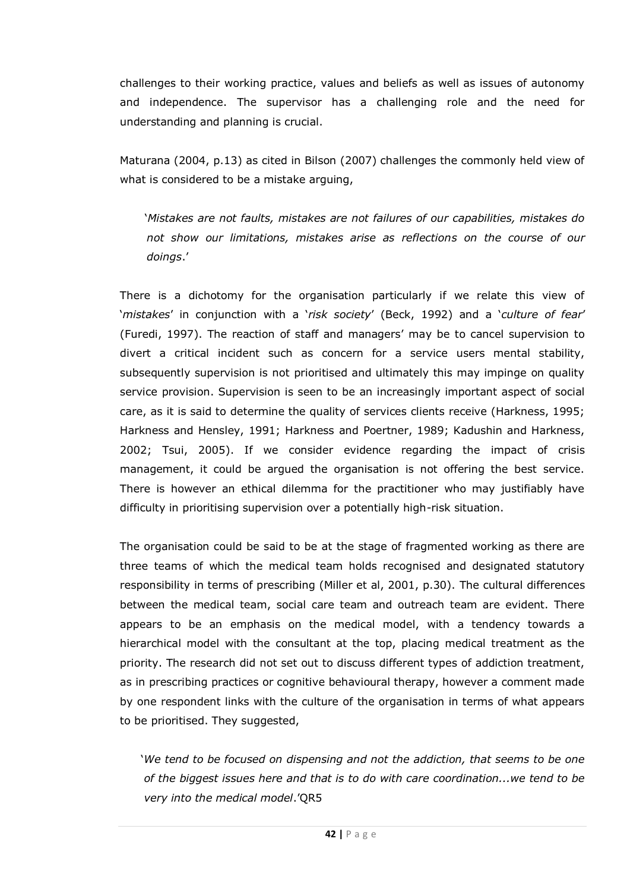challenges to their working practice, values and beliefs as well as issues of autonomy and independence. The supervisor has a challenging role and the need for understanding and planning is crucial.

Maturana (2004, p.13) as cited in Bilson (2007) challenges the commonly held view of what is considered to be a mistake arguing,

> '*Mistakes are not faults, mistakes are not failures of our capabilities, mistakes do not show our limitations, mistakes arise as reflections on the course of our doings*.'

There is a dichotomy for the organisation particularly if we relate this view of '*mistakes*' in conjunction with a '*risk society*' (Beck, 1992) and a '*culture of fear*' (Furedi, 1997). The reaction of staff and managers' may be to cancel supervision to divert a critical incident such as concern for a service users mental stability, subsequently supervision is not prioritised and ultimately this may impinge on quality service provision. Supervision is seen to be an increasingly important aspect of social care, as it is said to determine the quality of services clients receive (Harkness, 1995; Harkness and Hensley, 1991; Harkness and Poertner, 1989; Kadushin and Harkness, 2002; Tsui, 2005). If we consider evidence regarding the impact of crisis management, it could be argued the organisation is not offering the best service. There is however an ethical dilemma for the practitioner who may justifiably have difficulty in prioritising supervision over a potentially high-risk situation.

The organisation could be said to be at the stage of fragmented working as there are three teams of which the medical team holds recognised and designated statutory responsibility in terms of prescribing (Miller et al, 2001, p.30). The cultural differences between the medical team, social care team and outreach team are evident. There appears to be an emphasis on the medical model, with a tendency towards a hierarchical model with the consultant at the top, placing medical treatment as the priority. The research did not set out to discuss different types of addiction treatment, as in prescribing practices or cognitive behavioural therapy, however a comment made by one respondent links with the culture of the organisation in terms of what appears to be prioritised. They suggested,

> '*We tend to be focused on dispensing and not the addiction, that seems to be one of the biggest issues here and that is to do with care coordination...we tend to be very into the medical model*.'QR5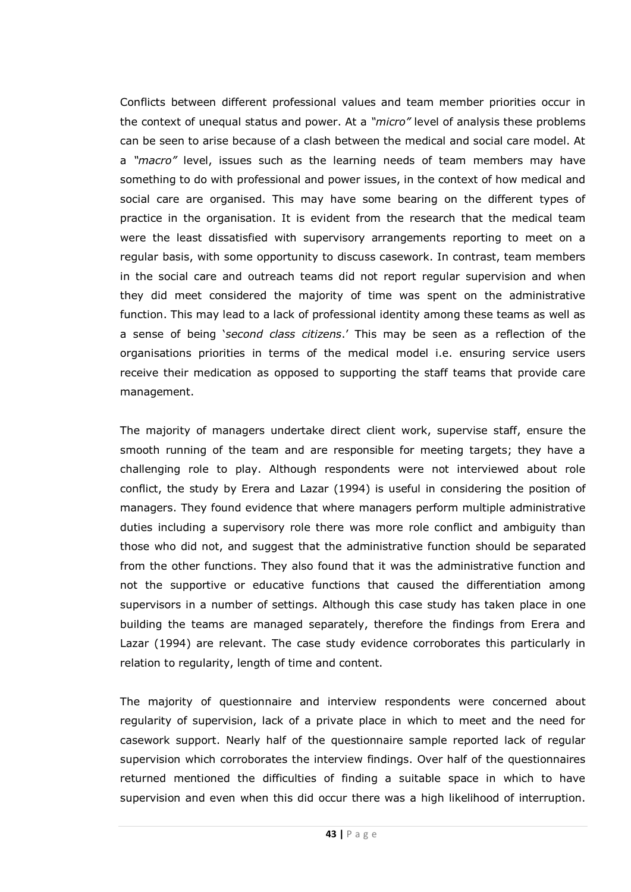Conflicts between different professional values and team member priorities occur in the context of unequal status and power. At a *"micro"* level of analysis these problems can be seen to arise because of a clash between the medical and social care model. At a *"macro"* level, issues such as the learning needs of team members may have something to do with professional and power issues, in the context of how medical and social care are organised. This may have some bearing on the different types of practice in the organisation. It is evident from the research that the medical team were the least dissatisfied with supervisory arrangements reporting to meet on a regular basis, with some opportunity to discuss casework. In contrast, team members in the social care and outreach teams did not report regular supervision and when they did meet considered the majority of time was spent on the administrative function. This may lead to a lack of professional identity among these teams as well as a sense of being '*second class citizens*.' This may be seen as a reflection of the organisations priorities in terms of the medical model i.e. ensuring service users receive their medication as opposed to supporting the staff teams that provide care management.

The majority of managers undertake direct client work, supervise staff, ensure the smooth running of the team and are responsible for meeting targets; they have a challenging role to play. Although respondents were not interviewed about role conflict, the study by Erera and Lazar (1994) is useful in considering the position of managers. They found evidence that where managers perform multiple administrative duties including a supervisory role there was more role conflict and ambiguity than those who did not, and suggest that the administrative function should be separated from the other functions. They also found that it was the administrative function and not the supportive or educative functions that caused the differentiation among supervisors in a number of settings. Although this case study has taken place in one building the teams are managed separately, therefore the findings from Erera and Lazar (1994) are relevant. The case study evidence corroborates this particularly in relation to regularity, length of time and content.

The majority of questionnaire and interview respondents were concerned about regularity of supervision, lack of a private place in which to meet and the need for casework support. Nearly half of the questionnaire sample reported lack of regular supervision which corroborates the interview findings. Over half of the questionnaires returned mentioned the difficulties of finding a suitable space in which to have supervision and even when this did occur there was a high likelihood of interruption.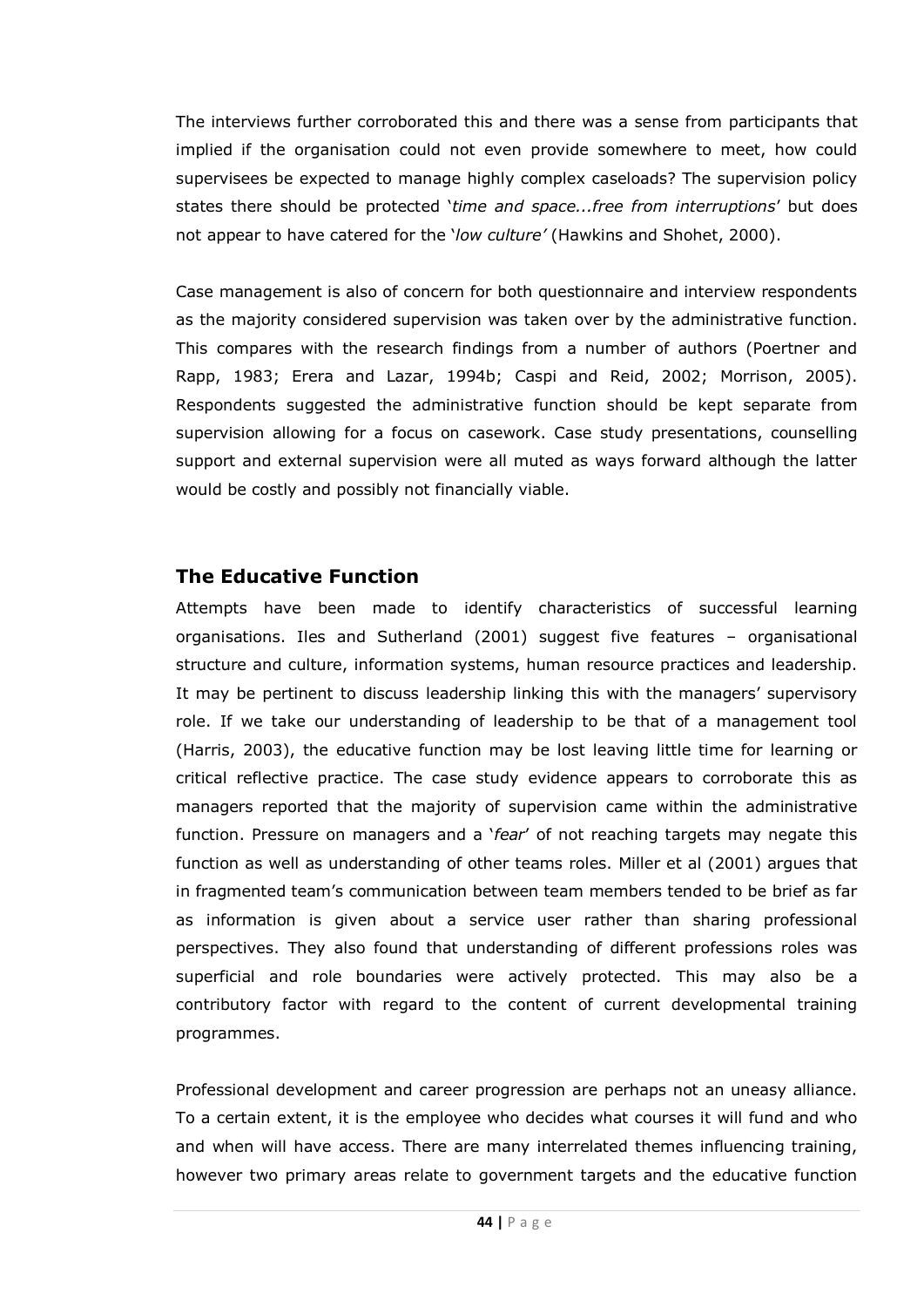The interviews further corroborated this and there was a sense from participants that implied if the organisation could not even provide somewhere to meet, how could supervisees be expected to manage highly complex caseloads? The supervision policy states there should be protected '*time and space...free from interruptions*' but does not appear to have catered for the '*low culture'* (Hawkins and Shohet, 2000).

Case management is also of concern for both questionnaire and interview respondents as the majority considered supervision was taken over by the administrative function. This compares with the research findings from a number of authors (Poertner and Rapp, 1983; Erera and Lazar, 1994b; Caspi and Reid, 2002; Morrison, 2005). Respondents suggested the administrative function should be kept separate from supervision allowing for a focus on casework. Case study presentations, counselling support and external supervision were all muted as ways forward although the latter would be costly and possibly not financially viable.

## The Educative Function

Attempts have been made to identify characteristics of successful learning organisations. Iles and Sutherland (2001) suggest five features – organisational structure and culture, information systems, human resource practices and leadership. It may be pertinent to discuss leadership linking this with the managers' supervisory role. If we take our understanding of leadership to be that of a management tool (Harris, 2003), the educative function may be lost leaving little time for learning or critical reflective practice. The case study evidence appears to corroborate this as managers reported that the majority of supervision came within the administrative function. Pressure on managers and a '*fear*' of not reaching targets may negate this function as well as understanding of other teams roles. Miller et al (2001) argues that in fragmented team's communication between team members tended to be brief as far as information is given about a service user rather than sharing professional perspectives. They also found that understanding of different professions roles was superficial and role boundaries were actively protected. This may also be a contributory factor with regard to the content of current developmental training programmes.

Professional development and career progression are perhaps not an uneasy alliance. To a certain extent, it is the employee who decides what courses it will fund and who and when will have access. There are many interrelated themes influencing training, however two primary areas relate to government targets and the educative function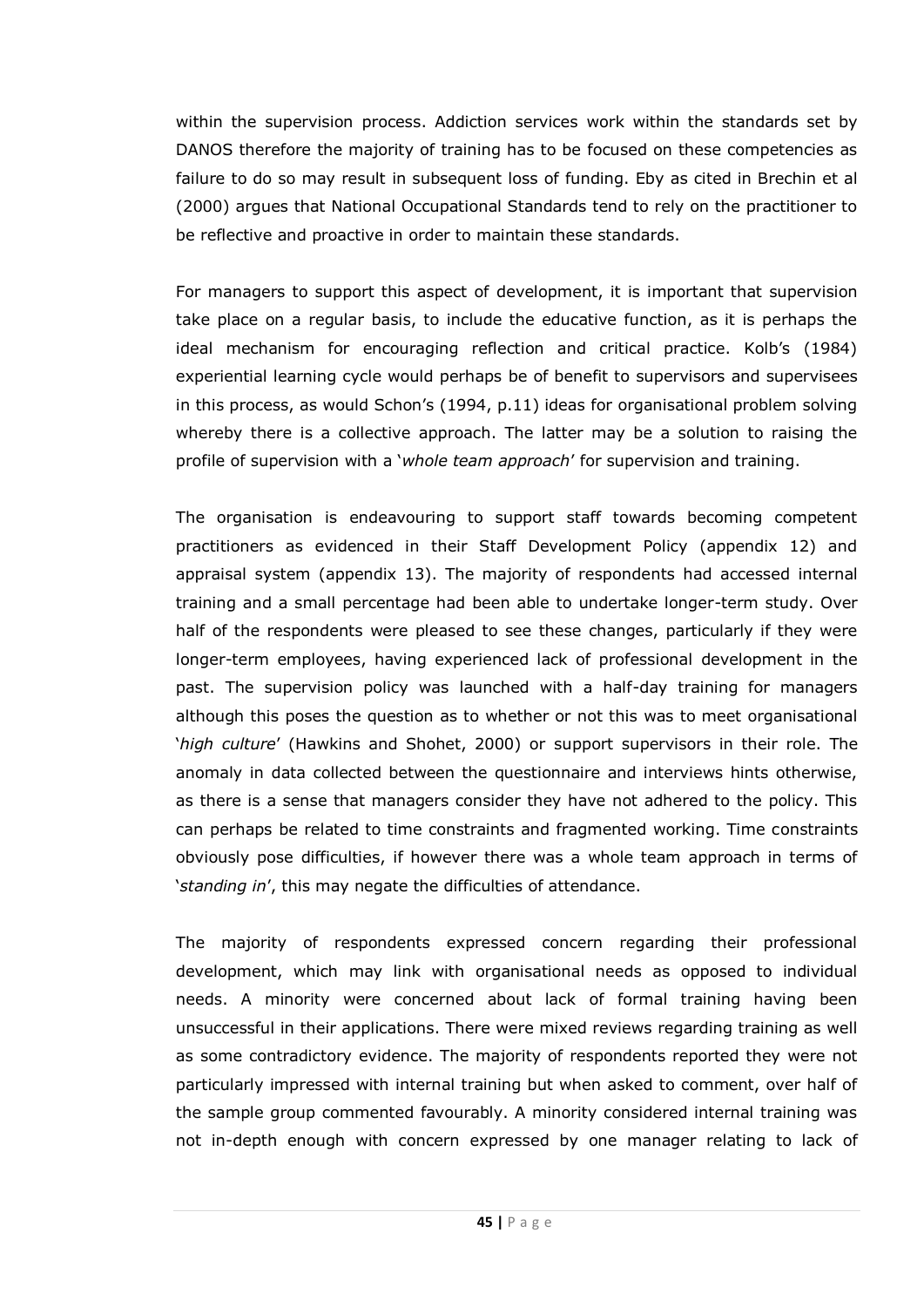within the supervision process. Addiction services work within the standards set by DANOS therefore the majority of training has to be focused on these competencies as failure to do so may result in subsequent loss of funding. Eby as cited in Brechin et al (2000) argues that National Occupational Standards tend to rely on the practitioner to be reflective and proactive in order to maintain these standards.

For managers to support this aspect of development, it is important that supervision take place on a regular basis, to include the educative function, as it is perhaps the ideal mechanism for encouraging reflection and critical practice. Kolb's (1984) experiential learning cycle would perhaps be of benefit to supervisors and supervisees in this process, as would Schon's (1994, p.11) ideas for organisational problem solving whereby there is a collective approach. The latter may be a solution to raising the profile of supervision with a '*whole team approach*' for supervision and training.

The organisation is endeavouring to support staff towards becoming competent practitioners as evidenced in their Staff Development Policy (appendix 12) and appraisal system (appendix 13). The majority of respondents had accessed internal training and a small percentage had been able to undertake longer-term study. Over half of the respondents were pleased to see these changes, particularly if they were longer-term employees, having experienced lack of professional development in the past. The supervision policy was launched with a half-day training for managers although this poses the question as to whether or not this was to meet organisational '*high culture*' (Hawkins and Shohet, 2000) or support supervisors in their role. The anomaly in data collected between the questionnaire and interviews hints otherwise, as there is a sense that managers consider they have not adhered to the policy. This can perhaps be related to time constraints and fragmented working. Time constraints obviously pose difficulties, if however there was a whole team approach in terms of '*standing in*', this may negate the difficulties of attendance.

The majority of respondents expressed concern regarding their professional development, which may link with organisational needs as opposed to individual needs. A minority were concerned about lack of formal training having been unsuccessful in their applications. There were mixed reviews regarding training as well as some contradictory evidence. The majority of respondents reported they were not particularly impressed with internal training but when asked to comment, over half of the sample group commented favourably. A minority considered internal training was not in-depth enough with concern expressed by one manager relating to lack of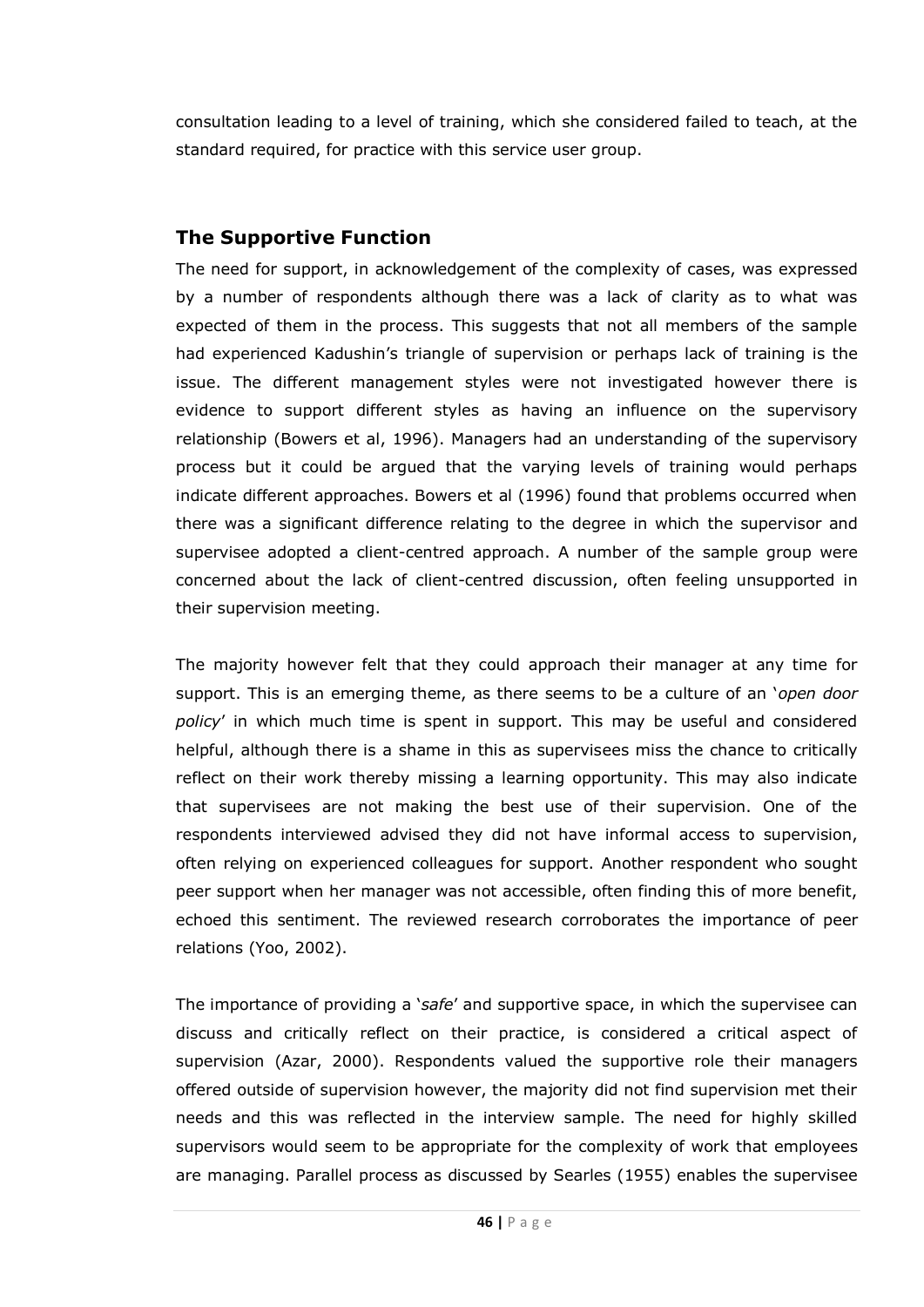consultation leading to a level of training, which she considered failed to teach, at the standard required, for practice with this service user group.

## The Supportive Function

The need for support, in acknowledgement of the complexity of cases, was expressed by a number of respondents although there was a lack of clarity as to what was expected of them in the process. This suggests that not all members of the sample had experienced Kadushin's triangle of supervision or perhaps lack of training is the issue. The different management styles were not investigated however there is evidence to support different styles as having an influence on the supervisory relationship (Bowers et al, 1996). Managers had an understanding of the supervisory process but it could be argued that the varying levels of training would perhaps indicate different approaches. Bowers et al (1996) found that problems occurred when there was a significant difference relating to the degree in which the supervisor and supervisee adopted a client-centred approach. A number of the sample group were concerned about the lack of client-centred discussion, often feeling unsupported in their supervision meeting.

The majority however felt that they could approach their manager at any time for support. This is an emerging theme, as there seems to be a culture of an '*open door policy*' in which much time is spent in support. This may be useful and considered helpful, although there is a shame in this as supervisees miss the chance to critically reflect on their work thereby missing a learning opportunity. This may also indicate that supervisees are not making the best use of their supervision. One of the respondents interviewed advised they did not have informal access to supervision, often relying on experienced colleagues for support. Another respondent who sought peer support when her manager was not accessible, often finding this of more benefit, echoed this sentiment. The reviewed research corroborates the importance of peer relations (Yoo, 2002).

The importance of providing a '*safe*' and supportive space, in which the supervisee can discuss and critically reflect on their practice, is considered a critical aspect of supervision (Azar, 2000). Respondents valued the supportive role their managers offered outside of supervision however, the majority did not find supervision met their needs and this was reflected in the interview sample. The need for highly skilled supervisors would seem to be appropriate for the complexity of work that employees are managing. Parallel process as discussed by Searles (1955) enables the supervisee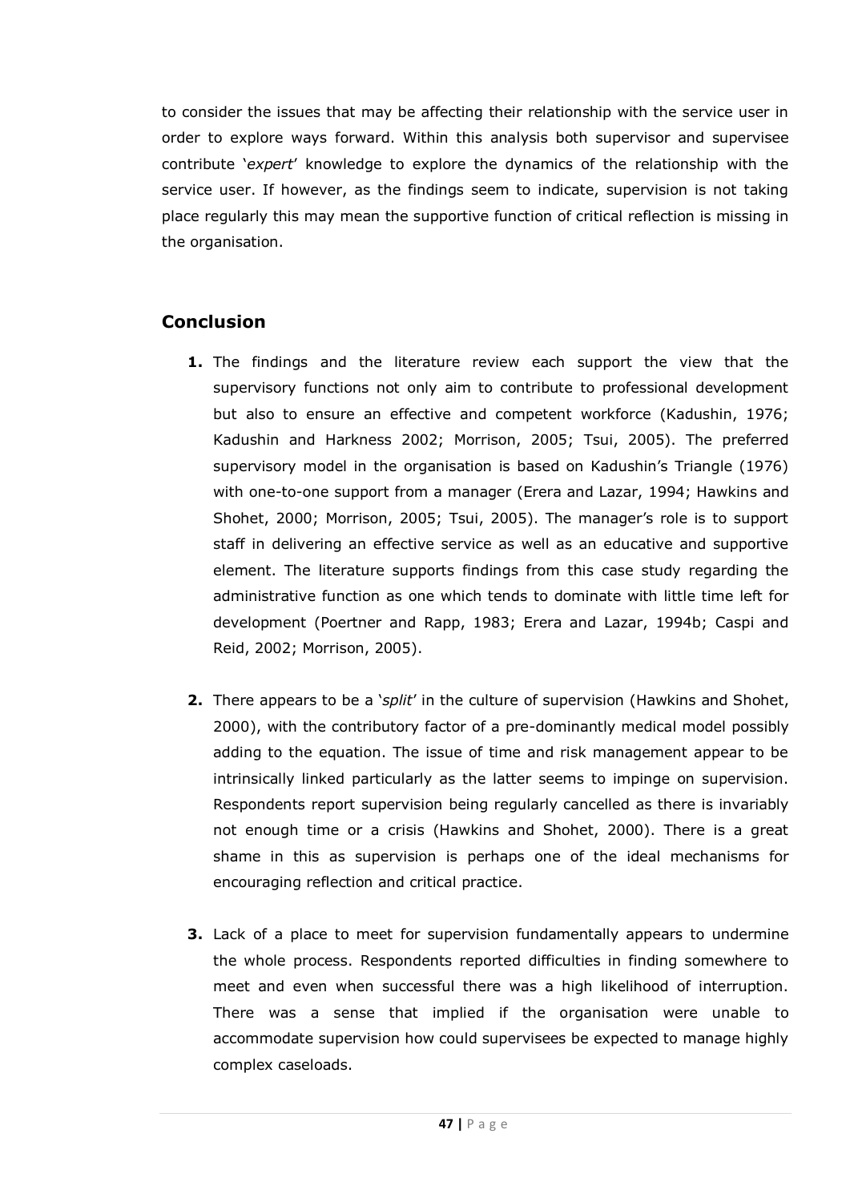to consider the issues that may be affecting their relationship with the service user in order to explore ways forward. Within this analysis both supervisor and supervisee contribute '*expert*' knowledge to explore the dynamics of the relationship with the service user. If however, as the findings seem to indicate, supervision is not taking place regularly this may mean the supportive function of critical reflection is missing in the organisation.

## Conclusion

1. The findings and the literature review each support the view that the supervisory functions not only aim to contribute to professional development but also to ensure an effective and competent workforce (Kadushin, 1976; Kadushin and Harkness 2002; Morrison, 2005; Tsui, 2005). The preferred supervisory model in the organisation is based on Kadushin's Triangle (1976) with one-to-one support from a manager (Erera and Lazar, 1994; Hawkins and Shohet, 2000; Morrison, 2005; Tsui, 2005). The manager's role is to support staff in delivering an effective service as well as an educative and supportive element. The literature supports findings from this case study regarding the administrative function as one which tends to dominate with little time left for development (Poertner and Rapp, 1983; Erera and Lazar, 1994b; Caspi and Reid, 2002; Morrison, 2005).

2. There appears to be a '*split*' in the culture of supervision (Hawkins and Shohet, 2000), with the contributory factor of a pre-dominantly medical model possibly adding to the equation. The issue of time and risk management appear to be intrinsically linked particularly as the latter seems to impinge on supervision. Respondents report supervision being regularly cancelled as there is invariably not enough time or a crisis (Hawkins and Shohet, 2000). There is a great shame in this as supervision is perhaps one of the ideal mechanisms for encouraging reflection and critical practice.

3. Lack of a place to meet for supervision fundamentally appears to undermine the whole process. Respondents reported difficulties in finding somewhere to meet and even when successful there was a high likelihood of interruption. There was a sense that implied if the organisation were unable to accommodate supervision how could supervisees be expected to manage highly complex caseloads.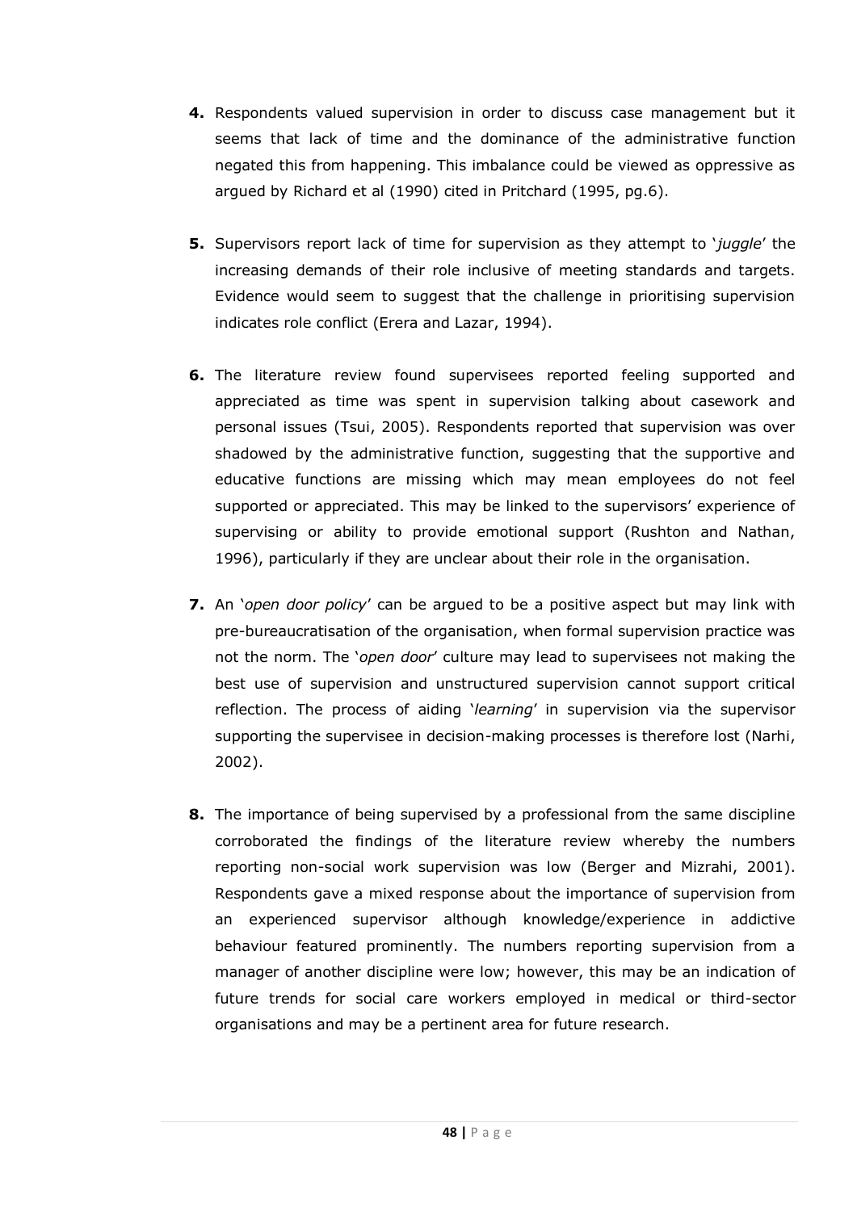4. Respondents valued supervision in order to discuss case management but it seems that lack of time and the dominance of the administrative function negated this from happening. This imbalance could be viewed as oppressive as argued by Richard et al (1990) cited in Pritchard (1995, pg.6).

5. Supervisors report lack of time for supervision as they attempt to '*juggle*' the increasing demands of their role inclusive of meeting standards and targets. Evidence would seem to suggest that the challenge in prioritising supervision indicates role conflict (Erera and Lazar, 1994).

6. The literature review found supervisees reported feeling supported and appreciated as time was spent in supervision talking about casework and personal issues (Tsui, 2005). Respondents reported that supervision was over shadowed by the administrative function, suggesting that the supportive and educative functions are missing which may mean employees do not feel supported or appreciated. This may be linked to the supervisors' experience of supervising or ability to provide emotional support (Rushton and Nathan, 1996), particularly if they are unclear about their role in the organisation.

7. An '*open door policy*' can be argued to be a positive aspect but may link with pre-bureaucratisation of the organisation, when formal supervision practice was not the norm. The '*open door*' culture may lead to supervisees not making the best use of supervision and unstructured supervision cannot support critical reflection. The process of aiding '*learning*' in supervision via the supervisor supporting the supervisee in decision-making processes is therefore lost (Narhi, 2002).

8. The importance of being supervised by a professional from the same discipline corroborated the findings of the literature review whereby the numbers reporting non-social work supervision was low (Berger and Mizrahi, 2001). Respondents gave a mixed response about the importance of supervision from an experienced supervisor although knowledge/experience in addictive behaviour featured prominently. The numbers reporting supervision from a manager of another discipline were low; however, this may be an indication of future trends for social care workers employed in medical or third-sector organisations and may be a pertinent area for future research.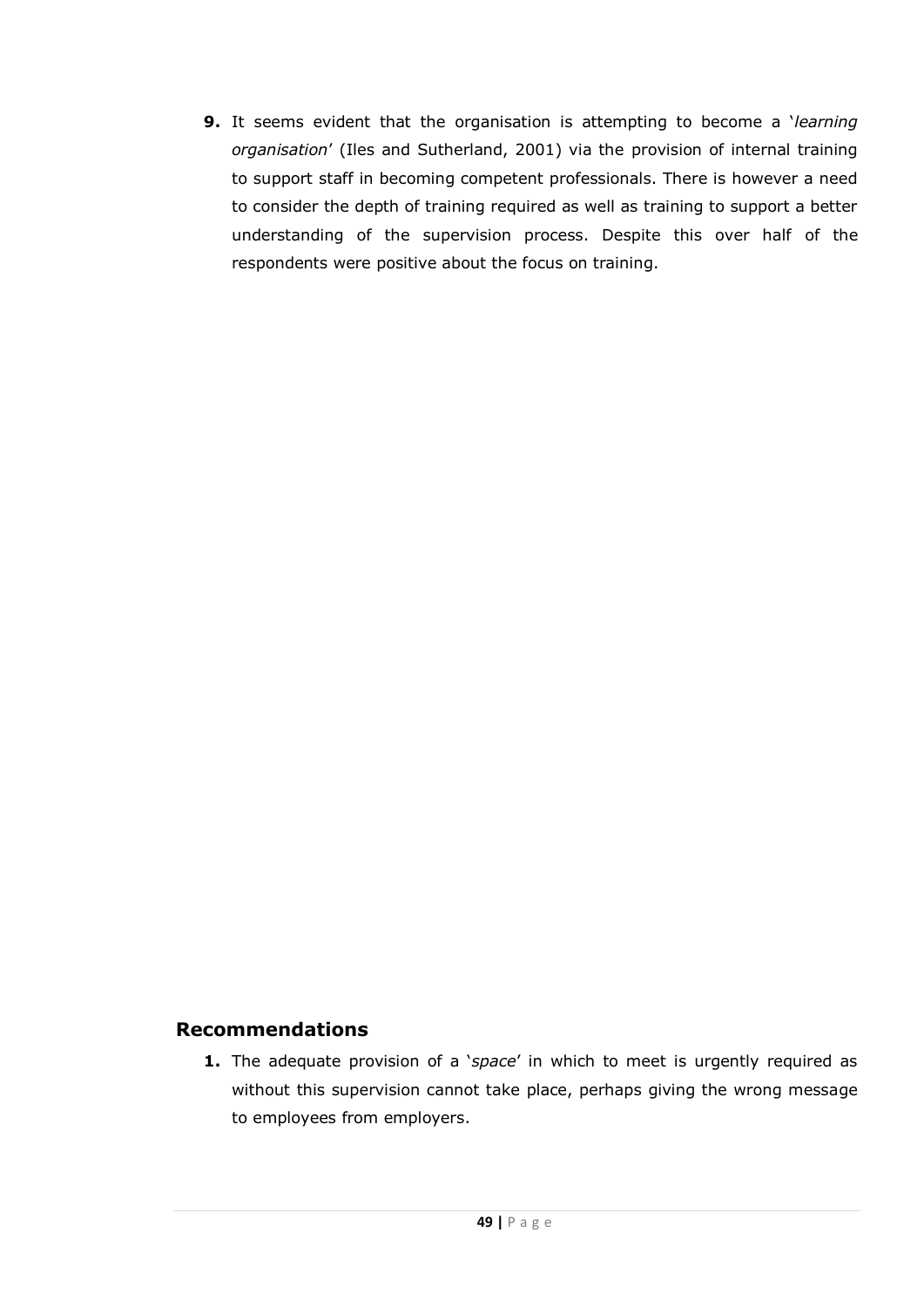9. It seems evident that the organisation is attempting to become a '*learning organisation*' (Iles and Sutherland, 2001) via the provision of internal training to support staff in becoming competent professionals. There is however a need to consider the depth of training required as well as training to support a better understanding of the supervision process. Despite this over half of the respondents were positive about the focus on training.

## Recommendations

1. The adequate provision of a '*space*' in which to meet is urgently required as without this supervision cannot take place, perhaps giving the wrong message to employees from employers.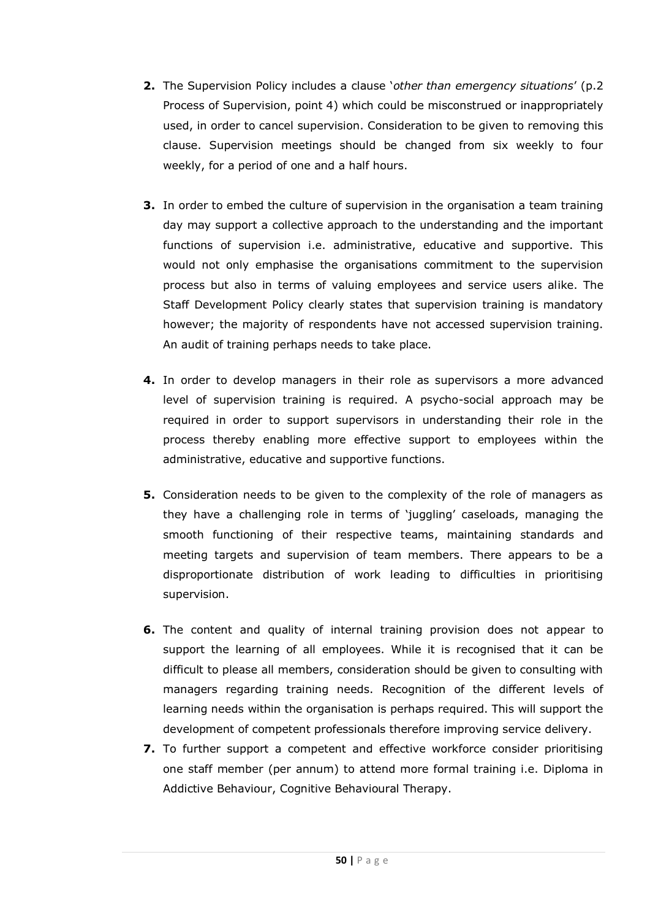2. The Supervision Policy includes a clause '*other than emergency situations*' (p.2 Process of Supervision, point 4) which could be misconstrued or inappropriately used, in order to cancel supervision. Consideration to be given to removing this clause. Supervision meetings should be changed from six weekly to four weekly, for a period of one and a half hours.

3. In order to embed the culture of supervision in the organisation a team training day may support a collective approach to the understanding and the important functions of supervision i.e. administrative, educative and supportive. This would not only emphasise the organisations commitment to the supervision process but also in terms of valuing employees and service users alike. The Staff Development Policy clearly states that supervision training is mandatory however; the majority of respondents have not accessed supervision training. An audit of training perhaps needs to take place.

4. In order to develop managers in their role as supervisors a more advanced level of supervision training is required. A psycho-social approach may be required in order to support supervisors in understanding their role in the process thereby enabling more effective support to employees within the administrative, educative and supportive functions.

5. Consideration needs to be given to the complexity of the role of managers as they have a challenging role in terms of 'juggling' caseloads, managing the smooth functioning of their respective teams, maintaining standards and meeting targets and supervision of team members. There appears to be a disproportionate distribution of work leading to difficulties in prioritising supervision.

6. The content and quality of internal training provision does not appear to support the learning of all employees. While it is recognised that it can be difficult to please all members, consideration should be given to consulting with managers regarding training needs. Recognition of the different levels of learning needs within the organisation is perhaps required. This will support the development of competent professionals therefore improving service delivery.

7. To further support a competent and effective workforce consider prioritising one staff member (per annum) to attend more formal training i.e. Diploma in Addictive Behaviour, Cognitive Behavioural Therapy.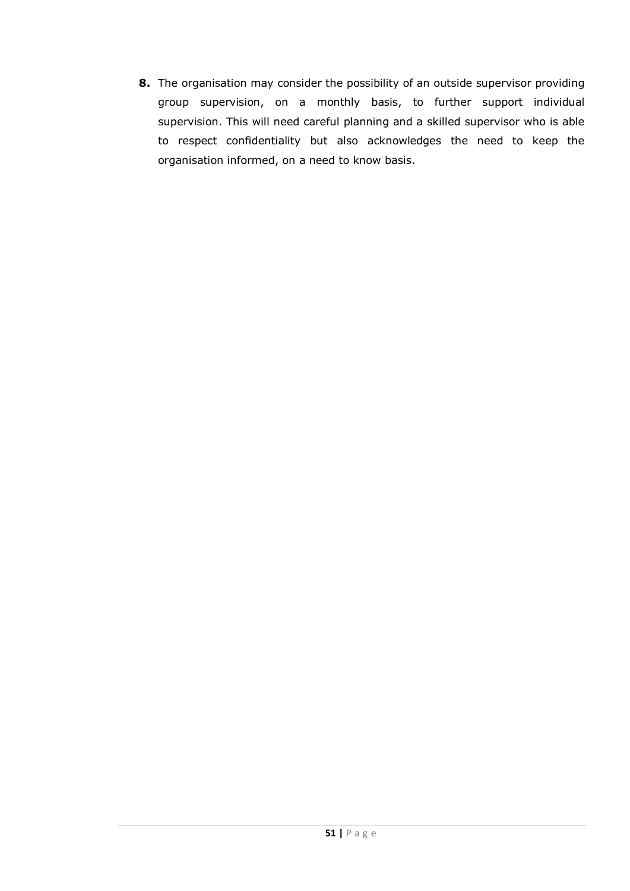8. The organisation may consider the possibility of an outside supervisor providing group supervision, on a monthly basis, to further support individual supervision. This will need careful planning and a skilled supervisor who is able to respect confidentiality but also acknowledges the need to keep the organisation informed, on a need to know basis.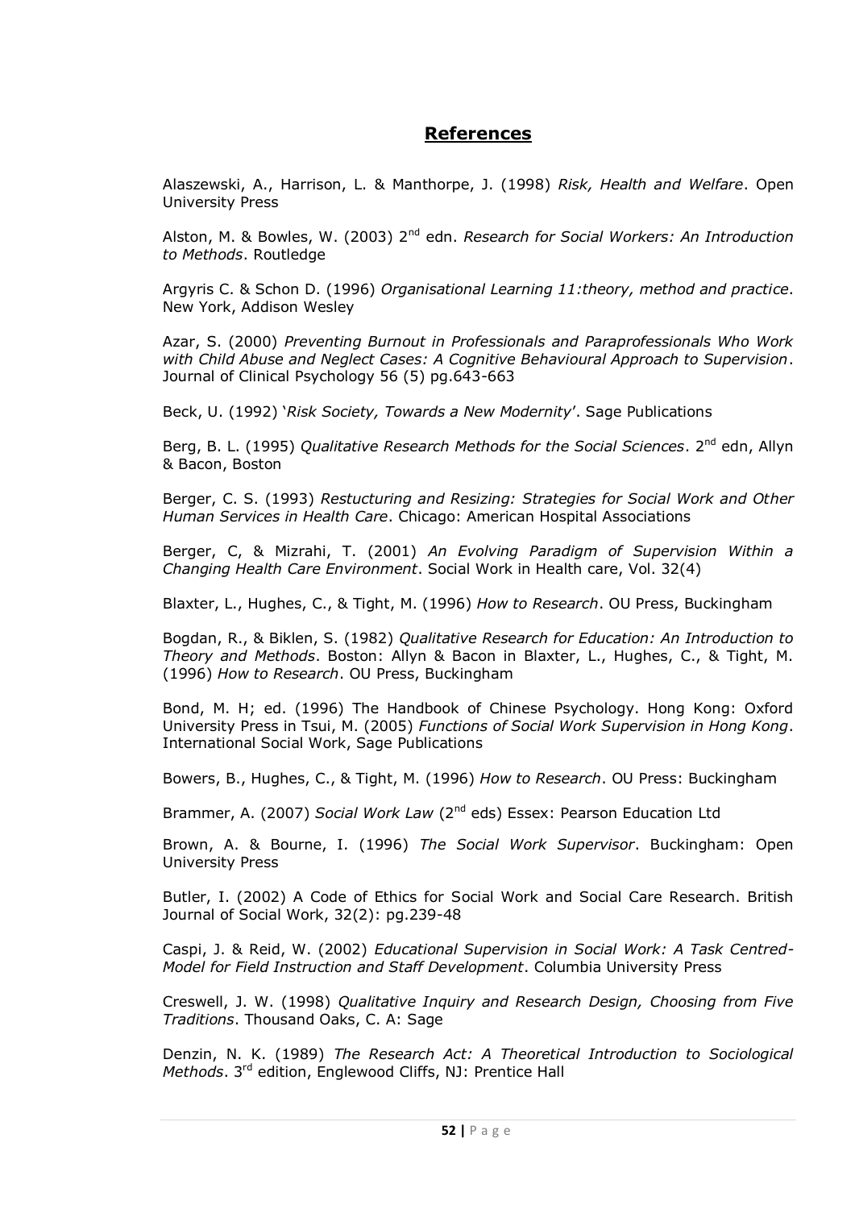# References

Alaszewski, A., Harrison, L. & Manthorpe, J. (1998) *Risk, Health and Welfare*. Open University Press

Alston, M. & Bowles, W. (2003) 2nd edn. *Research for Social Workers: An Introduction to Methods*. Routledge

Argyris C. & Schon D. (1996) *Organisational Learning 11:theory, method and practice*. New York, Addison Wesley

Azar, S. (2000) *Preventing Burnout in Professionals and Paraprofessionals Who Work with Child Abuse and Neglect Cases: A Cognitive Behavioural Approach to Supervision*. Journal of Clinical Psychology 56 (5) pg.643-663

Beck, U. (1992) '*Risk Society, Towards a New Modernity*'. Sage Publications

Berg, B. L. (1995) *Qualitative Research Methods for the Social Sciences*. 2nd edn, Allyn & Bacon, Boston

Berger, C. S. (1993) *Restucturing and Resizing: Strategies for Social Work and Other Human Services in Health Care*. Chicago: American Hospital Associations

Berger, C, & Mizrahi, T. (2001) *An Evolving Paradigm of Supervision Within a Changing Health Care Environment*. Social Work in Health care, Vol. 32(4)

Blaxter, L., Hughes, C., & Tight, M. (1996) *How to Research*. OU Press, Buckingham

Bogdan, R., & Biklen, S. (1982) *Qualitative Research for Education: An Introduction to Theory and Methods*. Boston: Allyn & Bacon in Blaxter, L., Hughes, C., & Tight, M. (1996) *How to Research*. OU Press, Buckingham

Bond, M. H; ed. (1996) The Handbook of Chinese Psychology. Hong Kong: Oxford University Press in Tsui, M. (2005) *Functions of Social Work Supervision in Hong Kong*. International Social Work, Sage Publications

Bowers, B., Hughes, C., & Tight, M. (1996) *How to Research*. OU Press: Buckingham

Brammer, A. (2007) *Social Work Law* (2nd eds) Essex: Pearson Education Ltd

Brown, A. & Bourne, I. (1996) *The Social Work Supervisor*. Buckingham: Open University Press

Butler, I. (2002) A Code of Ethics for Social Work and Social Care Research. British Journal of Social Work, 32(2): pg.239-48

Caspi, J. & Reid, W. (2002) *Educational Supervision in Social Work: A Task Centred-Model for Field Instruction and Staff Development*. Columbia University Press

Creswell, J. W. (1998) *Qualitative Inquiry and Research Design, Choosing from Five Traditions*. Thousand Oaks, C. A: Sage

Denzin, N. K. (1989) *The Research Act: A Theoretical Introduction to Sociological Methods*. 3rd edition, Englewood Cliffs, NJ: Prentice Hall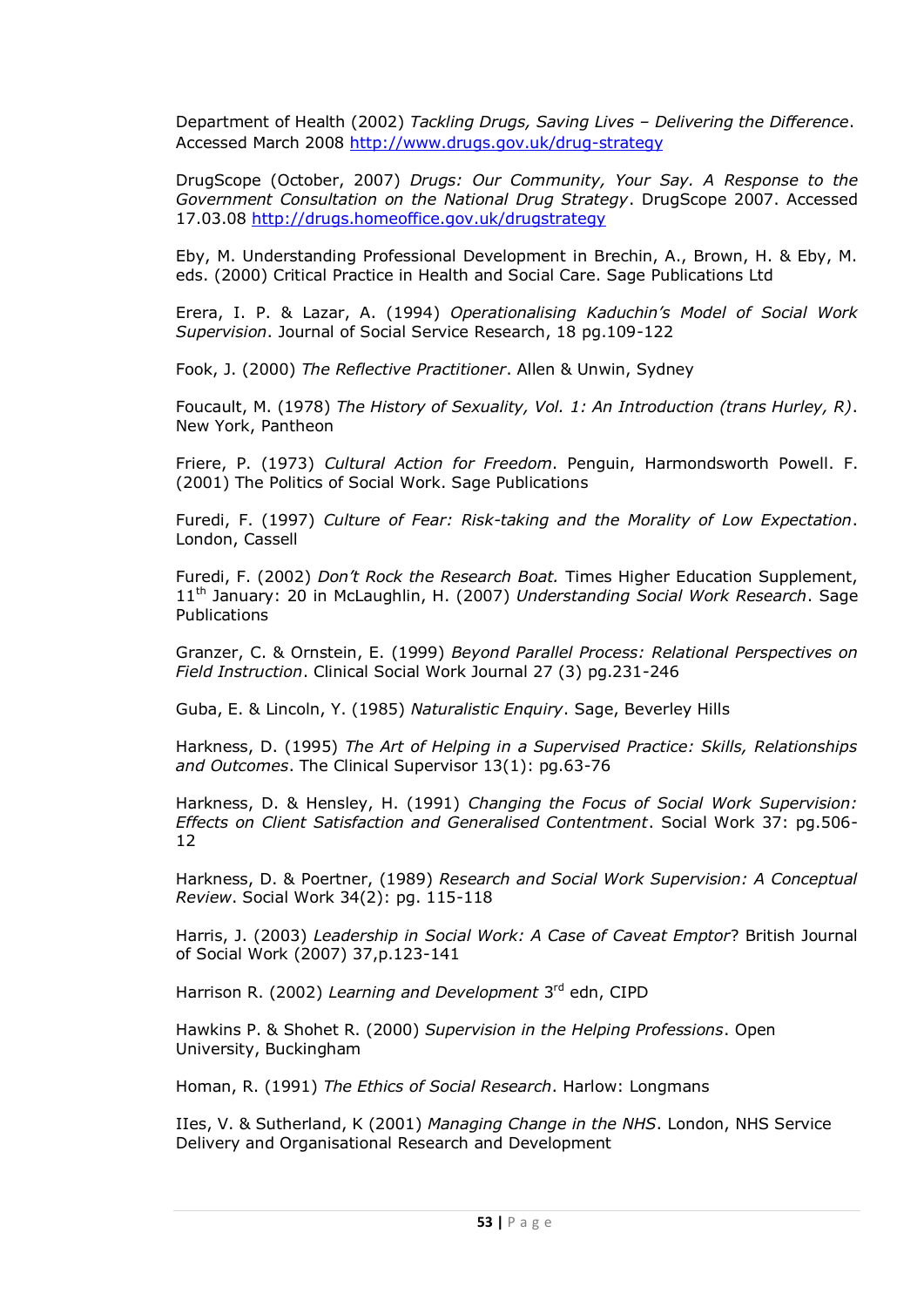Department of Health (2002) *Tackling Drugs, Saving Lives – Delivering the Difference*. Accessed March 2008 http://www.drugs.gov.uk/drug-strategy

DrugScope (October, 2007) *Drugs: Our Community, Your Say. A Response to the Government Consultation on the National Drug Strategy*. DrugScope 2007. Accessed 17.03.08 http://drugs.homeoffice.gov.uk/drugstrategy

Eby, M. Understanding Professional Development in Brechin, A., Brown, H. & Eby, M. eds. (2000) Critical Practice in Health and Social Care. Sage Publications Ltd

Erera, I. P. & Lazar, A. (1994) *Operationalising Kaduchin's Model of Social Work Supervision*. Journal of Social Service Research, 18 pg.109-122

Fook, J. (2000) *The Reflective Practitioner*. Allen & Unwin, Sydney

Foucault, M. (1978) *The History of Sexuality, Vol. 1: An Introduction (trans Hurley, R)*. New York, Pantheon

Friere, P. (1973) *Cultural Action for Freedom*. Penguin, Harmondsworth Powell. F. (2001) The Politics of Social Work. Sage Publications

Furedi, F. (1997) *Culture of Fear: Risk-taking and the Morality of Low Expectation*. London, Cassell

Furedi, F. (2002) *Don't Rock the Research Boat.* Times Higher Education Supplement, 11th January: 20 in McLaughlin, H. (2007) *Understanding Social Work Research*. Sage Publications

Granzer, C. & Ornstein, E. (1999) *Beyond Parallel Process: Relational Perspectives on Field Instruction*. Clinical Social Work Journal 27 (3) pg.231-246

Guba, E. & Lincoln, Y. (1985) *Naturalistic Enquiry*. Sage, Beverley Hills

Harkness, D. (1995) *The Art of Helping in a Supervised Practice: Skills, Relationships and Outcomes*. The Clinical Supervisor 13(1): pg.63-76

Harkness, D. & Hensley, H. (1991) *Changing the Focus of Social Work Supervision: Effects on Client Satisfaction and Generalised Contentment*. Social Work 37: pg.506-12

Harkness, D. & Poertner, (1989) *Research and Social Work Supervision: A Conceptual Review*. Social Work 34(2): pg. 115-118

Harris, J. (2003) *Leadership in Social Work: A Case of Caveat Emptor*? British Journal of Social Work (2007) 37,p.123-141

Harrison R. (2002) *Learning and Development* 3rd edn, CIPD

Hawkins P. & Shohet R. (2000) *Supervision in the Helping Professions*. Open University, Buckingham

Homan, R. (1991) *The Ethics of Social Research*. Harlow: Longmans

IIes, V. & Sutherland, K (2001) *Managing Change in the NHS*. London, NHS Service Delivery and Organisational Research and Development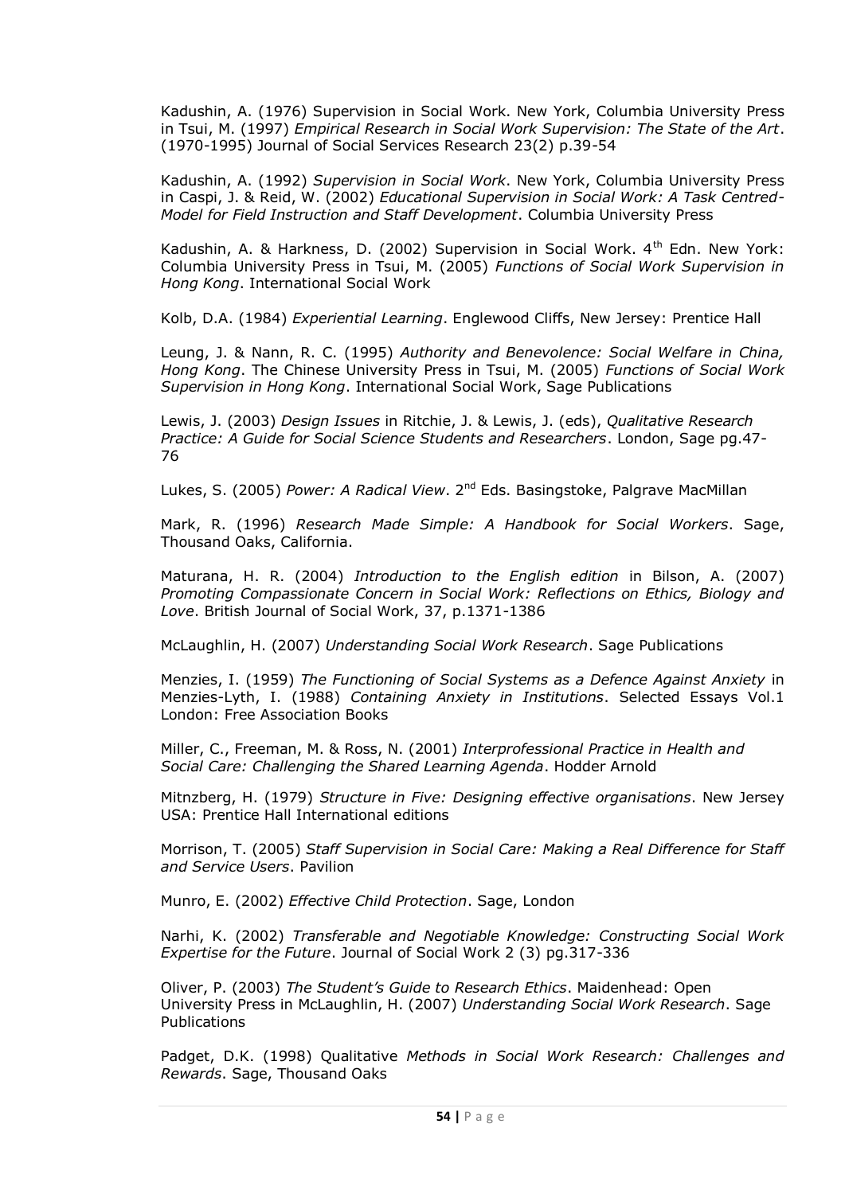Kadushin, A. (1976) Supervision in Social Work. New York, Columbia University Press in Tsui, M. (1997) *Empirical Research in Social Work Supervision: The State of the Art*. (1970-1995) Journal of Social Services Research 23(2) p.39-54

Kadushin, A. (1992) *Supervision in Social Work*. New York, Columbia University Press in Caspi, J. & Reid, W. (2002) *Educational Supervision in Social Work: A Task Centred-Model for Field Instruction and Staff Development*. Columbia University Press

Kadushin, A. & Harkness, D. (2002) Supervision in Social Work. 4th Edn. New York: Columbia University Press in Tsui, M. (2005) *Functions of Social Work Supervision in Hong Kong*. International Social Work

Kolb, D.A. (1984) *Experiential Learning*. Englewood Cliffs, New Jersey: Prentice Hall

Leung, J. & Nann, R. C. (1995) *Authority and Benevolence: Social Welfare in China, Hong Kong*. The Chinese University Press in Tsui, M. (2005) *Functions of Social Work Supervision in Hong Kong*. International Social Work, Sage Publications

Lewis, J. (2003) *Design Issues* in Ritchie, J. & Lewis, J. (eds), *Qualitative Research Practice: A Guide for Social Science Students and Researchers*. London, Sage pg.47-76

Lukes, S. (2005) *Power: A Radical View*. 2nd Eds. Basingstoke, Palgrave MacMillan

Mark, R. (1996) *Research Made Simple: A Handbook for Social Workers*. Sage, Thousand Oaks, California.

Maturana, H. R. (2004) *Introduction to the English edition* in Bilson, A. (2007) *Promoting Compassionate Concern in Social Work: Reflections on Ethics, Biology and Love*. British Journal of Social Work, 37, p.1371-1386

McLaughlin, H. (2007) *Understanding Social Work Research*. Sage Publications

Menzies, I. (1959) *The Functioning of Social Systems as a Defence Against Anxiety* in Menzies-Lyth, I. (1988) *Containing Anxiety in Institutions*. Selected Essays Vol.1 London: Free Association Books

Miller, C., Freeman, M. & Ross, N. (2001) *Interprofessional Practice in Health and Social Care: Challenging the Shared Learning Agenda*. Hodder Arnold

Mitnzberg, H. (1979) *Structure in Five: Designing effective organisations*. New Jersey USA: Prentice Hall International editions

Morrison, T. (2005) *Staff Supervision in Social Care: Making a Real Difference for Staff and Service Users*. Pavilion

Munro, E. (2002) *Effective Child Protection*. Sage, London

Narhi, K. (2002) *Transferable and Negotiable Knowledge: Constructing Social Work Expertise for the Future*. Journal of Social Work 2 (3) pg.317-336

Oliver, P. (2003) *The Student's Guide to Research Ethics*. Maidenhead: Open University Press in McLaughlin, H. (2007) *Understanding Social Work Research*. Sage Publications

Padget, D.K. (1998) Qualitative *Methods in Social Work Research: Challenges and Rewards*. Sage, Thousand Oaks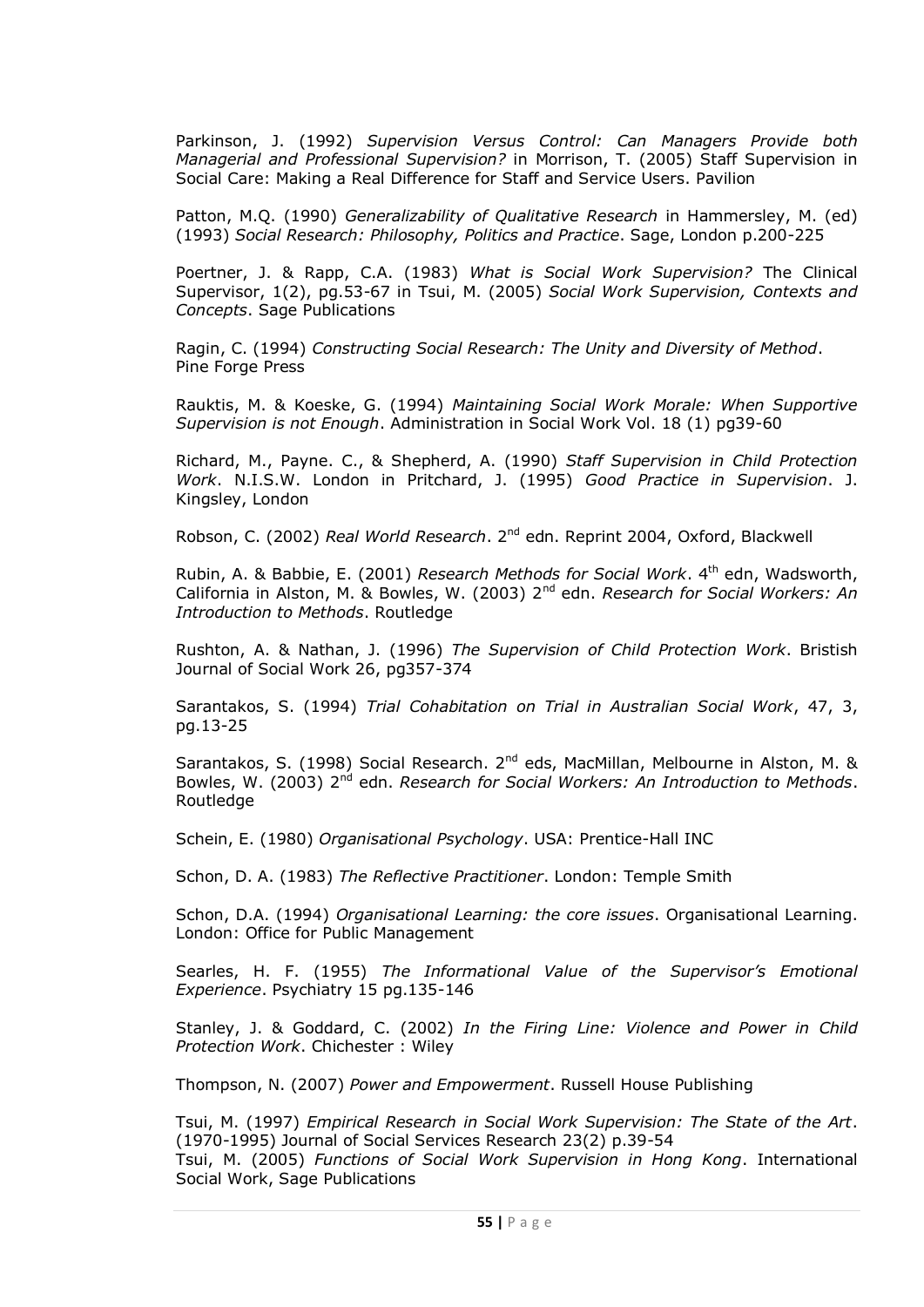Parkinson, J. (1992) *Supervision Versus Control: Can Managers Provide both Managerial and Professional Supervision?* in Morrison, T. (2005) Staff Supervision in Social Care: Making a Real Difference for Staff and Service Users. Pavilion

Patton, M.Q. (1990) *Generalizability of Qualitative Research* in Hammersley, M. (ed) (1993) *Social Research: Philosophy, Politics and Practice*. Sage, London p.200-225

Poertner, J. & Rapp, C.A. (1983) *What is Social Work Supervision?* The Clinical Supervisor, 1(2), pg.53-67 in Tsui, M. (2005) *Social Work Supervision, Contexts and Concepts*. Sage Publications

Ragin, C. (1994) *Constructing Social Research: The Unity and Diversity of Method*. Pine Forge Press

Rauktis, M. & Koeske, G. (1994) *Maintaining Social Work Morale: When Supportive Supervision is not Enough*. Administration in Social Work Vol. 18 (1) pg39-60

Richard, M., Payne. C., & Shepherd, A. (1990) *Staff Supervision in Child Protection Work*. N.I.S.W. London in Pritchard, J. (1995) *Good Practice in Supervision*. J. Kingsley, London

Robson, C. (2002) *Real World Research*. 2nd edn. Reprint 2004, Oxford, Blackwell

Rubin, A. & Babbie, E. (2001) *Research Methods for Social Work*. 4th edn, Wadsworth, California in Alston, M. & Bowles, W. (2003) 2nd edn. *Research for Social Workers: An Introduction to Methods*. Routledge

Rushton, A. & Nathan, J. (1996) *The Supervision of Child Protection Work*. Bristish Journal of Social Work 26, pg357-374

Sarantakos, S. (1994) *Trial Cohabitation on Trial in Australian Social Work*, 47, 3, pg.13-25

Sarantakos, S. (1998) Social Research. 2nd eds, MacMillan, Melbourne in Alston, M. & Bowles, W. (2003) 2nd edn. *Research for Social Workers: An Introduction to Methods*. Routledge

Schein, E. (1980) *Organisational Psychology*. USA: Prentice-Hall INC

Schon, D. A. (1983) *The Reflective Practitioner*. London: Temple Smith

Schon, D.A. (1994) *Organisational Learning: the core issues*. Organisational Learning. London: Office for Public Management

Searles, H. F. (1955) *The Informational Value of the Supervisor's Emotional Experience*. Psychiatry 15 pg.135-146

Stanley, J. & Goddard, C. (2002) *In the Firing Line: Violence and Power in Child Protection Work*. Chichester : Wiley

Thompson, N. (2007) *Power and Empowerment*. Russell House Publishing

Tsui, M. (1997) *Empirical Research in Social Work Supervision: The State of the Art*. (1970-1995) Journal of Social Services Research 23(2) p.39-54

Tsui, M. (2005) *Functions of Social Work Supervision in Hong Kong*. International Social Work, Sage Publications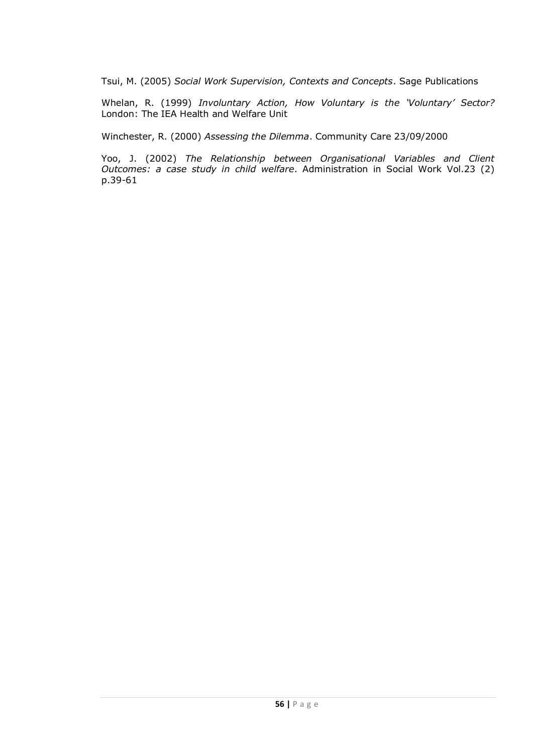Tsui, M. (2005) *Social Work Supervision, Contexts and Concepts*. Sage Publications

Whelan, R. (1999) *Involuntary Action, How Voluntary is the 'Voluntary' Sector?* London: The IEA Health and Welfare Unit

Winchester, R. (2000) *Assessing the Dilemma*. Community Care 23/09/2000

Yoo, J. (2002) *The Relationship between Organisational Variables and Client Outcomes: a case study in child welfare*. Administration in Social Work Vol.23 (2) p.39-61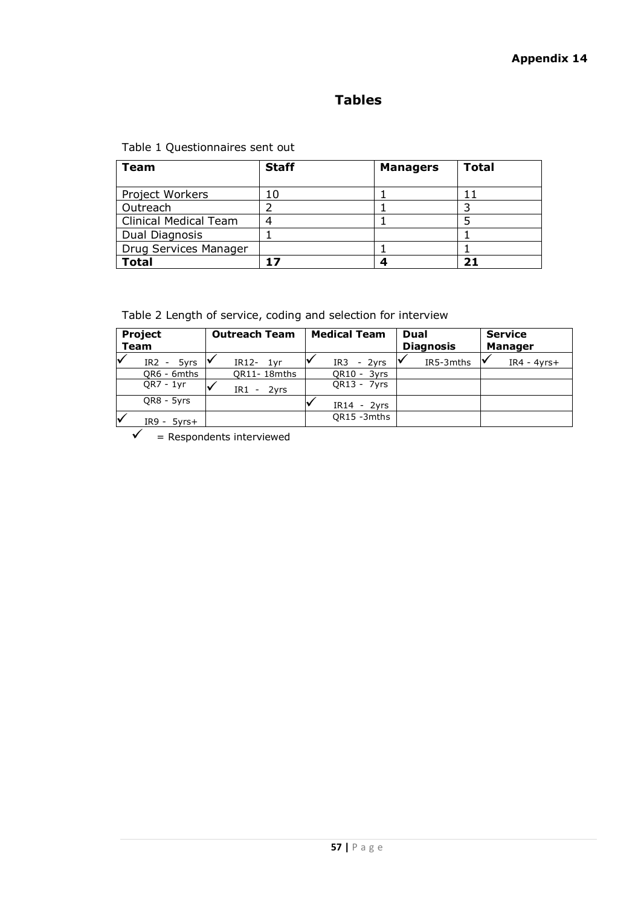**Appendix 14**

# Tables

Table 1 Questionnaires sent out

| Team | Staff | Managers | Total |
|---|---|---|---|
| Project Workers | 10 | 1 | 11 |
| Outreach | 2 | 1 | 3 |
| Clinical Medical Team | 4 | 1 | 5 |
| Dual Diagnosis | 1 | | 1 |
| Drug Services Manager | | 1 | 1 |
| **Total** | **17** | **4** | **21** |

Table 2 Length of service, coding and selection for interview

| Project Team | Outreach Team | Medical Team | Dual Diagnosis | Service Manager |
|---|---|---|---|---|
| ✓ IR2 - 5yrs | ✓ IR12- 1yr | ✓ IR3 - 2yrs | ✓ IR5-3mths | ✓ IR4 - 4yrs+ |
| QR6 - 6mths | QR11- 18mths | QR10 - 3yrs | | |
| QR7 - 1yr | ✓ IR1 - 2yrs | QR13 - 7yrs | | |
| QR8 - 5yrs | | ✓ IR14 - 2yrs | | |
| ✓ IR9 - 5yrs+ | | QR15 -3mths | | |

✓ = Respondents interviewed